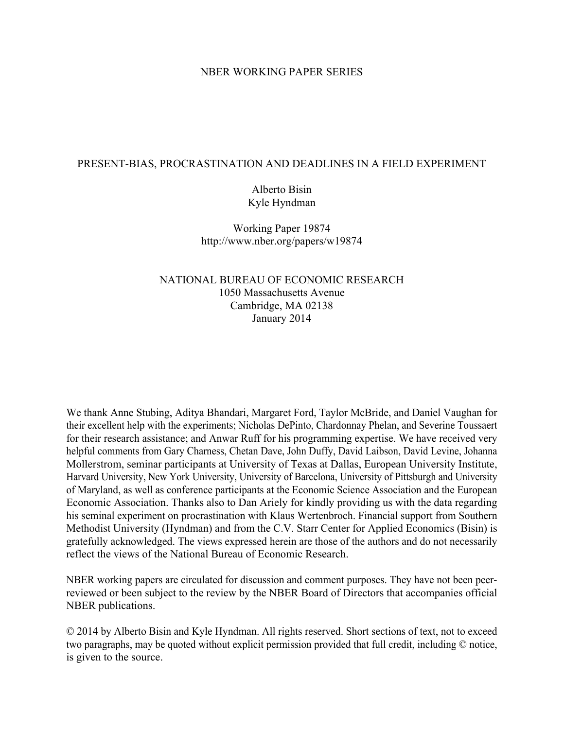NBER WORKING PAPER SERIES

# PRESENT-BIAS, PROCRASTINATION AND DEADLINES IN A FIELD EXPERIMENT

Alberto Bisin
Kyle Hyndman

Working Paper 19874
http://www.nber.org/papers/w19874

NATIONAL BUREAU OF ECONOMIC RESEARCH
1050 Massachusetts Avenue
Cambridge, MA 02138
January 2014

We thank Anne Stubing, Aditya Bhandari, Margaret Ford, Taylor McBride, and Daniel Vaughan for their excellent help with the experiments; Nicholas DePinto, Chardonnay Phelan, and Severine Toussaert for their research assistance; and Anwar Ruff for his programming expertise. We have received very helpful comments from Gary Charness, Chetan Dave, John Duffy, David Laibson, David Levine, Johanna Mollerstrom, seminar participants at University of Texas at Dallas, European University Institute, Harvard University, New York University, University of Barcelona, University of Pittsburgh and University of Maryland, as well as conference participants at the Economic Science Association and the European Economic Association. Thanks also to Dan Ariely for kindly providing us with the data regarding his seminal experiment on procrastination with Klaus Wertenbroch. Financial support from Southern Methodist University (Hyndman) and from the C.V. Starr Center for Applied Economics (Bisin) is gratefully acknowledged. The views expressed herein are those of the authors and do not necessarily reflect the views of the National Bureau of Economic Research.

NBER working papers are circulated for discussion and comment purposes. They have not been peer-reviewed or been subject to the review by the NBER Board of Directors that accompanies official NBER publications.

© 2014 by Alberto Bisin and Kyle Hyndman. All rights reserved. Short sections of text, not to exceed two paragraphs, may be quoted without explicit permission provided that full credit, including © notice, is given to the source.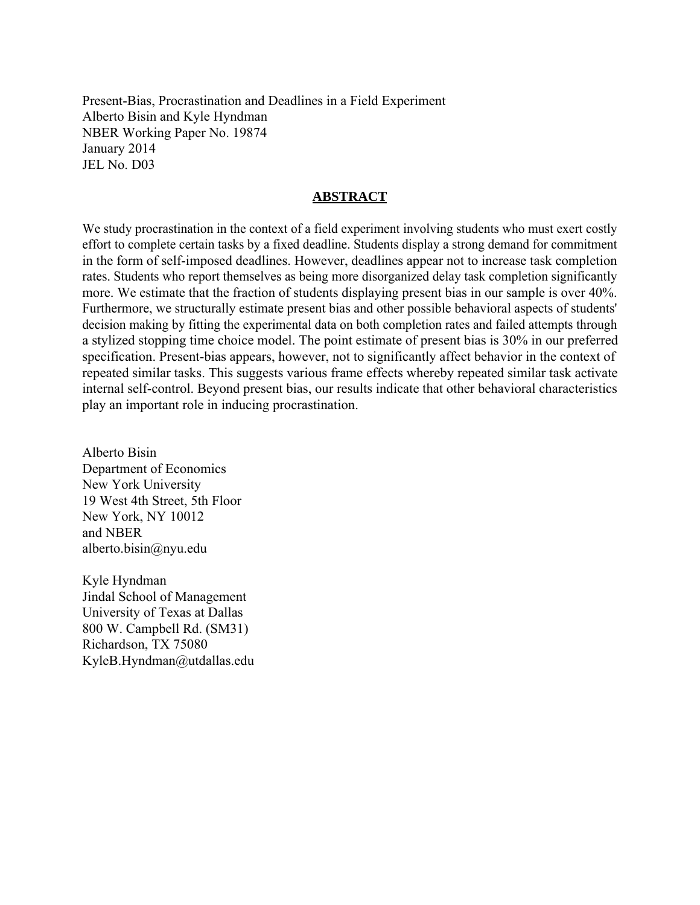Present-Bias, Procrastination and Deadlines in a Field Experiment
Alberto Bisin and Kyle Hyndman
NBER Working Paper No. 19874
January 2014
JEL No. D03

## ABSTRACT

We study procrastination in the context of a field experiment involving students who must exert costly effort to complete certain tasks by a fixed deadline. Students display a strong demand for commitment in the form of self-imposed deadlines. However, deadlines appear not to increase task completion rates. Students who report themselves as being more disorganized delay task completion significantly more. We estimate that the fraction of students displaying present bias in our sample is over 40%. Furthermore, we structurally estimate present bias and other possible behavioral aspects of students' decision making by fitting the experimental data on both completion rates and failed attempts through a stylized stopping time choice model. The point estimate of present bias is 30% in our preferred specification. Present-bias appears, however, not to significantly affect behavior in the context of repeated similar tasks. This suggests various frame effects whereby repeated similar task activate internal self-control. Beyond present bias, our results indicate that other behavioral characteristics play an important role in inducing procrastination.

Alberto Bisin
Department of Economics
New York University
19 West 4th Street, 5th Floor
New York, NY 10012
and NBER
alberto.bisin@nyu.edu

Kyle Hyndman
Jindal School of Management
University of Texas at Dallas
800 W. Campbell Rd. (SM31)
Richardson, TX 75080
KyleB.Hyndman@utdallas.edu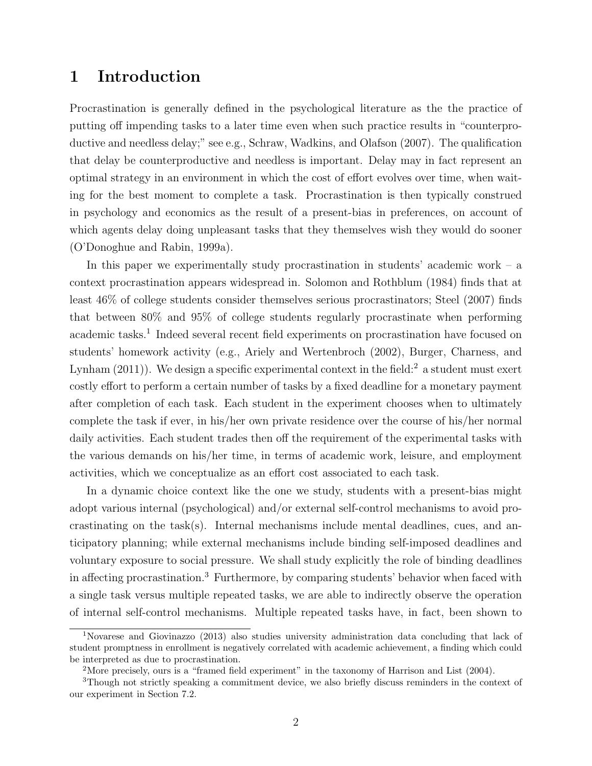# 1 Introduction

Procrastination is generally defined in the psychological literature as the the practice of putting off impending tasks to a later time even when such practice results in "counterproductive and needless delay;" see e.g., Schraw, Wadkins, and Olafson (2007). The qualification that delay be counterproductive and needless is important. Delay may in fact represent an optimal strategy in an environment in which the cost of effort evolves over time, when waiting for the best moment to complete a task. Procrastination is then typically construed in psychology and economics as the result of a present-bias in preferences, on account of which agents delay doing unpleasant tasks that they themselves wish they would do sooner (O'Donoghue and Rabin, 1999a).

In this paper we experimentally study procrastination in students' academic work – a context procrastination appears widespread in. Solomon and Rothblum (1984) finds that at least 46% of college students consider themselves serious procrastinators; Steel (2007) finds that between 80% and 95% of college students regularly procrastinate when performing academic tasks.[1] Indeed several recent field experiments on procrastination have focused on students' homework activity (e.g., Ariely and Wertenbroch (2002), Burger, Charness, and Lynham (2011)). We design a specific experimental context in the field:[2] a student must exert costly effort to perform a certain number of tasks by a fixed deadline for a monetary payment after completion of each task. Each student in the experiment chooses when to ultimately complete the task if ever, in his/her own private residence over the course of his/her normal daily activities. Each student trades then off the requirement of the experimental tasks with the various demands on his/her time, in terms of academic work, leisure, and employment activities, which we conceptualize as an effort cost associated to each task.

In a dynamic choice context like the one we study, students with a present-bias might adopt various internal (psychological) and/or external self-control mechanisms to avoid procrastinating on the task(s). Internal mechanisms include mental deadlines, cues, and anticipatory planning; while external mechanisms include binding self-imposed deadlines and voluntary exposure to social pressure. We shall study explicitly the role of binding deadlines in affecting procrastination.[3] Furthermore, by comparing students' behavior when faced with a single task versus multiple repeated tasks, we are able to indirectly observe the operation of internal self-control mechanisms. Multiple repeated tasks have, in fact, been shown to

[1] Novarese and Giovinazzo (2013) also studies university administration data concluding that lack of student promptness in enrollment is negatively correlated with academic achievement, a finding which could be interpreted as due to procrastination.

[2] More precisely, ours is a "framed field experiment" in the taxonomy of Harrison and List (2004).

[3] Though not strictly speaking a commitment device, we also briefly discuss reminders in the context of our experiment in Section 7.2.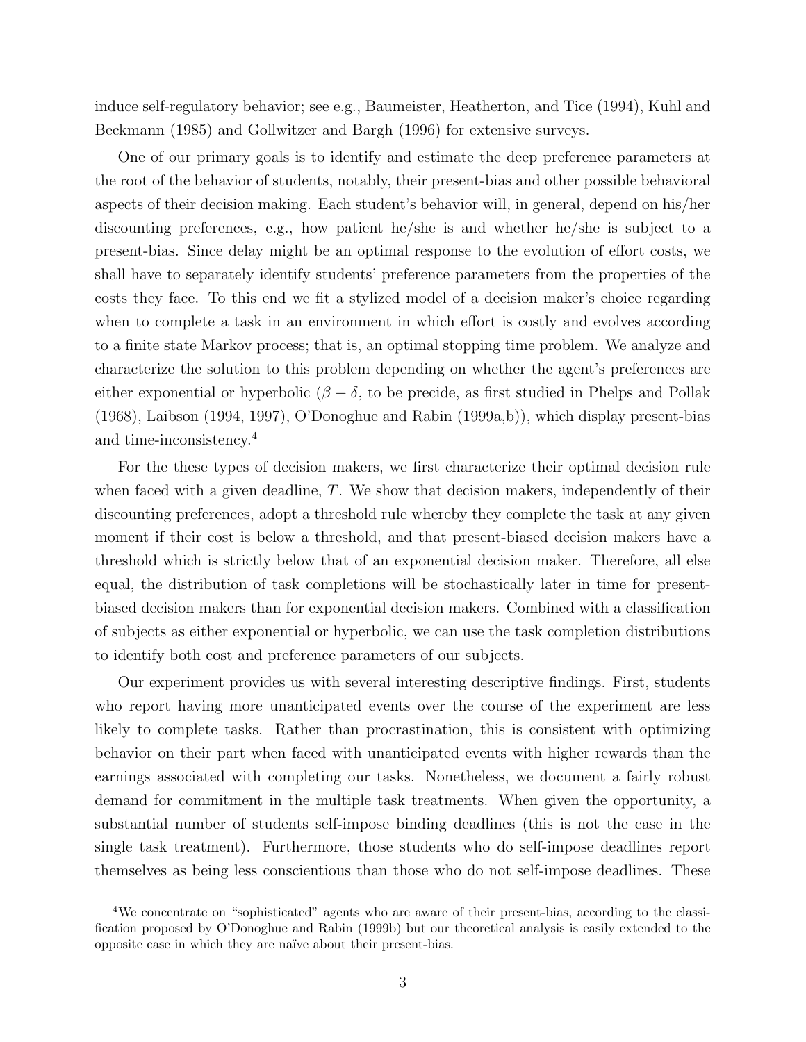induce self-regulatory behavior; see e.g., Baumeister, Heatherton, and Tice (1994), Kuhl and Beckmann (1985) and Gollwitzer and Bargh (1996) for extensive surveys.

One of our primary goals is to identify and estimate the deep preference parameters at the root of the behavior of students, notably, their present-bias and other possible behavioral aspects of their decision making. Each student's behavior will, in general, depend on his/her discounting preferences, e.g., how patient he/she is and whether he/she is subject to a present-bias. Since delay might be an optimal response to the evolution of effort costs, we shall have to separately identify students' preference parameters from the properties of the costs they face. To this end we fit a stylized model of a decision maker's choice regarding when to complete a task in an environment in which effort is costly and evolves according to a finite state Markov process; that is, an optimal stopping time problem. We analyze and characterize the solution to this problem depending on whether the agent's preferences are either exponential or hyperbolic ($\beta - \delta$, to be precide, as first studied in Phelps and Pollak (1968), Laibson (1994, 1997), O'Donoghue and Rabin (1999a,b)), which display present-bias and time-inconsistency.[4]

For the these types of decision makers, we first characterize their optimal decision rule when faced with a given deadline, $T$. We show that decision makers, independently of their discounting preferences, adopt a threshold rule whereby they complete the task at any given moment if their cost is below a threshold, and that present-biased decision makers have a threshold which is strictly below that of an exponential decision maker. Therefore, all else equal, the distribution of task completions will be stochastically later in time for present-biased decision makers than for exponential decision makers. Combined with a classification of subjects as either exponential or hyperbolic, we can use the task completion distributions to identify both cost and preference parameters of our subjects.

Our experiment provides us with several interesting descriptive findings. First, students who report having more unanticipated events over the course of the experiment are less likely to complete tasks. Rather than procrastination, this is consistent with optimizing behavior on their part when faced with unanticipated events with higher rewards than the earnings associated with completing our tasks. Nonetheless, we document a fairly robust demand for commitment in the multiple task treatments. When given the opportunity, a substantial number of students self-impose binding deadlines (this is not the case in the single task treatment). Furthermore, those students who do self-impose deadlines report themselves as being less conscientious than those who do not self-impose deadlines. These

[4]We concentrate on "sophisticated" agents who are aware of their present-bias, according to the classification proposed by O'Donoghue and Rabin (1999b) but our theoretical analysis is easily extended to the opposite case in which they are naïve about their present-bias.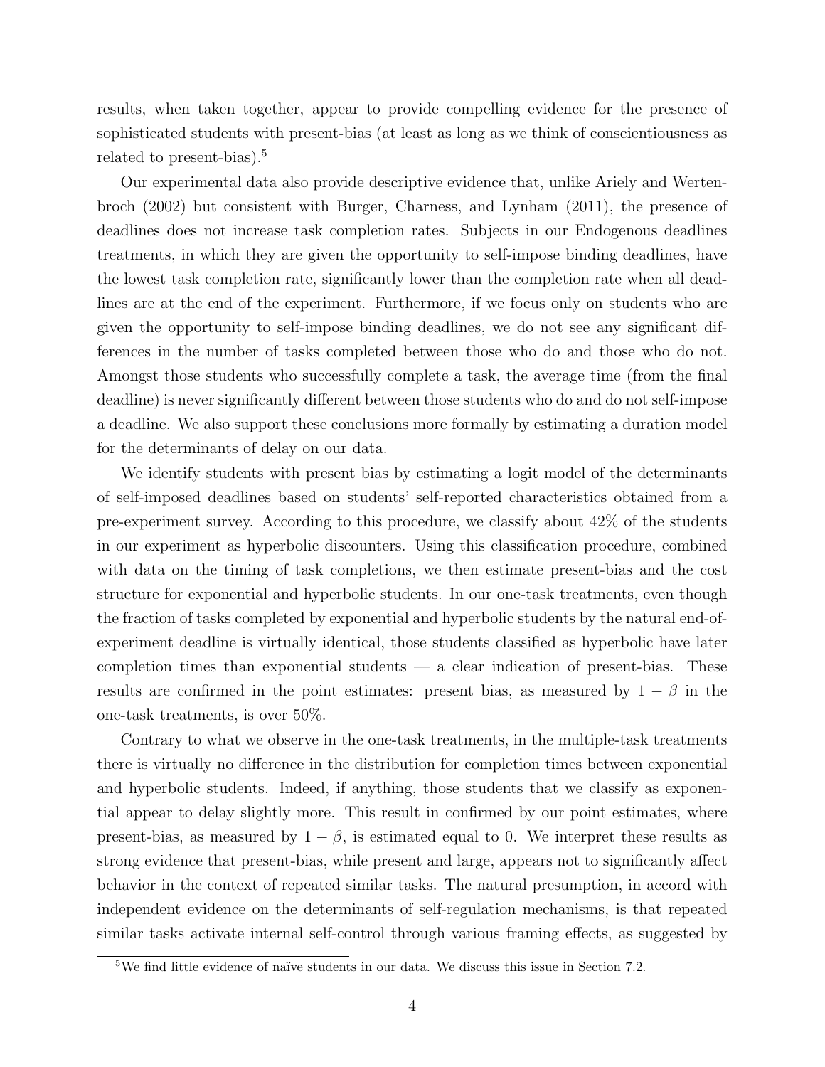results, when taken together, appear to provide compelling evidence for the presence of sophisticated students with present-bias (at least as long as we think of conscientiousness as related to present-bias).[5]

Our experimental data also provide descriptive evidence that, unlike Ariely and Wertenbroch (2002) but consistent with Burger, Charness, and Lynham (2011), the presence of deadlines does not increase task completion rates. Subjects in our Endogenous deadlines treatments, in which they are given the opportunity to self-impose binding deadlines, have the lowest task completion rate, significantly lower than the completion rate when all deadlines are at the end of the experiment. Furthermore, if we focus only on students who are given the opportunity to self-impose binding deadlines, we do not see any significant differences in the number of tasks completed between those who do and those who do not. Amongst those students who successfully complete a task, the average time (from the final deadline) is never significantly different between those students who do and do not self-impose a deadline. We also support these conclusions more formally by estimating a duration model for the determinants of delay on our data.

We identify students with present bias by estimating a logit model of the determinants of self-imposed deadlines based on students' self-reported characteristics obtained from a pre-experiment survey. According to this procedure, we classify about 42% of the students in our experiment as hyperbolic discounters. Using this classification procedure, combined with data on the timing of task completions, we then estimate present-bias and the cost structure for exponential and hyperbolic students. In our one-task treatments, even though the fraction of tasks completed by exponential and hyperbolic students by the natural end-of-experiment deadline is virtually identical, those students classified as hyperbolic have later completion times than exponential students — a clear indication of present-bias. These results are confirmed in the point estimates: present bias, as measured by $1 - \beta$ in the one-task treatments, is over 50%.

Contrary to what we observe in the one-task treatments, in the multiple-task treatments there is virtually no difference in the distribution for completion times between exponential and hyperbolic students. Indeed, if anything, those students that we classify as exponential appear to delay slightly more. This result in confirmed by our point estimates, where present-bias, as measured by $1 - \beta$, is estimated equal to 0. We interpret these results as strong evidence that present-bias, while present and large, appears not to significantly affect behavior in the context of repeated similar tasks. The natural presumption, in accord with independent evidence on the determinants of self-regulation mechanisms, is that repeated similar tasks activate internal self-control through various framing effects, as suggested by

[5] We find little evidence of naïve students in our data. We discuss this issue in Section 7.2.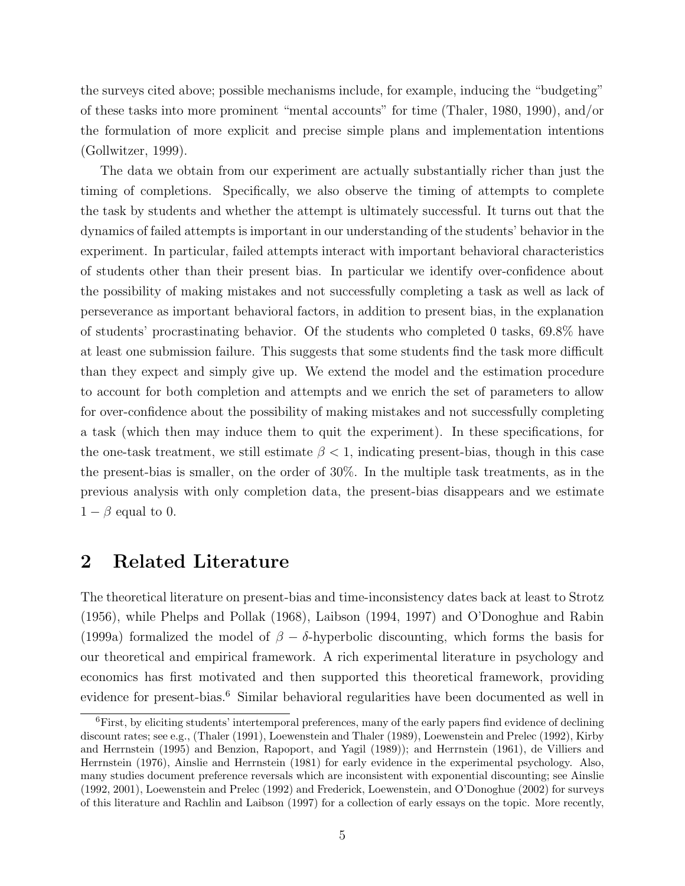the surveys cited above; possible mechanisms include, for example, inducing the "budgeting" of these tasks into more prominent "mental accounts" for time (Thaler, 1980, 1990), and/or the formulation of more explicit and precise simple plans and implementation intentions (Gollwitzer, 1999).

The data we obtain from our experiment are actually substantially richer than just the timing of completions. Specifically, we also observe the timing of attempts to complete the task by students and whether the attempt is ultimately successful. It turns out that the dynamics of failed attempts is important in our understanding of the students' behavior in the experiment. In particular, failed attempts interact with important behavioral characteristics of students other than their present bias. In particular we identify over-confidence about the possibility of making mistakes and not successfully completing a task as well as lack of perseverance as important behavioral factors, in addition to present bias, in the explanation of students' procrastinating behavior. Of the students who completed 0 tasks, 69.8% have at least one submission failure. This suggests that some students find the task more difficult than they expect and simply give up. We extend the model and the estimation procedure to account for both completion and attempts and we enrich the set of parameters to allow for over-confidence about the possibility of making mistakes and not successfully completing a task (which then may induce them to quit the experiment). In these specifications, for the one-task treatment, we still estimate $\beta < 1$, indicating present-bias, though in this case the present-bias is smaller, on the order of 30%. In the multiple task treatments, as in the previous analysis with only completion data, the present-bias disappears and we estimate $1 - \beta$ equal to 0.

## 2 Related Literature

The theoretical literature on present-bias and time-inconsistency dates back at least to Strotz (1956), while Phelps and Pollak (1968), Laibson (1994, 1997) and O'Donoghue and Rabin (1999a) formalized the model of $\beta - \delta$-hyperbolic discounting, which forms the basis for our theoretical and empirical framework. A rich experimental literature in psychology and economics has first motivated and then supported this theoretical framework, providing evidence for present-bias.[6] Similar behavioral regularities have been documented as well in

[6] First, by eliciting students' intertemporal preferences, many of the early papers find evidence of declining discount rates; see e.g., (Thaler (1991), Loewenstein and Thaler (1989), Loewenstein and Prelec (1992), Kirby and Herrnstein (1995) and Benzion, Rapoport, and Yagil (1989)); and Herrnstein (1961), de Villiers and Herrnstein (1976), Ainslie and Herrnstein (1981) for early evidence in the experimental psychology. Also, many studies document preference reversals which are inconsistent with exponential discounting; see Ainslie (1992, 2001), Loewenstein and Prelec (1992) and Frederick, Loewenstein, and O'Donoghue (2002) for surveys of this literature and Rachlin and Laibson (1997) for a collection of early essays on the topic. More recently,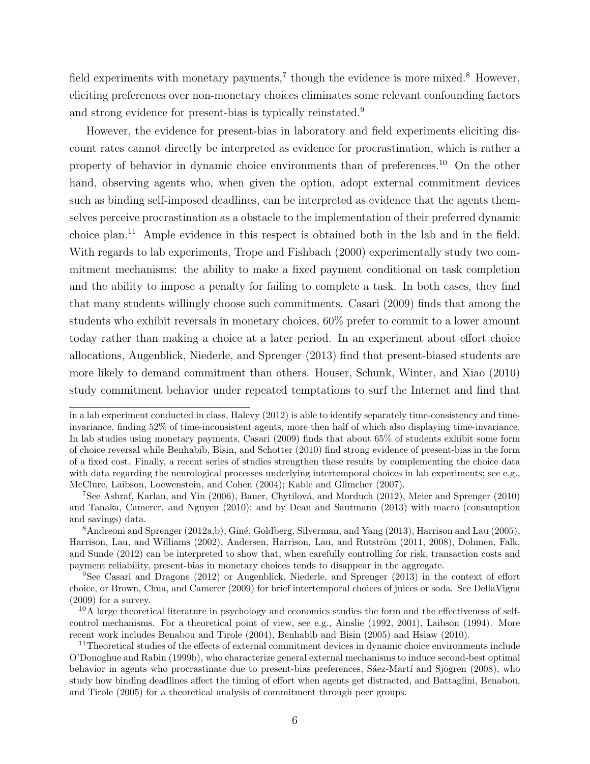field experiments with monetary payments,[7] though the evidence is more mixed.[8] However, eliciting preferences over non-monetary choices eliminates some relevant confounding factors and strong evidence for present-bias is typically reinstated.[9]

However, the evidence for present-bias in laboratory and field experiments eliciting discount rates cannot directly be interpreted as evidence for procrastination, which is rather a property of behavior in dynamic choice environments than of preferences.[10] On the other hand, observing agents who, when given the option, adopt external commitment devices such as binding self-imposed deadlines, can be interpreted as evidence that the agents themselves perceive procrastination as a obstacle to the implementation of their preferred dynamic choice plan.[11] Ample evidence in this respect is obtained both in the lab and in the field. With regards to lab experiments, Trope and Fishbach (2000) experimentally study two commitment mechanisms: the ability to make a fixed payment conditional on task completion and the ability to impose a penalty for failing to complete a task. In both cases, they find that many students willingly choose such commitments. Casari (2009) finds that among the students who exhibit reversals in monetary choices, 60% prefer to commit to a lower amount today rather than making a choice at a later period. In an experiment about effort choice allocations, Augenblick, Niederle, and Sprenger (2013) find that present-biased students are more likely to demand commitment than others. Houser, Schunk, Winter, and Xiao (2010) study commitment behavior under repeated temptations to surf the Internet and find that

---

in a lab experiment conducted in class, Halevy (2012) is able to identify separately time-consistency and time-invariance, finding 52% of time-inconsistent agents, more then half of which also displaying time-invariance. In lab studies using monetary payments, Casari (2009) finds that about 65% of students exhibit some form of choice reversal while Benhabib, Bisin, and Schotter (2010) find strong evidence of present-bias in the form of a fixed cost. Finally, a recent series of studies strengthen these results by complementing the choice data with data regarding the neurological processes underlying intertemporal choices in lab experiments; see e.g., McClure, Laibson, Loewenstein, and Cohen (2004); Kable and Glimcher (2007).

[7] See Ashraf, Karlan, and Yin (2006), Bauer, Chytilová, and Morduch (2012), Meier and Sprenger (2010) and Tanaka, Camerer, and Nguyen (2010); and by Dean and Sautmann (2013) with macro (consumption and savings) data.

[8] Andreoni and Sprenger (2012a,b), Giné, Goldberg, Silverman, and Yang (2013), Harrison and Lau (2005), Harrison, Lau, and Williams (2002), Andersen, Harrison, Lau, and Rutström (2011, 2008), Dohmen, Falk, and Sunde (2012) can be interpreted to show that, when carefully controlling for risk, transaction costs and payment reliability, present-bias in monetary choices tends to disappear in the aggregate.

[9] See Casari and Dragone (2012) or Augenblick, Niederle, and Sprenger (2013) in the context of effort choice, or Brown, Chua, and Camerer (2009) for brief intertemporal choices of juices or soda. See DellaVigna (2009) for a survey.

[10] A large theoretical literature in psychology and economics studies the form and the effectiveness of self-control mechanisms. For a theoretical point of view, see e.g., Ainslie (1992, 2001), Laibson (1994). More recent work includes Benabou and Tirole (2004), Benhabib and Bisin (2005) and Hsiaw (2010).

[11] Theoretical studies of the effects of external commitment devices in dynamic choice environments include O'Donoghue and Rabin (1999b), who characterize general external mechanisms to induce second-best optimal behavior in agents who procrastinate due to present-bias preferences, Sáez-Martí and Sjögren (2008), who study how binding deadlines affect the timing of effort when agents get distracted, and Battaglini, Benabou, and Tirole (2005) for a theoretical analysis of commitment through peer groups.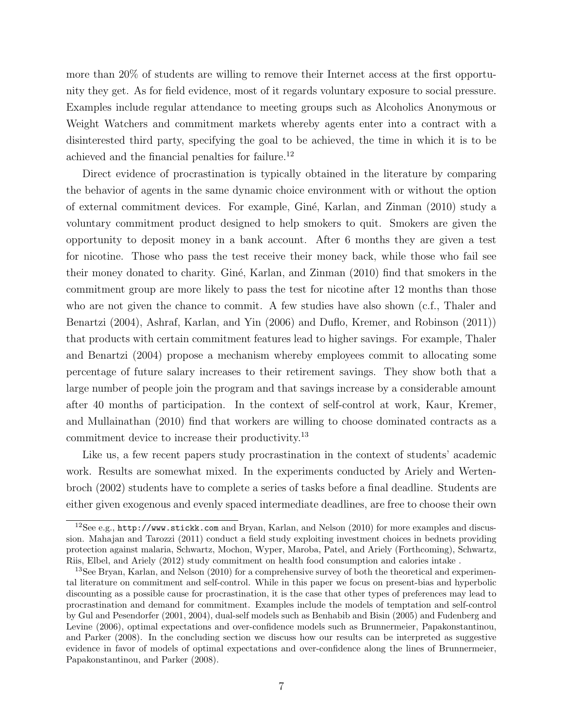more than 20% of students are willing to remove their Internet access at the first opportunity they get. As for field evidence, most of it regards voluntary exposure to social pressure. Examples include regular attendance to meeting groups such as Alcoholics Anonymous or Weight Watchers and commitment markets whereby agents enter into a contract with a disinterested third party, specifying the goal to be achieved, the time in which it is to be achieved and the financial penalties for failure.[12]

Direct evidence of procrastination is typically obtained in the literature by comparing the behavior of agents in the same dynamic choice environment with or without the option of external commitment devices. For example, Giné, Karlan, and Zinman (2010) study a voluntary commitment product designed to help smokers to quit. Smokers are given the opportunity to deposit money in a bank account. After 6 months they are given a test for nicotine. Those who pass the test receive their money back, while those who fail see their money donated to charity. Giné, Karlan, and Zinman (2010) find that smokers in the commitment group are more likely to pass the test for nicotine after 12 months than those who are not given the chance to commit. A few studies have also shown (c.f., Thaler and Benartzi (2004), Ashraf, Karlan, and Yin (2006) and Duflo, Kremer, and Robinson (2011)) that products with certain commitment features lead to higher savings. For example, Thaler and Benartzi (2004) propose a mechanism whereby employees commit to allocating some percentage of future salary increases to their retirement savings. They show both that a large number of people join the program and that savings increase by a considerable amount after 40 months of participation. In the context of self-control at work, Kaur, Kremer, and Mullainathan (2010) find that workers are willing to choose dominated contracts as a commitment device to increase their productivity.[13]

Like us, a few recent papers study procrastination in the context of students' academic work. Results are somewhat mixed. In the experiments conducted by Ariely and Wertenbroch (2002) students have to complete a series of tasks before a final deadline. Students are either given exogenous and evenly spaced intermediate deadlines, are free to choose their own

---

[12] See e.g., http://www.stickk.com and Bryan, Karlan, and Nelson (2010) for more examples and discussion. Mahajan and Tarozzi (2011) conduct a field study exploiting investment choices in bednets providing protection against malaria, Schwartz, Mochon, Wyper, Maroba, Patel, and Ariely (Forthcoming), Schwartz, Riis, Elbel, and Ariely (2012) study commitment on health food consumption and calories intake .

[13] See Bryan, Karlan, and Nelson (2010) for a comprehensive survey of both the theoretical and experimental literature on commitment and self-control. While in this paper we focus on present-bias and hyperbolic discounting as a possible cause for procrastination, it is the case that other types of preferences may lead to procrastination and demand for commitment. Examples include the models of temptation and self-control by Gul and Pesendorfer (2001, 2004), dual-self models such as Benhabib and Bisin (2005) and Fudenberg and Levine (2006), optimal expectations and over-confidence models such as Brunnermeier, Papakonstantinou, and Parker (2008). In the concluding section we discuss how our results can be interpreted as suggestive evidence in favor of models of optimal expectations and over-confidence along the lines of Brunnermeier, Papakonstantinou, and Parker (2008).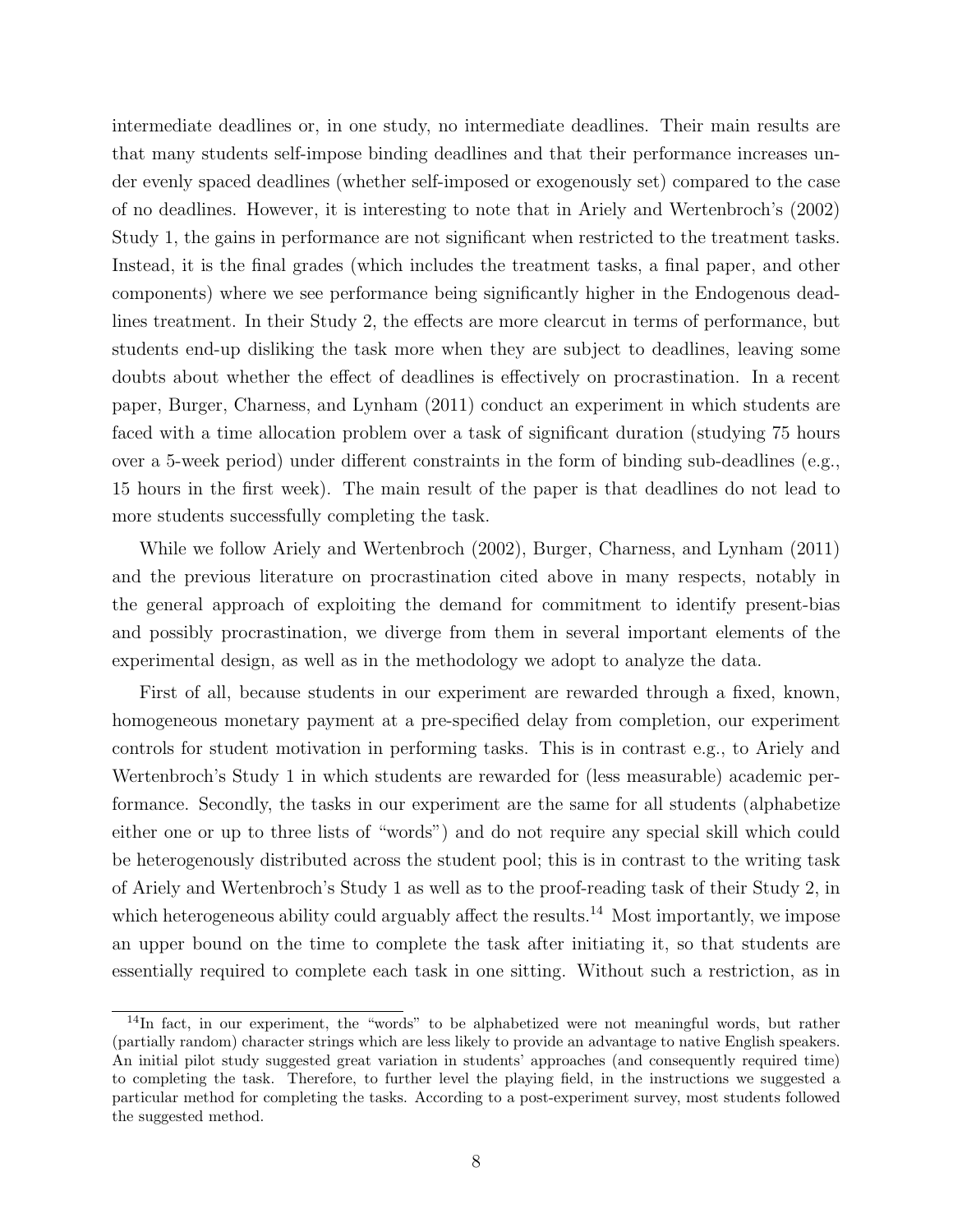intermediate deadlines or, in one study, no intermediate deadlines. Their main results are that many students self-impose binding deadlines and that their performance increases under evenly spaced deadlines (whether self-imposed or exogenously set) compared to the case of no deadlines. However, it is interesting to note that in Ariely and Wertenbroch's (2002) Study 1, the gains in performance are not significant when restricted to the treatment tasks. Instead, it is the final grades (which includes the treatment tasks, a final paper, and other components) where we see performance being significantly higher in the Endogenous deadlines treatment. In their Study 2, the effects are more clearcut in terms of performance, but students end-up disliking the task more when they are subject to deadlines, leaving some doubts about whether the effect of deadlines is effectively on procrastination. In a recent paper, Burger, Charness, and Lynham (2011) conduct an experiment in which students are faced with a time allocation problem over a task of significant duration (studying 75 hours over a 5-week period) under different constraints in the form of binding sub-deadlines (e.g., 15 hours in the first week). The main result of the paper is that deadlines do not lead to more students successfully completing the task.

While we follow Ariely and Wertenbroch (2002), Burger, Charness, and Lynham (2011) and the previous literature on procrastination cited above in many respects, notably in the general approach of exploiting the demand for commitment to identify present-bias and possibly procrastination, we diverge from them in several important elements of the experimental design, as well as in the methodology we adopt to analyze the data.

First of all, because students in our experiment are rewarded through a fixed, known, homogeneous monetary payment at a pre-specified delay from completion, our experiment controls for student motivation in performing tasks. This is in contrast e.g., to Ariely and Wertenbroch's Study 1 in which students are rewarded for (less measurable) academic performance. Secondly, the tasks in our experiment are the same for all students (alphabetize either one or up to three lists of "words") and do not require any special skill which could be heterogenously distributed across the student pool; this is in contrast to the writing task of Ariely and Wertenbroch's Study 1 as well as to the proof-reading task of their Study 2, in which heterogeneous ability could arguably affect the results.[14] Most importantly, we impose an upper bound on the time to complete the task after initiating it, so that students are essentially required to complete each task in one sitting. Without such a restriction, as in

[14] In fact, in our experiment, the "words" to be alphabetized were not meaningful words, but rather (partially random) character strings which are less likely to provide an advantage to native English speakers. An initial pilot study suggested great variation in students' approaches (and consequently required time) to completing the task. Therefore, to further level the playing field, in the instructions we suggested a particular method for completing the tasks. According to a post-experiment survey, most students followed the suggested method.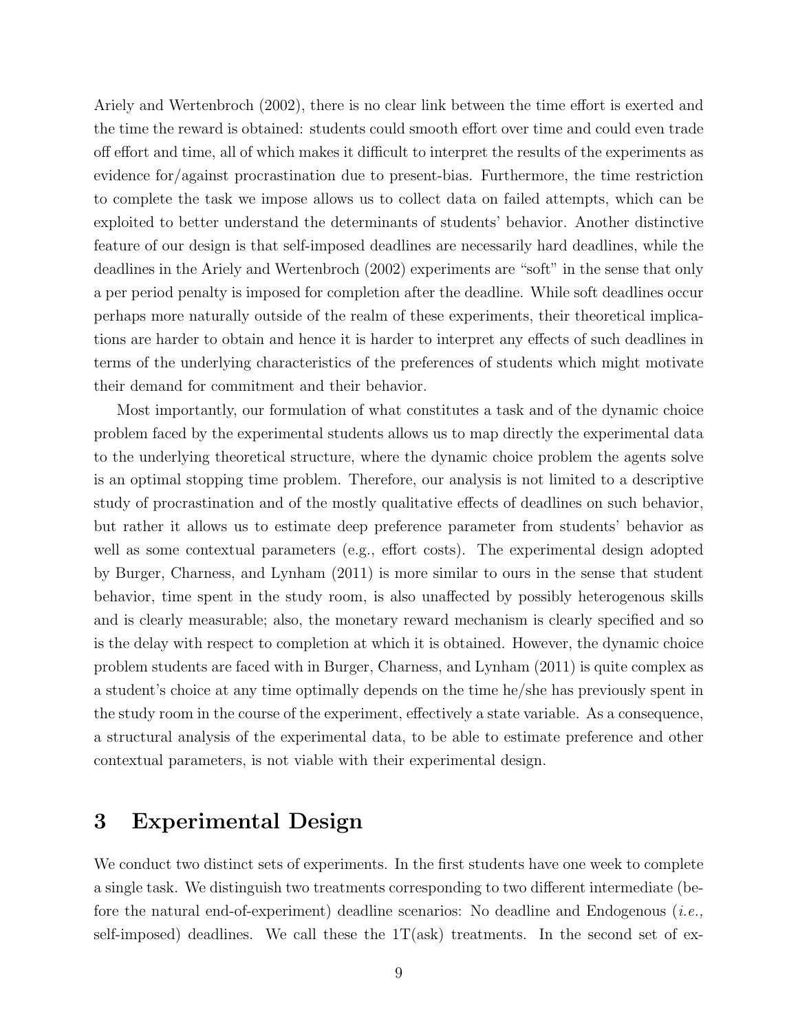Ariely and Wertenbroch (2002), there is no clear link between the time effort is exerted and the time the reward is obtained: students could smooth effort over time and could even trade off effort and time, all of which makes it difficult to interpret the results of the experiments as evidence for/against procrastination due to present-bias. Furthermore, the time restriction to complete the task we impose allows us to collect data on failed attempts, which can be exploited to better understand the determinants of students' behavior. Another distinctive feature of our design is that self-imposed deadlines are necessarily hard deadlines, while the deadlines in the Ariely and Wertenbroch (2002) experiments are "soft" in the sense that only a per period penalty is imposed for completion after the deadline. While soft deadlines occur perhaps more naturally outside of the realm of these experiments, their theoretical implications are harder to obtain and hence it is harder to interpret any effects of such deadlines in terms of the underlying characteristics of the preferences of students which might motivate their demand for commitment and their behavior.

Most importantly, our formulation of what constitutes a task and of the dynamic choice problem faced by the experimental students allows us to map directly the experimental data to the underlying theoretical structure, where the dynamic choice problem the agents solve is an optimal stopping time problem. Therefore, our analysis is not limited to a descriptive study of procrastination and of the mostly qualitative effects of deadlines on such behavior, but rather it allows us to estimate deep preference parameter from students' behavior as well as some contextual parameters (e.g., effort costs). The experimental design adopted by Burger, Charness, and Lynham (2011) is more similar to ours in the sense that student behavior, time spent in the study room, is also unaffected by possibly heterogenous skills and is clearly measurable; also, the monetary reward mechanism is clearly specified and so is the delay with respect to completion at which it is obtained. However, the dynamic choice problem students are faced with in Burger, Charness, and Lynham (2011) is quite complex as a student's choice at any time optimally depends on the time he/she has previously spent in the study room in the course of the experiment, effectively a state variable. As a consequence, a structural analysis of the experimental data, to be able to estimate preference and other contextual parameters, is not viable with their experimental design.

# 3 Experimental Design

We conduct two distinct sets of experiments. In the first students have one week to complete a single task. We distinguish two treatments corresponding to two different intermediate (before the natural end-of-experiment) deadline scenarios: No deadline and Endogenous (*i.e.,* self-imposed) deadlines. We call these the 1T(ask) treatments. In the second set of ex-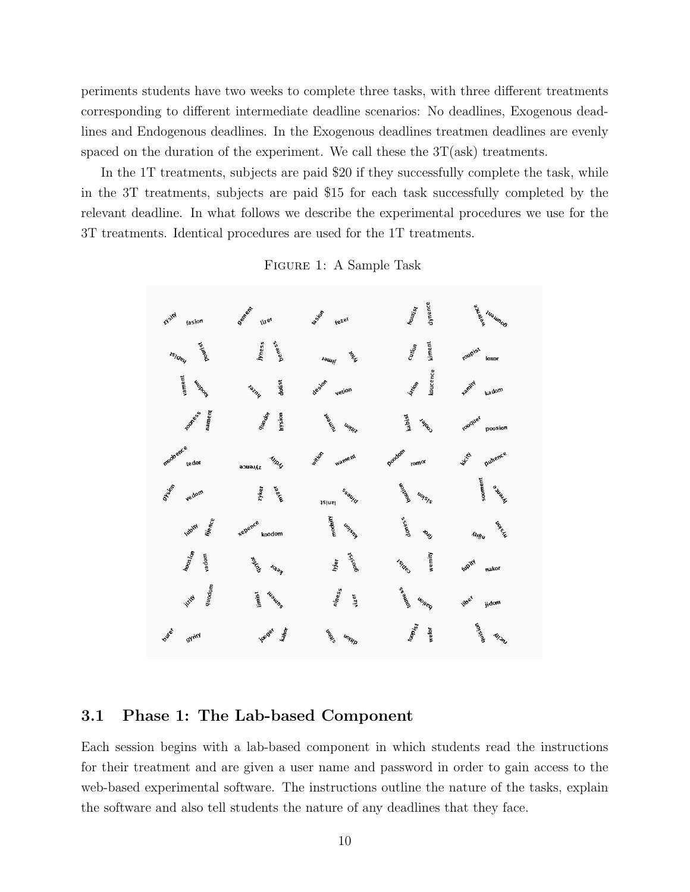periments students have two weeks to complete three tasks, with three different treatments corresponding to different intermediate deadline scenarios: No deadlines, Exogenous deadlines and Endogenous deadlines. In the Exogenous deadlines treatmen deadlines are evenly spaced on the duration of the experiment. We call these the 3T(ask) treatments.

In the 1T treatments, subjects are paid $20 if they successfully complete the task, while in the 3T treatments, subjects are paid $15 for each task successfully completed by the relevant deadline. In what follows we describe the experimental procedures we use for the 3T treatments. Identical procedures are used for the 1T treatments.

Figure 1: A Sample Task

## 3.1 Phase 1: The Lab-based Component

Each session begins with a lab-based component in which students read the instructions for their treatment and are given a user name and password in order to gain access to the web-based experimental software. The instructions outline the nature of the tasks, explain the software and also tell students the nature of any deadlines that they face.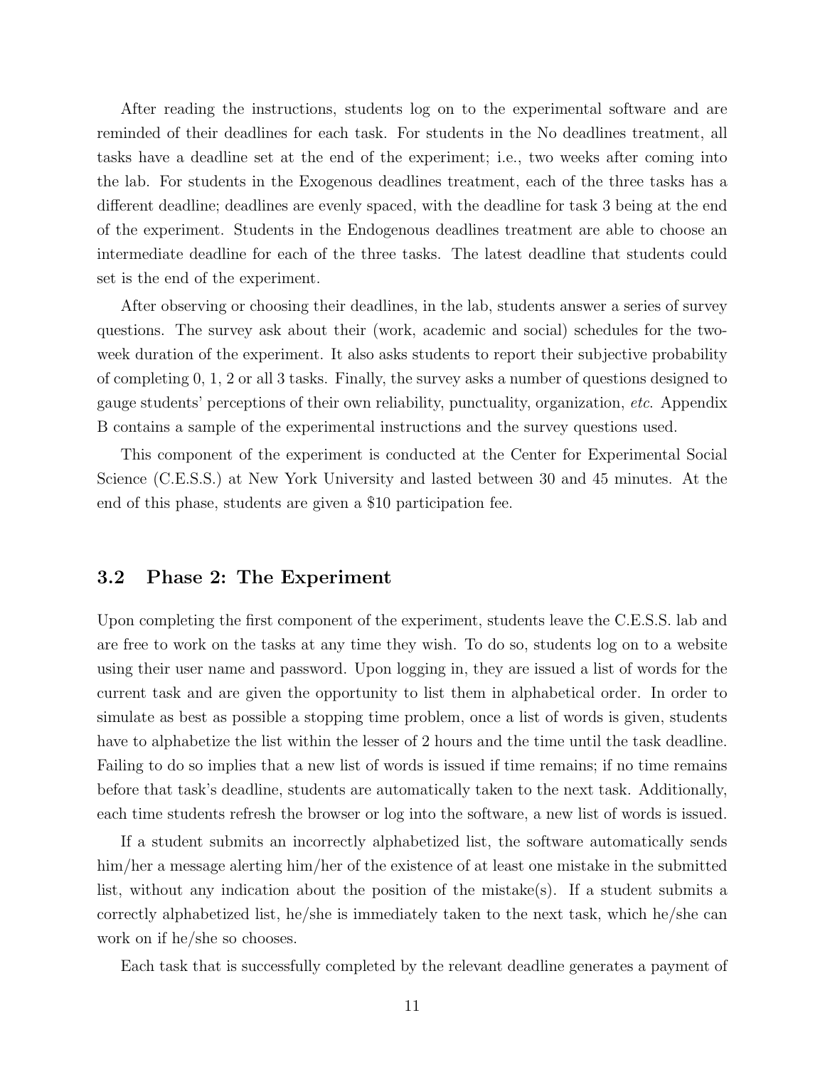After reading the instructions, students log on to the experimental software and are reminded of their deadlines for each task. For students in the No deadlines treatment, all tasks have a deadline set at the end of the experiment; i.e., two weeks after coming into the lab. For students in the Exogenous deadlines treatment, each of the three tasks has a different deadline; deadlines are evenly spaced, with the deadline for task 3 being at the end of the experiment. Students in the Endogenous deadlines treatment are able to choose an intermediate deadline for each of the three tasks. The latest deadline that students could set is the end of the experiment.

After observing or choosing their deadlines, in the lab, students answer a series of survey questions. The survey ask about their (work, academic and social) schedules for the two-week duration of the experiment. It also asks students to report their subjective probability of completing 0, 1, 2 or all 3 tasks. Finally, the survey asks a number of questions designed to gauge students' perceptions of their own reliability, punctuality, organization, *etc.* Appendix B contains a sample of the experimental instructions and the survey questions used.

This component of the experiment is conducted at the Center for Experimental Social Science (C.E.S.S.) at New York University and lasted between 30 and 45 minutes. At the end of this phase, students are given a $10 participation fee.

## 3.2 Phase 2: The Experiment

Upon completing the first component of the experiment, students leave the C.E.S.S. lab and are free to work on the tasks at any time they wish. To do so, students log on to a website using their user name and password. Upon logging in, they are issued a list of words for the current task and are given the opportunity to list them in alphabetical order. In order to simulate as best as possible a stopping time problem, once a list of words is given, students have to alphabetize the list within the lesser of 2 hours and the time until the task deadline. Failing to do so implies that a new list of words is issued if time remains; if no time remains before that task's deadline, students are automatically taken to the next task. Additionally, each time students refresh the browser or log into the software, a new list of words is issued.

If a student submits an incorrectly alphabetized list, the software automatically sends him/her a message alerting him/her of the existence of at least one mistake in the submitted list, without any indication about the position of the mistake(s). If a student submits a correctly alphabetized list, he/she is immediately taken to the next task, which he/she can work on if he/she so chooses.

Each task that is successfully completed by the relevant deadline generates a payment of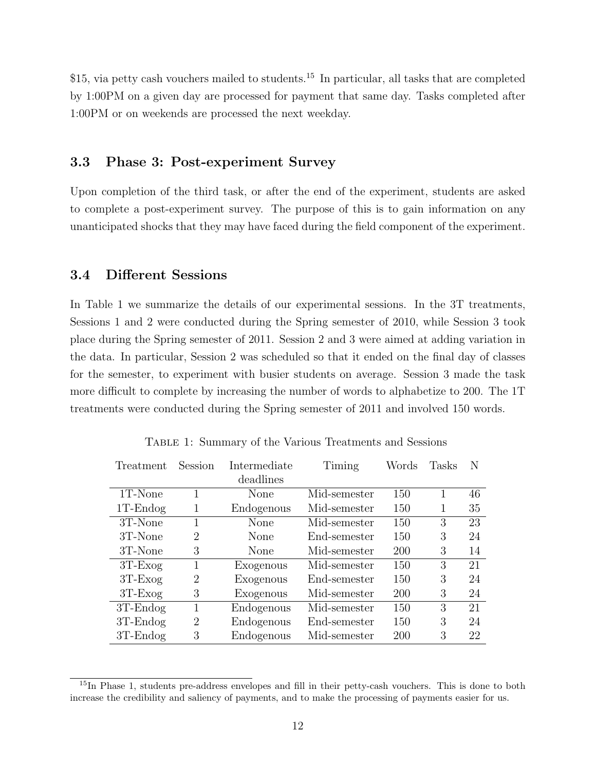$15, via petty cash vouchers mailed to students.[15] In particular, all tasks that are completed by 1:00PM on a given day are processed for payment that same day. Tasks completed after 1:00PM or on weekends are processed the next weekday.

### 3.3 Phase 3: Post-experiment Survey

Upon completion of the third task, or after the end of the experiment, students are asked to complete a post-experiment survey. The purpose of this is to gain information on any unanticipated shocks that they may have faced during the field component of the experiment.

### 3.4 Different Sessions

In Table 1 we summarize the details of our experimental sessions. In the 3T treatments, Sessions 1 and 2 were conducted during the Spring semester of 2010, while Session 3 took place during the Spring semester of 2011. Session 2 and 3 were aimed at adding variation in the data. In particular, Session 2 was scheduled so that it ended on the final day of classes for the semester, to experiment with busier students on average. Session 3 made the task more difficult to complete by increasing the number of words to alphabetize to 200. The 1T treatments were conducted during the Spring semester of 2011 and involved 150 words.

Table 1: Summary of the Various Treatments and Sessions

| Treatment | Session | Intermediate deadlines | Timing | Words | Tasks | N |
|---|---|---|---|---|---|---|
| 1T-None | 1 | None | Mid-semester | 150 | 1 | 46 |
| 1T-Endog | 1 | Endogenous | Mid-semester | 150 | 1 | 35 |
| 3T-None | 1 | None | Mid-semester | 150 | 3 | 23 |
| 3T-None | 2 | None | End-semester | 150 | 3 | 24 |
| 3T-None | 3 | None | Mid-semester | 200 | 3 | 14 |
| 3T-Exog | 1 | Exogenous | Mid-semester | 150 | 3 | 21 |
| 3T-Exog | 2 | Exogenous | End-semester | 150 | 3 | 24 |
| 3T-Exog | 3 | Exogenous | Mid-semester | 200 | 3 | 24 |
| 3T-Endog | 1 | Endogenous | Mid-semester | 150 | 3 | 21 |
| 3T-Endog | 2 | Endogenous | End-semester | 150 | 3 | 24 |
| 3T-Endog | 3 | Endogenous | Mid-semester | 200 | 3 | 22 |

[15] In Phase 1, students pre-address envelopes and fill in their petty-cash vouchers. This is done to both increase the credibility and saliency of payments, and to make the processing of payments easier for us.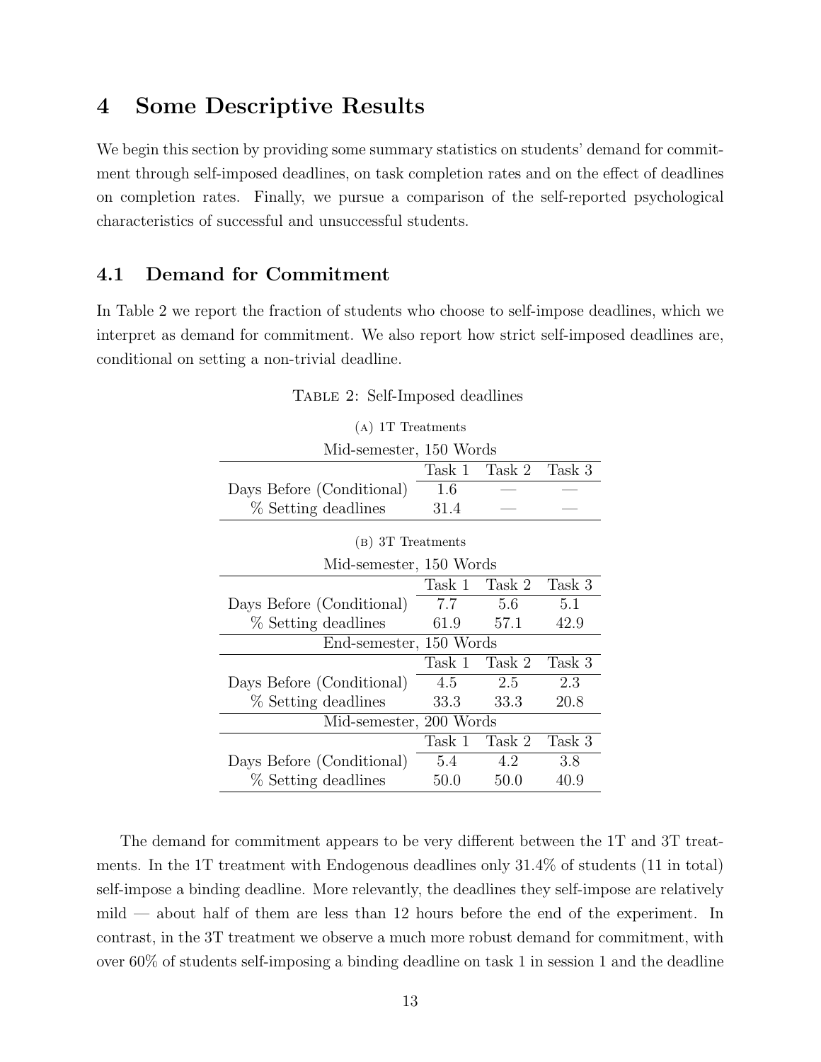# 4 Some Descriptive Results

We begin this section by providing some summary statistics on students' demand for commitment through self-imposed deadlines, on task completion rates and on the effect of deadlines on completion rates. Finally, we pursue a comparison of the self-reported psychological characteristics of successful and unsuccessful students.

## 4.1 Demand for Commitment

In Table 2 we report the fraction of students who choose to self-impose deadlines, which we interpret as demand for commitment. We also report how strict self-imposed deadlines are, conditional on setting a non-trivial deadline.

Table 2: Self-Imposed deadlines

(a) 1T Treatments

| Mid-semester, 150 Words | | | |
|---|---|---|---|
| | Task 1 | Task 2 | Task 3 |
| Days Before (Conditional) | 1.6 | — | — |
| % Setting deadlines | 31.4 | — | — |

(b) 3T Treatments

| Mid-semester, 150 Words | | | |
|---|---|---|---|
| | Task 1 | Task 2 | Task 3 |
| Days Before (Conditional) | 7.7 | 5.6 | 5.1 |
| % Setting deadlines | 61.9 | 57.1 | 42.9 |
| **End-semester, 150 Words** | | | |
| | Task 1 | Task 2 | Task 3 |
| Days Before (Conditional) | 4.5 | 2.5 | 2.3 |
| % Setting deadlines | 33.3 | 33.3 | 20.8 |
| **Mid-semester, 200 Words** | | | |
| | Task 1 | Task 2 | Task 3 |
| Days Before (Conditional) | 5.4 | 4.2 | 3.8 |
| % Setting deadlines | 50.0 | 50.0 | 40.9 |

The demand for commitment appears to be very different between the 1T and 3T treatments. In the 1T treatment with Endogenous deadlines only 31.4% of students (11 in total) self-impose a binding deadline. More relevantly, the deadlines they self-impose are relatively mild — about half of them are less than 12 hours before the end of the experiment. In contrast, in the 3T treatment we observe a much more robust demand for commitment, with over 60% of students self-imposing a binding deadline on task 1 in session 1 and the deadline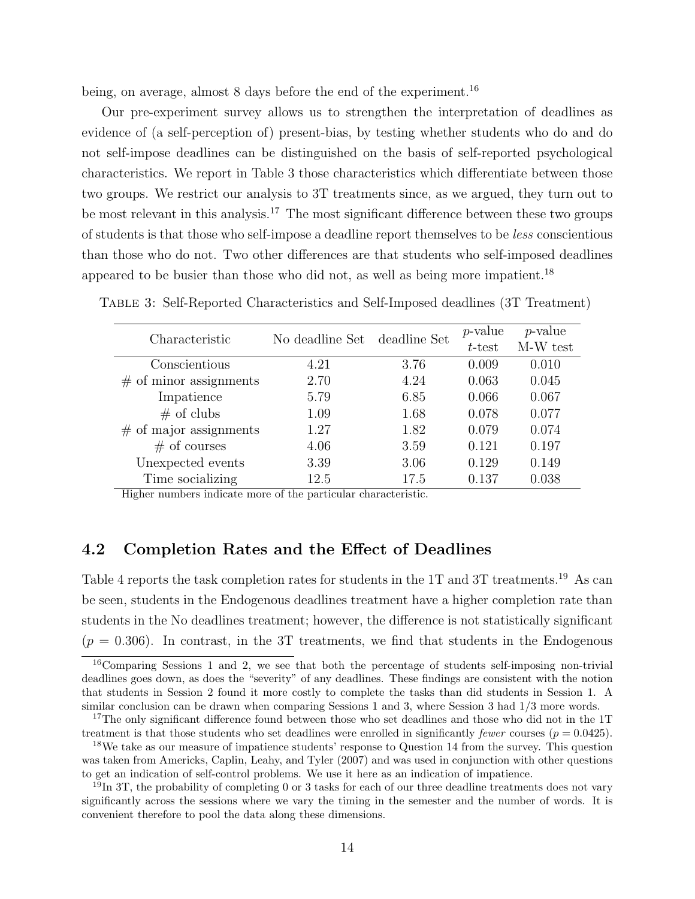being, on average, almost 8 days before the end of the experiment.[16]

Our pre-experiment survey allows us to strengthen the interpretation of deadlines as evidence of (a self-perception of) present-bias, by testing whether students who do and do not self-impose deadlines can be distinguished on the basis of self-reported psychological characteristics. We report in Table 3 those characteristics which differentiate between those two groups. We restrict our analysis to 3T treatments since, as we argued, they turn out to be most relevant in this analysis.[17] The most significant difference between these two groups of students is that those who self-impose a deadline report themselves to be *less* conscientious than those who do not. Two other differences are that students who self-imposed deadlines appeared to be busier than those who did not, as well as being more impatient.[18]

Table 3: Self-Reported Characteristics and Self-Imposed deadlines (3T Treatment)

| Characteristic | No deadline Set | deadline Set | $p$-value $t$-test | $p$-value M-W test |
|---|---|---|---|---|
| Conscientious | 4.21 | 3.76 | 0.009 | 0.010 |
| # of minor assignments | 2.70 | 4.24 | 0.063 | 0.045 |
| Impatience | 5.79 | 6.85 | 0.066 | 0.067 |
| # of clubs | 1.09 | 1.68 | 0.078 | 0.077 |
| # of major assignments | 1.27 | 1.82 | 0.079 | 0.074 |
| # of courses | 4.06 | 3.59 | 0.121 | 0.197 |
| Unexpected events | 3.39 | 3.06 | 0.129 | 0.149 |
| Time socializing | 12.5 | 17.5 | 0.137 | 0.038 |

Higher numbers indicate more of the particular characteristic.

## 4.2 Completion Rates and the Effect of Deadlines

Table 4 reports the task completion rates for students in the 1T and 3T treatments.[19] As can be seen, students in the Endogenous deadlines treatment have a higher completion rate than students in the No deadlines treatment; however, the difference is not statistically significant ($p = 0.306$). In contrast, in the 3T treatments, we find that students in the Endogenous

[16] Comparing Sessions 1 and 2, we see that both the percentage of students self-imposing non-trivial deadlines goes down, as does the "severity" of any deadlines. These findings are consistent with the notion that students in Session 2 found it more costly to complete the tasks than did students in Session 1. A similar conclusion can be drawn when comparing Sessions 1 and 3, where Session 3 had 1/3 more words.

[17] The only significant difference found between those who set deadlines and those who did not in the 1T treatment is that those students who set deadlines were enrolled in significantly *fewer* courses ($p = 0.0425$).

[18] We take as our measure of impatience students' response to Question 14 from the survey. This question was taken from Americks, Caplin, Leahy, and Tyler (2007) and was used in conjunction with other questions to get an indication of self-control problems. We use it here as an indication of impatience.

[19] In 3T, the probability of completing 0 or 3 tasks for each of our three deadline treatments does not vary significantly across the sessions where we vary the timing in the semester and the number of words. It is convenient therefore to pool the data along these dimensions.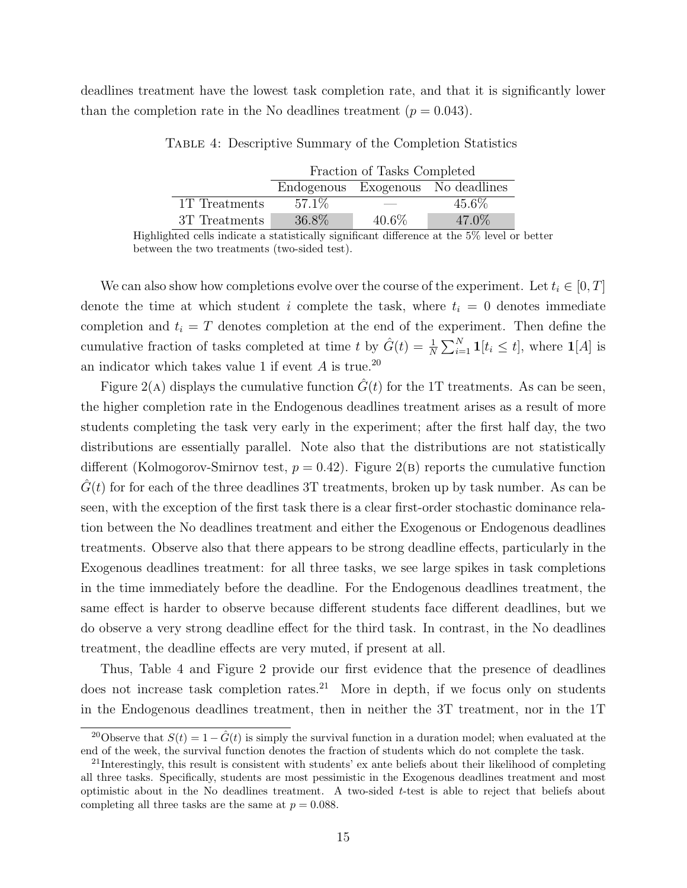deadlines treatment have the lowest task completion rate, and that it is significantly lower than the completion rate in the No deadlines treatment ($p = 0.043$).

Table 4: Descriptive Summary of the Completion Statistics

| | Fraction of Tasks Completed | | |
|---|---|---|---|
| | Endogenous | Exogenous | No deadlines |
| 1T Treatments | 57.1% | — | 45.6% |
| 3T Treatments | 36.8% | 40.6% | 47.0% |

Highlighted cells indicate a statistically significant difference at the 5% level or better between the two treatments (two-sided test).

We can also show how completions evolve over the course of the experiment. Let $t_i \in [0, T]$ denote the time at which student $i$ complete the task, where $t_i = 0$ denotes immediate completion and $t_i = T$ denotes completion at the end of the experiment. Then define the cumulative fraction of tasks completed at time $t$ by $\hat{G}(t) = \frac{1}{N}\sum_{i=1}^{N} \mathbf{1}[t_i \leq t]$, where $\mathbf{1}[A]$ is an indicator which takes value 1 if event $A$ is true.[20]

Figure 2(A) displays the cumulative function $\hat{G}(t)$ for the 1T treatments. As can be seen, the higher completion rate in the Endogenous deadlines treatment arises as a result of more students completing the task very early in the experiment; after the first half day, the two distributions are essentially parallel. Note also that the distributions are not statistically different (Kolmogorov-Smirnov test, $p = 0.42$). Figure 2(B) reports the cumulative function $\hat{G}(t)$ for for each of the three deadlines 3T treatments, broken up by task number. As can be seen, with the exception of the first task there is a clear first-order stochastic dominance relation between the No deadlines treatment and either the Exogenous or Endogenous deadlines treatments. Observe also that there appears to be strong deadline effects, particularly in the Exogenous deadlines treatment: for all three tasks, we see large spikes in task completions in the time immediately before the deadline. For the Endogenous deadlines treatment, the same effect is harder to observe because different students face different deadlines, but we do observe a very strong deadline effect for the third task. In contrast, in the No deadlines treatment, the deadline effects are very muted, if present at all.

Thus, Table 4 and Figure 2 provide our first evidence that the presence of deadlines does not increase task completion rates.[21] More in depth, if we focus only on students in the Endogenous deadlines treatment, then in neither the 3T treatment, nor in the 1T

[20] Observe that $S(t) = 1 - \hat{G}(t)$ is simply the survival function in a duration model; when evaluated at the end of the week, the survival function denotes the fraction of students which do not complete the task.

[21] Interestingly, this result is consistent with students' ex ante beliefs about their likelihood of completing all three tasks. Specifically, students are most pessimistic in the Exogenous deadlines treatment and most optimistic about in the No deadlines treatment. A two-sided $t$-test is able to reject that beliefs about completing all three tasks are the same at $p = 0.088$.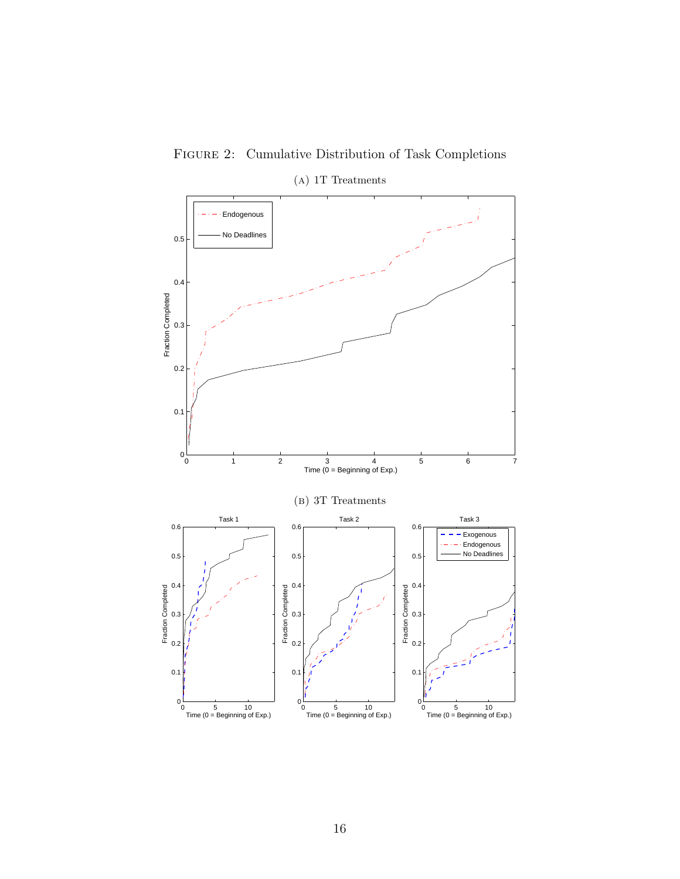FIGURE 2: Cumulative Distribution of Task Completions

(A) 1T Treatments

(B) 3T Treatments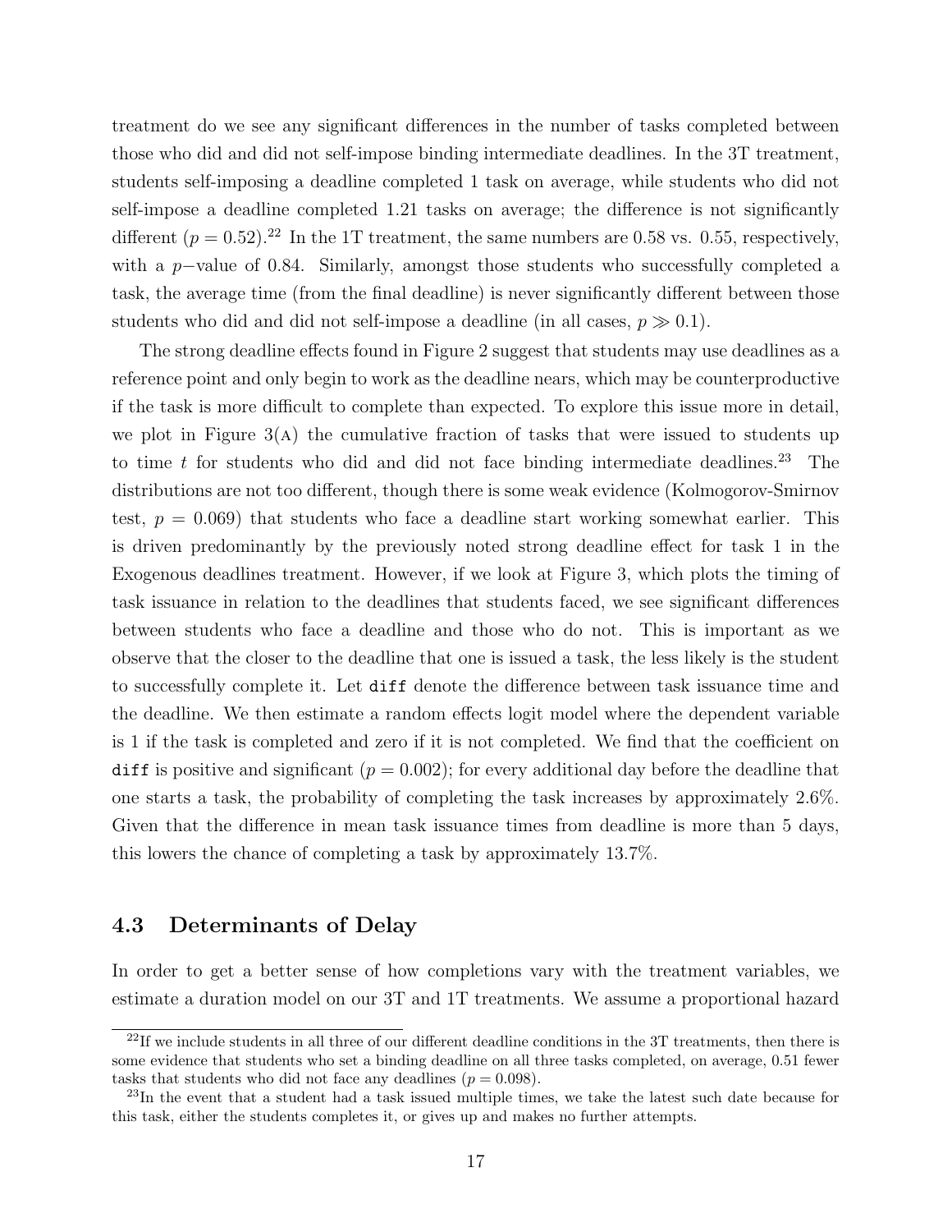treatment do we see any significant differences in the number of tasks completed between those who did and did not self-impose binding intermediate deadlines. In the 3T treatment, students self-imposing a deadline completed 1 task on average, while students who did not self-impose a deadline completed 1.21 tasks on average; the difference is not significantly different ($p = 0.52$).[22] In the 1T treatment, the same numbers are 0.58 vs. 0.55, respectively, with a $p-$value of 0.84. Similarly, amongst those students who successfully completed a task, the average time (from the final deadline) is never significantly different between those students who did and did not self-impose a deadline (in all cases, $p \gg 0.1$).

The strong deadline effects found in Figure 2 suggest that students may use deadlines as a reference point and only begin to work as the deadline nears, which may be counterproductive if the task is more difficult to complete than expected. To explore this issue more in detail, we plot in Figure 3(A) the cumulative fraction of tasks that were issued to students up to time $t$ for students who did and did not face binding intermediate deadlines.[23] The distributions are not too different, though there is some weak evidence (Kolmogorov-Smirnov test, $p = 0.069$) that students who face a deadline start working somewhat earlier. This is driven predominantly by the previously noted strong deadline effect for task 1 in the Exogenous deadlines treatment. However, if we look at Figure 3, which plots the timing of task issuance in relation to the deadlines that students faced, we see significant differences between students who face a deadline and those who do not. This is important as we observe that the closer to the deadline that one is issued a task, the less likely is the student to successfully complete it. Let `diff` denote the difference between task issuance time and the deadline. We then estimate a random effects logit model where the dependent variable is 1 if the task is completed and zero if it is not completed. We find that the coefficient on `diff` is positive and significant ($p = 0.002$); for every additional day before the deadline that one starts a task, the probability of completing the task increases by approximately 2.6%. Given that the difference in mean task issuance times from deadline is more than 5 days, this lowers the chance of completing a task by approximately 13.7%.

## 4.3 Determinants of Delay

In order to get a better sense of how completions vary with the treatment variables, we estimate a duration model on our 3T and 1T treatments. We assume a proportional hazard

[22] If we include students in all three of our different deadline conditions in the 3T treatments, then there is some evidence that students who set a binding deadline on all three tasks completed, on average, 0.51 fewer tasks that students who did not face any deadlines ($p = 0.098$).

[23] In the event that a student had a task issued multiple times, we take the latest such date because for this task, either the students completes it, or gives up and makes no further attempts.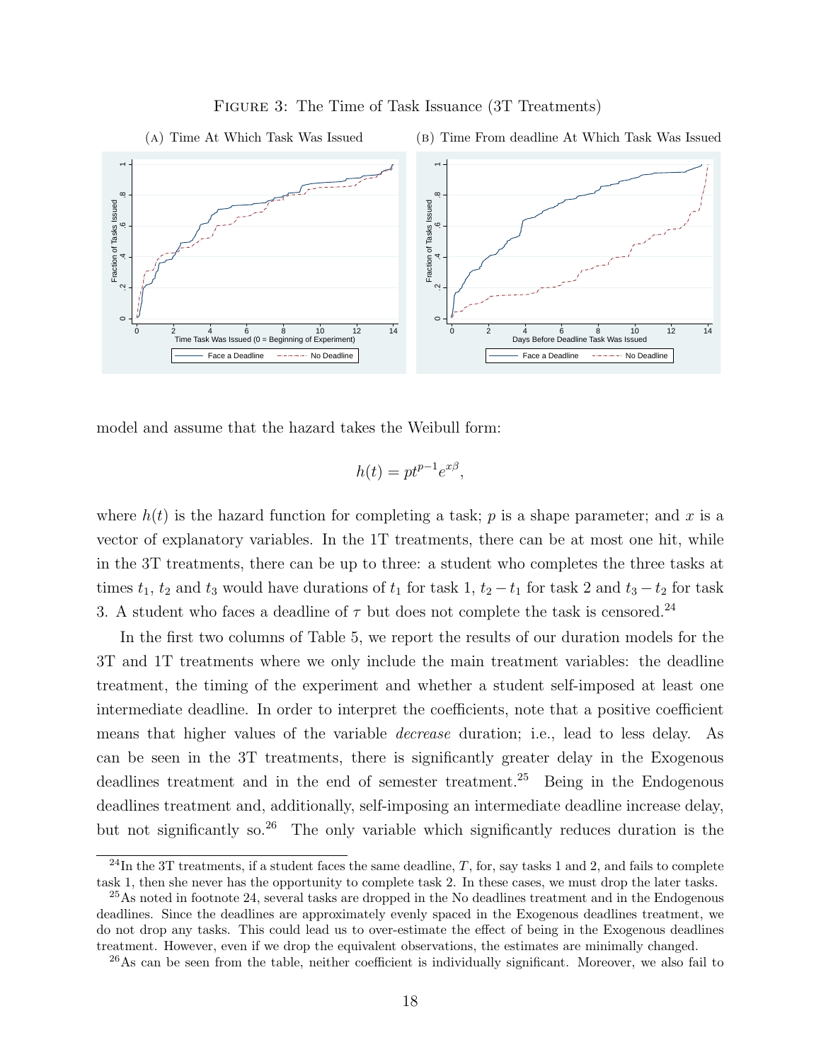Figure 3: The Time of Task Issuance (3T Treatments)

(a) Time At Which Task Was Issued

(b) Time From deadline At Which Task Was Issued

model and assume that the hazard takes the Weibull form:

$$h(t) = pt^{p-1}e^{x\beta},$$

where $h(t)$ is the hazard function for completing a task; $p$ is a shape parameter; and $x$ is a vector of explanatory variables. In the 1T treatments, there can be at most one hit, while in the 3T treatments, there can be up to three: a student who completes the three tasks at times $t_1$, $t_2$ and $t_3$ would have durations of $t_1$ for task 1, $t_2 - t_1$ for task 2 and $t_3 - t_2$ for task 3. A student who faces a deadline of $\tau$ but does not complete the task is censored.[24]

In the first two columns of Table 5, we report the results of our duration models for the 3T and 1T treatments where we only include the main treatment variables: the deadline treatment, the timing of the experiment and whether a student self-imposed at least one intermediate deadline. In order to interpret the coefficients, note that a positive coefficient means that higher values of the variable *decrease* duration; i.e., lead to less delay. As can be seen in the 3T treatments, there is significantly greater delay in the Exogenous deadlines treatment and in the end of semester treatment.[25] Being in the Endogenous deadlines treatment and, additionally, self-imposing an intermediate deadline increase delay, but not significantly so.[26] The only variable which significantly reduces duration is the

[24] In the 3T treatments, if a student faces the same deadline, $T$, for, say tasks 1 and 2, and fails to complete task 1, then she never has the opportunity to complete task 2. In these cases, we must drop the later tasks.

[25] As noted in footnote 24, several tasks are dropped in the No deadlines treatment and in the Endogenous deadlines. Since the deadlines are approximately evenly spaced in the Exogenous deadlines treatment, we do not drop any tasks. This could lead us to over-estimate the effect of being in the Exogenous deadlines treatment. However, even if we drop the equivalent observations, the estimates are minimally changed.

[26] As can be seen from the table, neither coefficient is individually significant. Moreover, we also fail to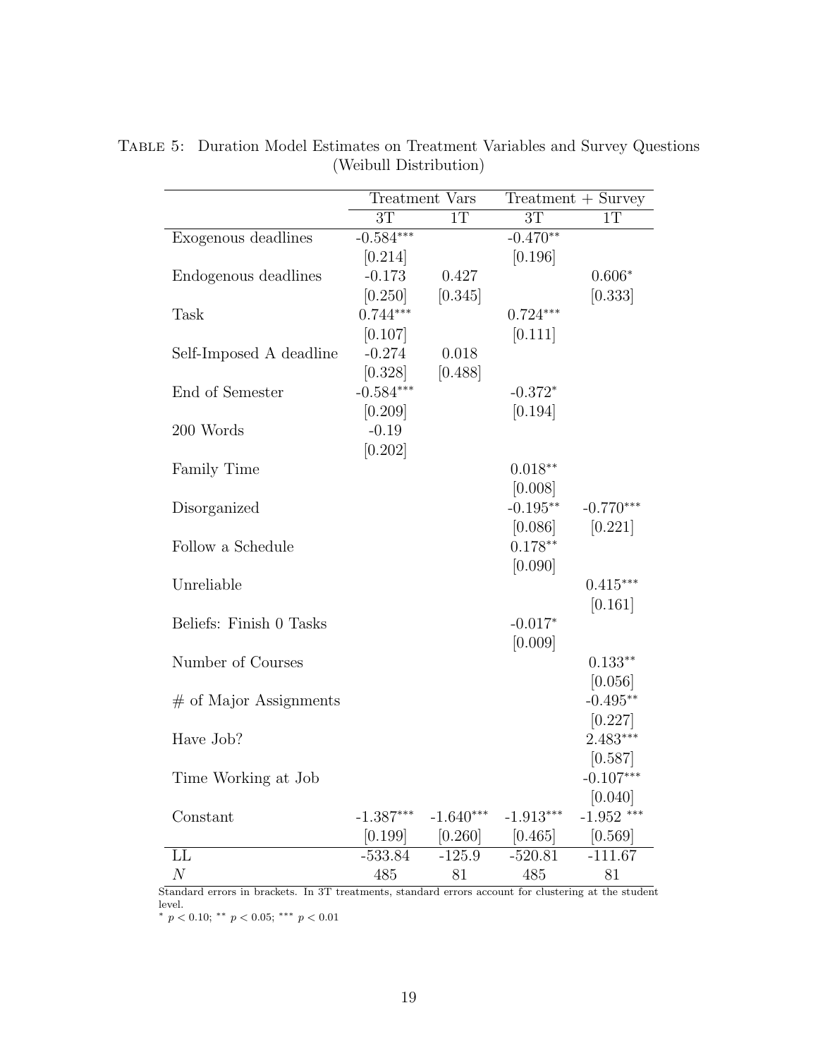Table 5: Duration Model Estimates on Treatment Variables and Survey Questions (Weibull Distribution)

| | Treatment Vars | | Treatment + Survey | |
|---|---|---|---|---|
| | 3T | 1T | 3T | 1T |
| Exogenous deadlines | -0.584*** | | -0.470** | |
| | [0.214] | | [0.196] | |
| Endogenous deadlines | -0.173 | 0.427 | | 0.606* |
| | [0.250] | [0.345] | | [0.333] |
| Task | 0.744*** | | 0.724*** | |
| | [0.107] | | [0.111] | |
| Self-Imposed A deadline | -0.274 | 0.018 | | |
| | [0.328] | [0.488] | | |
| End of Semester | -0.584*** | | -0.372* | |
| | [0.209] | | [0.194] | |
| 200 Words | -0.19 | | | |
| | [0.202] | | | |
| Family Time | | | 0.018** | |
| | | | [0.008] | |
| Disorganized | | | -0.195** | -0.770*** |
| | | | [0.086] | [0.221] |
| Follow a Schedule | | | 0.178** | |
| | | | [0.090] | |
| Unreliable | | | | 0.415*** |
| | | | | [0.161] |
| Beliefs: Finish 0 Tasks | | | -0.017* | |
| | | | [0.009] | |
| Number of Courses | | | | 0.133** |
| | | | | [0.056] |
| # of Major Assignments | | | | -0.495** |
| | | | | [0.227] |
| Have Job? | | | | 2.483*** |
| | | | | [0.587] |
| Time Working at Job | | | | -0.107*** |
| | | | | [0.040] |
| Constant | -1.387*** | -1.640*** | -1.913*** | -1.952 *** |
| | [0.199] | [0.260] | [0.465] | [0.569] |
| LL | -533.84 | -125.9 | -520.81 | -111.67 |
| $N$ | 485 | 81 | 485 | 81 |

Standard errors in brackets. In 3T treatments, standard errors account for clustering at the student level.

* $p < 0.10$; ** $p < 0.05$; *** $p < 0.01$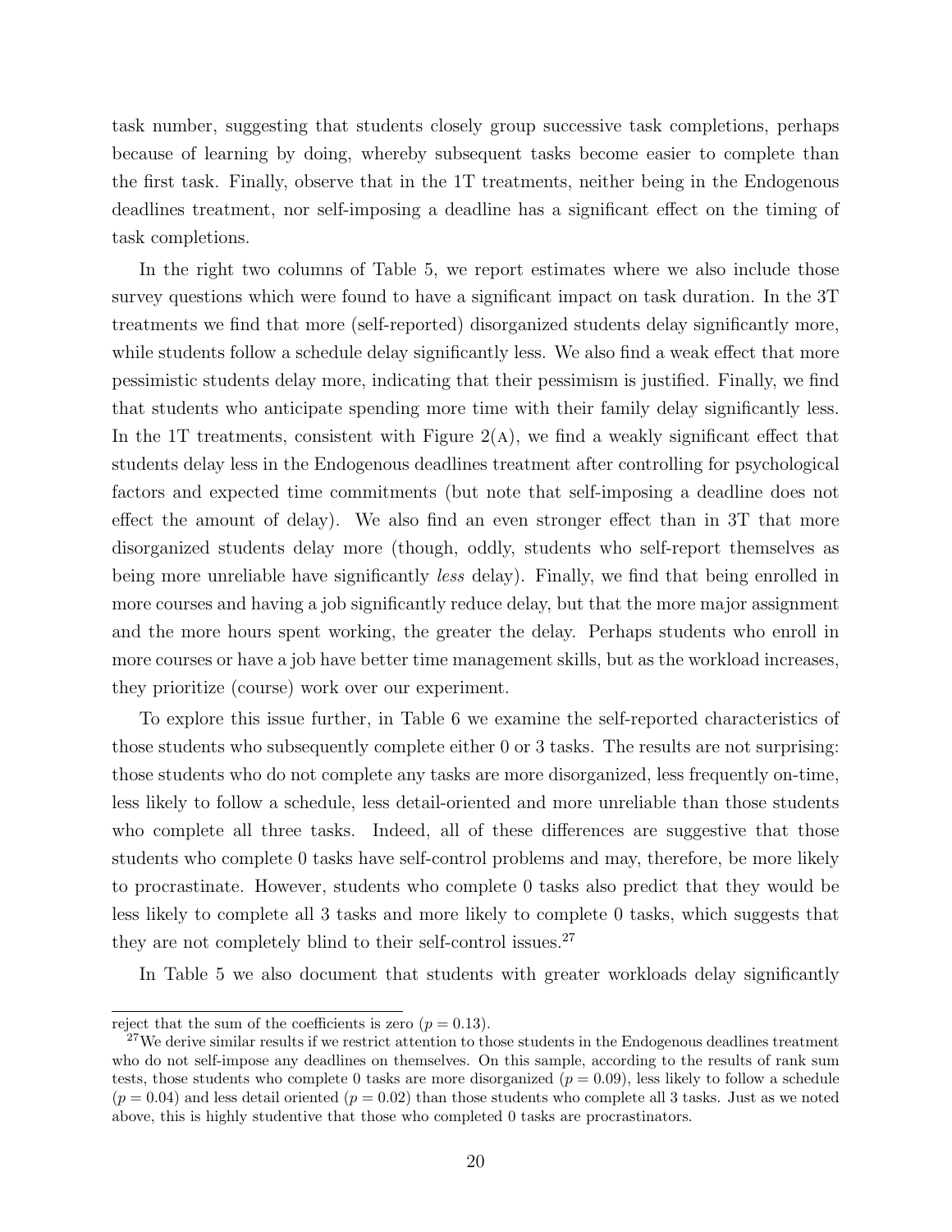task number, suggesting that students closely group successive task completions, perhaps because of learning by doing, whereby subsequent tasks become easier to complete than the first task. Finally, observe that in the 1T treatments, neither being in the Endogenous deadlines treatment, nor self-imposing a deadline has a significant effect on the timing of task completions.

In the right two columns of Table 5, we report estimates where we also include those survey questions which were found to have a significant impact on task duration. In the 3T treatments we find that more (self-reported) disorganized students delay significantly more, while students follow a schedule delay significantly less. We also find a weak effect that more pessimistic students delay more, indicating that their pessimism is justified. Finally, we find that students who anticipate spending more time with their family delay significantly less. In the 1T treatments, consistent with Figure 2(a), we find a weakly significant effect that students delay less in the Endogenous deadlines treatment after controlling for psychological factors and expected time commitments (but note that self-imposing a deadline does not effect the amount of delay). We also find an even stronger effect than in 3T that more disorganized students delay more (though, oddly, students who self-report themselves as being more unreliable have significantly *less* delay). Finally, we find that being enrolled in more courses and having a job significantly reduce delay, but that the more major assignment and the more hours spent working, the greater the delay. Perhaps students who enroll in more courses or have a job have better time management skills, but as the workload increases, they prioritize (course) work over our experiment.

To explore this issue further, in Table 6 we examine the self-reported characteristics of those students who subsequently complete either 0 or 3 tasks. The results are not surprising: those students who do not complete any tasks are more disorganized, less frequently on-time, less likely to follow a schedule, less detail-oriented and more unreliable than those students who complete all three tasks. Indeed, all of these differences are suggestive that those students who complete 0 tasks have self-control problems and may, therefore, be more likely to procrastinate. However, students who complete 0 tasks also predict that they would be less likely to complete all 3 tasks and more likely to complete 0 tasks, which suggests that they are not completely blind to their self-control issues.[27]

In Table 5 we also document that students with greater workloads delay significantly

---

reject that the sum of the coefficients is zero ($p = 0.13$).

[27]We derive similar results if we restrict attention to those students in the Endogenous deadlines treatment who do not self-impose any deadlines on themselves. On this sample, according to the results of rank sum tests, those students who complete 0 tasks are more disorganized ($p = 0.09$), less likely to follow a schedule ($p = 0.04$) and less detail oriented ($p = 0.02$) than those students who complete all 3 tasks. Just as we noted above, this is highly studentive that those who completed 0 tasks are procrastinators.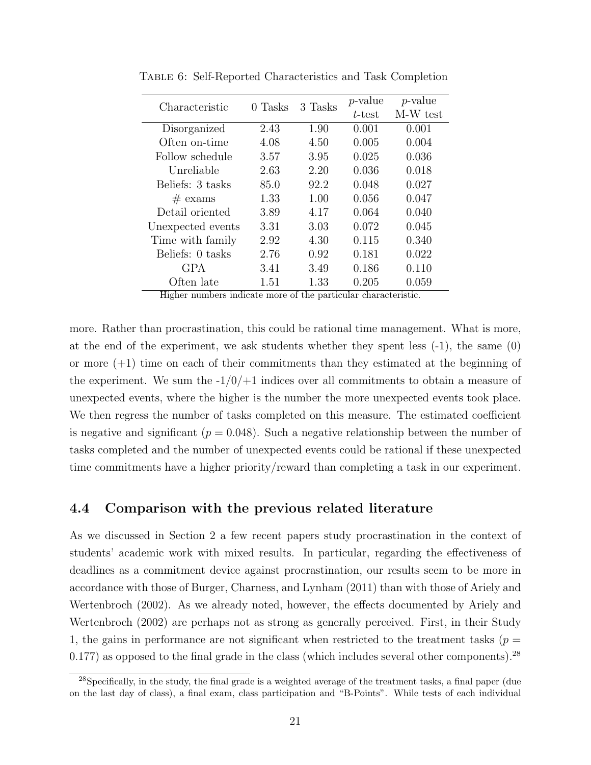Table 6: Self-Reported Characteristics and Task Completion

| Characteristic | 0 Tasks | 3 Tasks | $p$-value $t$-test | $p$-value M-W test |
|---|---|---|---|---|
| Disorganized | 2.43 | 1.90 | 0.001 | 0.001 |
| Often on-time | 4.08 | 4.50 | 0.005 | 0.004 |
| Follow schedule | 3.57 | 3.95 | 0.025 | 0.036 |
| Unreliable | 2.63 | 2.20 | 0.036 | 0.018 |
| Beliefs: 3 tasks | 85.0 | 92.2 | 0.048 | 0.027 |
| # exams | 1.33 | 1.00 | 0.056 | 0.047 |
| Detail oriented | 3.89 | 4.17 | 0.064 | 0.040 |
| Unexpected events | 3.31 | 3.03 | 0.072 | 0.045 |
| Time with family | 2.92 | 4.30 | 0.115 | 0.340 |
| Beliefs: 0 tasks | 2.76 | 0.92 | 0.181 | 0.022 |
| GPA | 3.41 | 3.49 | 0.186 | 0.110 |
| Often late | 1.51 | 1.33 | 0.205 | 0.059 |

Higher numbers indicate more of the particular characteristic.

more. Rather than procrastination, this could be rational time management. What is more, at the end of the experiment, we ask students whether they spent less (-1), the same (0) or more (+1) time on each of their commitments than they estimated at the beginning of the experiment. We sum the -1/0/+1 indices over all commitments to obtain a measure of unexpected events, where the higher is the number the more unexpected events took place. We then regress the number of tasks completed on this measure. The estimated coefficient is negative and significant ($p = 0.048$). Such a negative relationship between the number of tasks completed and the number of unexpected events could be rational if these unexpected time commitments have a higher priority/reward than completing a task in our experiment.

### 4.4 Comparison with the previous related literature

As we discussed in Section 2 a few recent papers study procrastination in the context of students' academic work with mixed results. In particular, regarding the effectiveness of deadlines as a commitment device against procrastination, our results seem to be more in accordance with those of Burger, Charness, and Lynham (2011) than with those of Ariely and Wertenbroch (2002). As we already noted, however, the effects documented by Ariely and Wertenbroch (2002) are perhaps not as strong as generally perceived. First, in their Study 1, the gains in performance are not significant when restricted to the treatment tasks ($p = 0.177$) as opposed to the final grade in the class (which includes several other components).[28]

[28] Specifically, in the study, the final grade is a weighted average of the treatment tasks, a final paper (due on the last day of class), a final exam, class participation and "B-Points". While tests of each individual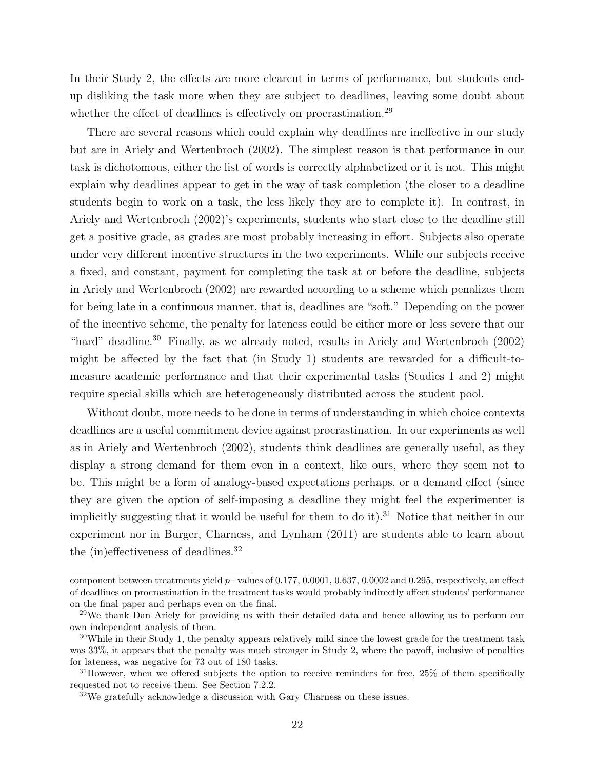In their Study 2, the effects are more clearcut in terms of performance, but students end-up disliking the task more when they are subject to deadlines, leaving some doubt about whether the effect of deadlines is effectively on procrastination.[29]

There are several reasons which could explain why deadlines are ineffective in our study but are in Ariely and Wertenbroch (2002). The simplest reason is that performance in our task is dichotomous, either the list of words is correctly alphabetized or it is not. This might explain why deadlines appear to get in the way of task completion (the closer to a deadline students begin to work on a task, the less likely they are to complete it). In contrast, in Ariely and Wertenbroch (2002)'s experiments, students who start close to the deadline still get a positive grade, as grades are most probably increasing in effort. Subjects also operate under very different incentive structures in the two experiments. While our subjects receive a fixed, and constant, payment for completing the task at or before the deadline, subjects in Ariely and Wertenbroch (2002) are rewarded according to a scheme which penalizes them for being late in a continuous manner, that is, deadlines are "soft." Depending on the power of the incentive scheme, the penalty for lateness could be either more or less severe that our "hard" deadline.[30] Finally, as we already noted, results in Ariely and Wertenbroch (2002) might be affected by the fact that (in Study 1) students are rewarded for a difficult-to-measure academic performance and that their experimental tasks (Studies 1 and 2) might require special skills which are heterogeneously distributed across the student pool.

Without doubt, more needs to be done in terms of understanding in which choice contexts deadlines are a useful commitment device against procrastination. In our experiments as well as in Ariely and Wertenbroch (2002), students think deadlines are generally useful, as they display a strong demand for them even in a context, like ours, where they seem not to be. This might be a form of analogy-based expectations perhaps, or a demand effect (since they are given the option of self-imposing a deadline they might feel the experimenter is implicitly suggesting that it would be useful for them to do it).[31] Notice that neither in our experiment nor in Burger, Charness, and Lynham (2011) are students able to learn about the (in)effectiveness of deadlines.[32]

---

component between treatments yield $p-$values of 0.177, 0.0001, 0.637, 0.0002 and 0.295, respectively, an effect of deadlines on procrastination in the treatment tasks would probably indirectly affect students' performance on the final paper and perhaps even on the final.

[29] We thank Dan Ariely for providing us with their detailed data and hence allowing us to perform our own independent analysis of them.

[30] While in their Study 1, the penalty appears relatively mild since the lowest grade for the treatment task was 33%, it appears that the penalty was much stronger in Study 2, where the payoff, inclusive of penalties for lateness, was negative for 73 out of 180 tasks.

[31] However, when we offered subjects the option to receive reminders for free, 25% of them specifically requested not to receive them. See Section 7.2.2.

[32] We gratefully acknowledge a discussion with Gary Charness on these issues.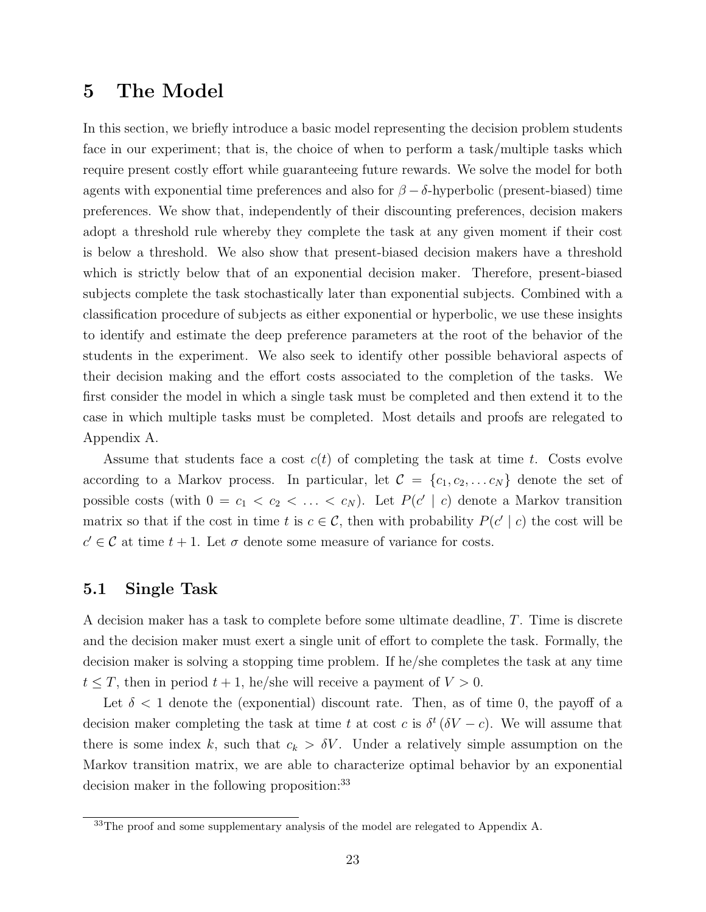# 5 The Model

In this section, we briefly introduce a basic model representing the decision problem students face in our experiment; that is, the choice of when to perform a task/multiple tasks which require present costly effort while guaranteeing future rewards. We solve the model for both agents with exponential time preferences and also for $\beta-\delta$-hyperbolic (present-biased) time preferences. We show that, independently of their discounting preferences, decision makers adopt a threshold rule whereby they complete the task at any given moment if their cost is below a threshold. We also show that present-biased decision makers have a threshold which is strictly below that of an exponential decision maker. Therefore, present-biased subjects complete the task stochastically later than exponential subjects. Combined with a classification procedure of subjects as either exponential or hyperbolic, we use these insights to identify and estimate the deep preference parameters at the root of the behavior of the students in the experiment. We also seek to identify other possible behavioral aspects of their decision making and the effort costs associated to the completion of the tasks. We first consider the model in which a single task must be completed and then extend it to the case in which multiple tasks must be completed. Most details and proofs are relegated to Appendix A.

Assume that students face a cost $c(t)$ of completing the task at time $t$. Costs evolve according to a Markov process. In particular, let $\mathcal{C} = \{c_1, c_2, \ldots c_N\}$ denote the set of possible costs (with $0 = c_1 < c_2 < \ldots < c_N$). Let $P(c' \mid c)$ denote a Markov transition matrix so that if the cost in time $t$ is $c \in \mathcal{C}$, then with probability $P(c' \mid c)$ the cost will be $c' \in \mathcal{C}$ at time $t+1$. Let $\sigma$ denote some measure of variance for costs.

## 5.1 Single Task

A decision maker has a task to complete before some ultimate deadline, $T$. Time is discrete and the decision maker must exert a single unit of effort to complete the task. Formally, the decision maker is solving a stopping time problem. If he/she completes the task at any time $t \leq T$, then in period $t+1$, he/she will receive a payment of $V > 0$.

Let $\delta < 1$ denote the (exponential) discount rate. Then, as of time 0, the payoff of a decision maker completing the task at time $t$ at cost $c$ is $\delta^t (\delta V - c)$. We will assume that there is some index $k$, such that $c_k > \delta V$. Under a relatively simple assumption on the Markov transition matrix, we are able to characterize optimal behavior by an exponential decision maker in the following proposition:[33]

[33] The proof and some supplementary analysis of the model are relegated to Appendix A.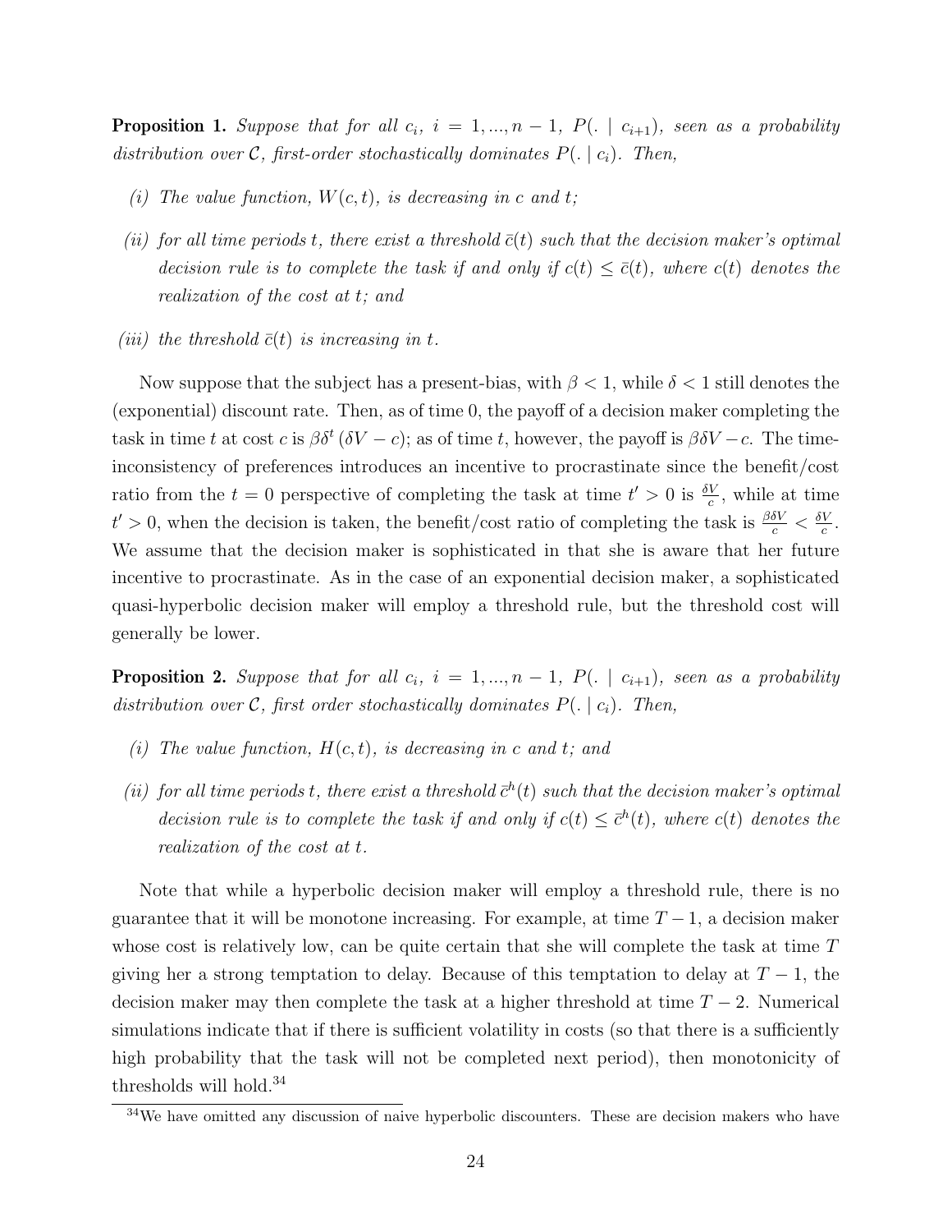**Proposition 1.** *Suppose that for all $c_i$, $i = 1, ..., n-1$, $P(. \mid c_{i+1})$, seen as a probability distribution over $\mathcal{C}$, first-order stochastically dominates $P(. \mid c_i)$. Then,*

*(i) The value function, $W(c,t)$, is decreasing in $c$ and $t$;*

*(ii) for all time periods $t$, there exist a threshold $\bar{c}(t)$ such that the decision maker's optimal decision rule is to complete the task if and only if $c(t) \leq \bar{c}(t)$, where $c(t)$ denotes the realization of the cost at $t$; and*

*(iii) the threshold $\bar{c}(t)$ is increasing in $t$.*

Now suppose that the subject has a present-bias, with $\beta < 1$, while $\delta < 1$ still denotes the (exponential) discount rate. Then, as of time 0, the payoff of a decision maker completing the task in time $t$ at cost $c$ is $\beta\delta^t(\delta V - c)$; as of time $t$, however, the payoff is $\beta\delta V - c$. The time-inconsistency of preferences introduces an incentive to procrastinate since the benefit/cost ratio from the $t = 0$ perspective of completing the task at time $t' > 0$ is $\frac{\delta V}{c}$, while at time $t' > 0$, when the decision is taken, the benefit/cost ratio of completing the task is $\frac{\beta\delta V}{c} < \frac{\delta V}{c}$. We assume that the decision maker is sophisticated in that she is aware that her future incentive to procrastinate. As in the case of an exponential decision maker, a sophisticated quasi-hyperbolic decision maker will employ a threshold rule, but the threshold cost will generally be lower.

**Proposition 2.** *Suppose that for all $c_i$, $i = 1, ..., n-1$, $P(. \mid c_{i+1})$, seen as a probability distribution over $\mathcal{C}$, first order stochastically dominates $P(. \mid c_i)$. Then,*

*(i) The value function, $H(c,t)$, is decreasing in $c$ and $t$; and*

*(ii) for all time periods $t$, there exist a threshold $\bar{c}^h(t)$ such that the decision maker's optimal decision rule is to complete the task if and only if $c(t) \leq \bar{c}^h(t)$, where $c(t)$ denotes the realization of the cost at $t$.*

Note that while a hyperbolic decision maker will employ a threshold rule, there is no guarantee that it will be monotone increasing. For example, at time $T-1$, a decision maker whose cost is relatively low, can be quite certain that she will complete the task at time $T$ giving her a strong temptation to delay. Because of this temptation to delay at $T-1$, the decision maker may then complete the task at a higher threshold at time $T-2$. Numerical simulations indicate that if there is sufficient volatility in costs (so that there is a sufficiently high probability that the task will not be completed next period), then monotonicity of thresholds will hold.[34]

[34] We have omitted any discussion of naive hyperbolic discounters. These are decision makers who have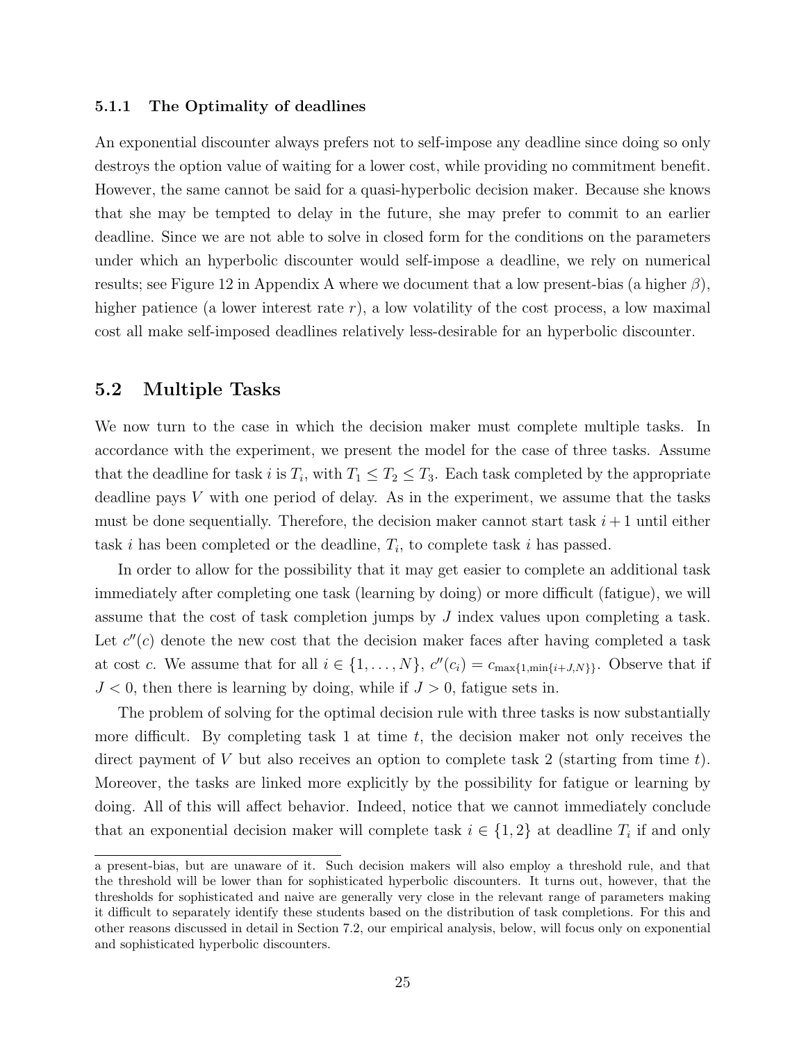#### 5.1.1 The Optimality of deadlines

An exponential discounter always prefers not to self-impose any deadline since doing so only destroys the option value of waiting for a lower cost, while providing no commitment benefit. However, the same cannot be said for a quasi-hyperbolic decision maker. Because she knows that she may be tempted to delay in the future, she may prefer to commit to an earlier deadline. Since we are not able to solve in closed form for the conditions on the parameters under which an hyperbolic discounter would self-impose a deadline, we rely on numerical results; see Figure 12 in Appendix A where we document that a low present-bias (a higher $\beta$), higher patience (a lower interest rate $r$), a low volatility of the cost process, a low maximal cost all make self-imposed deadlines relatively less-desirable for an hyperbolic discounter.

## 5.2 Multiple Tasks

We now turn to the case in which the decision maker must complete multiple tasks. In accordance with the experiment, we present the model for the case of three tasks. Assume that the deadline for task $i$ is $T_i$, with $T_1 \leq T_2 \leq T_3$. Each task completed by the appropriate deadline pays $V$ with one period of delay. As in the experiment, we assume that the tasks must be done sequentially. Therefore, the decision maker cannot start task $i+1$ until either task $i$ has been completed or the deadline, $T_i$, to complete task $i$ has passed.

In order to allow for the possibility that it may get easier to complete an additional task immediately after completing one task (learning by doing) or more difficult (fatigue), we will assume that the cost of task completion jumps by $J$ index values upon completing a task. Let $c''(c)$ denote the new cost that the decision maker faces after having completed a task at cost $c$. We assume that for all $i \in \{1, \ldots, N\}$, $c''(c_i) = c_{\max\{1,\min\{i+J,N\}\}}$. Observe that if $J < 0$, then there is learning by doing, while if $J > 0$, fatigue sets in.

The problem of solving for the optimal decision rule with three tasks is now substantially more difficult. By completing task 1 at time $t$, the decision maker not only receives the direct payment of $V$ but also receives an option to complete task 2 (starting from time $t$). Moreover, the tasks are linked more explicitly by the possibility for fatigue or learning by doing. All of this will affect behavior. Indeed, notice that we cannot immediately conclude that an exponential decision maker will complete task $i \in \{1, 2\}$ at deadline $T_i$ if and only

a present-bias, but are unaware of it. Such decision makers will also employ a threshold rule, and that the threshold will be lower than for sophisticated hyperbolic discounters. It turns out, however, that the thresholds for sophisticated and naive are generally very close in the relevant range of parameters making it difficult to separately identify these students based on the distribution of task completions. For this and other reasons discussed in detail in Section 7.2, our empirical analysis, below, will focus only on exponential and sophisticated hyperbolic discounters.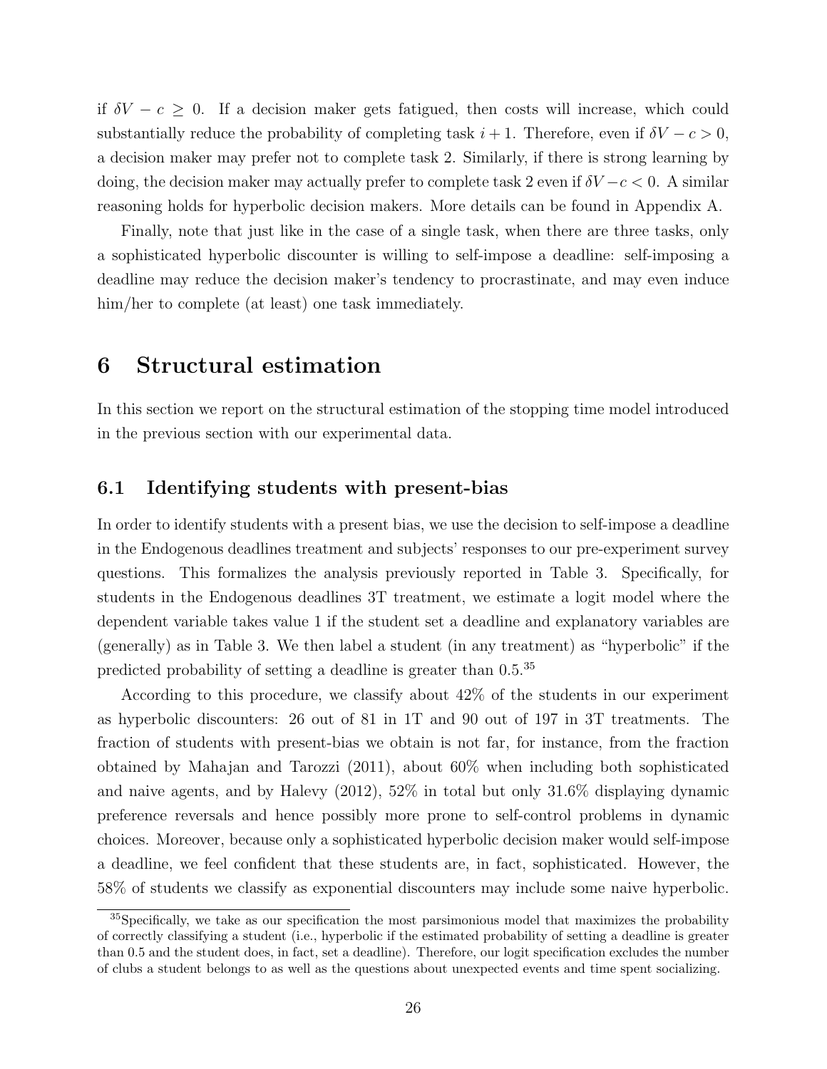if $\delta V - c \geq 0$. If a decision maker gets fatigued, then costs will increase, which could substantially reduce the probability of completing task $i + 1$. Therefore, even if $\delta V - c > 0$, a decision maker may prefer not to complete task 2. Similarly, if there is strong learning by doing, the decision maker may actually prefer to complete task 2 even if $\delta V - c < 0$. A similar reasoning holds for hyperbolic decision makers. More details can be found in Appendix A.

Finally, note that just like in the case of a single task, when there are three tasks, only a sophisticated hyperbolic discounter is willing to self-impose a deadline: self-imposing a deadline may reduce the decision maker's tendency to procrastinate, and may even induce him/her to complete (at least) one task immediately.

# 6 Structural estimation

In this section we report on the structural estimation of the stopping time model introduced in the previous section with our experimental data.

## 6.1 Identifying students with present-bias

In order to identify students with a present bias, we use the decision to self-impose a deadline in the Endogenous deadlines treatment and subjects' responses to our pre-experiment survey questions. This formalizes the analysis previously reported in Table 3. Specifically, for students in the Endogenous deadlines 3T treatment, we estimate a logit model where the dependent variable takes value 1 if the student set a deadline and explanatory variables are (generally) as in Table 3. We then label a student (in any treatment) as "hyperbolic" if the predicted probability of setting a deadline is greater than 0.5.[35]

According to this procedure, we classify about 42% of the students in our experiment as hyperbolic discounters: 26 out of 81 in 1T and 90 out of 197 in 3T treatments. The fraction of students with present-bias we obtain is not far, for instance, from the fraction obtained by Mahajan and Tarozzi (2011), about 60% when including both sophisticated and naive agents, and by Halevy (2012), 52% in total but only 31.6% displaying dynamic preference reversals and hence possibly more prone to self-control problems in dynamic choices. Moreover, because only a sophisticated hyperbolic decision maker would self-impose a deadline, we feel confident that these students are, in fact, sophisticated. However, the 58% of students we classify as exponential discounters may include some naive hyperbolic.

[35] Specifically, we take as our specification the most parsimonious model that maximizes the probability of correctly classifying a student (i.e., hyperbolic if the estimated probability of setting a deadline is greater than 0.5 and the student does, in fact, set a deadline). Therefore, our logit specification excludes the number of clubs a student belongs to as well as the questions about unexpected events and time spent socializing.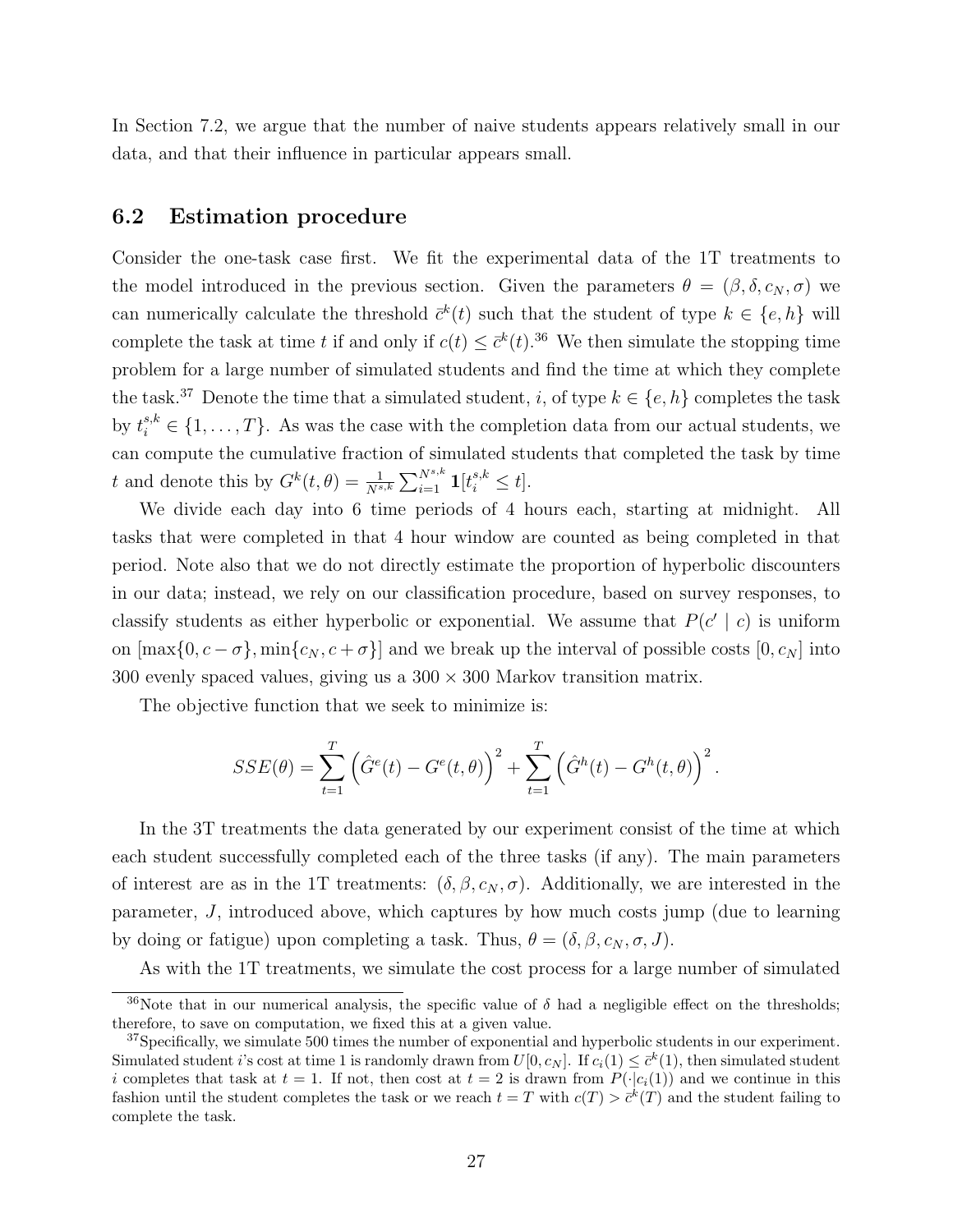In Section 7.2, we argue that the number of naive students appears relatively small in our data, and that their influence in particular appears small.

## 6.2 Estimation procedure

Consider the one-task case first. We fit the experimental data of the 1T treatments to the model introduced in the previous section. Given the parameters $\theta = (\beta, \delta, c_N, \sigma)$ we can numerically calculate the threshold $\bar{c}^k(t)$ such that the student of type $k \in \{e, h\}$ will complete the task at time $t$ if and only if $c(t) \leq \bar{c}^k(t)$.[36] We then simulate the stopping time problem for a large number of simulated students and find the time at which they complete the task.[37] Denote the time that a simulated student, $i$, of type $k \in \{e, h\}$ completes the task by $t_i^{s,k} \in \{1, \ldots, T\}$. As was the case with the completion data from our actual students, we can compute the cumulative fraction of simulated students that completed the task by time $t$ and denote this by $G^k(t, \theta) = \frac{1}{N^{s,k}} \sum_{i=1}^{N^{s,k}} \mathbf{1}[t_i^{s,k} \leq t]$.

We divide each day into 6 time periods of 4 hours each, starting at midnight. All tasks that were completed in that 4 hour window are counted as being completed in that period. Note also that we do not directly estimate the proportion of hyperbolic discounters in our data; instead, we rely on our classification procedure, based on survey responses, to classify students as either hyperbolic or exponential. We assume that $P(c' \mid c)$ is uniform on $[\max\{0, c - \sigma\}, \min\{c_N, c + \sigma\}]$ and we break up the interval of possible costs $[0, c_N]$ into 300 evenly spaced values, giving us a $300 \times 300$ Markov transition matrix.

The objective function that we seek to minimize is:

$$SSE(\theta) = \sum_{t=1}^{T} \left( \hat{G}^e(t) - G^e(t, \theta) \right)^2 + \sum_{t=1}^{T} \left( \hat{G}^h(t) - G^h(t, \theta) \right)^2.$$

In the 3T treatments the data generated by our experiment consist of the time at which each student successfully completed each of the three tasks (if any). The main parameters of interest are as in the 1T treatments: $(\delta, \beta, c_N, \sigma)$. Additionally, we are interested in the parameter, $J$, introduced above, which captures by how much costs jump (due to learning by doing or fatigue) upon completing a task. Thus, $\theta = (\delta, \beta, c_N, \sigma, J)$.

As with the 1T treatments, we simulate the cost process for a large number of simulated

[36] Note that in our numerical analysis, the specific value of $\delta$ had a negligible effect on the thresholds; therefore, to save on computation, we fixed this at a given value.

[37] Specifically, we simulate 500 times the number of exponential and hyperbolic students in our experiment. Simulated student $i$'s cost at time 1 is randomly drawn from $U[0, c_N]$. If $c_i(1) \leq \bar{c}^k(1)$, then simulated student $i$ completes that task at $t = 1$. If not, then cost at $t = 2$ is drawn from $P(\cdot|c_i(1))$ and we continue in this fashion until the student completes the task or we reach $t = T$ with $c(T) > \bar{c}^k(T)$ and the student failing to complete the task.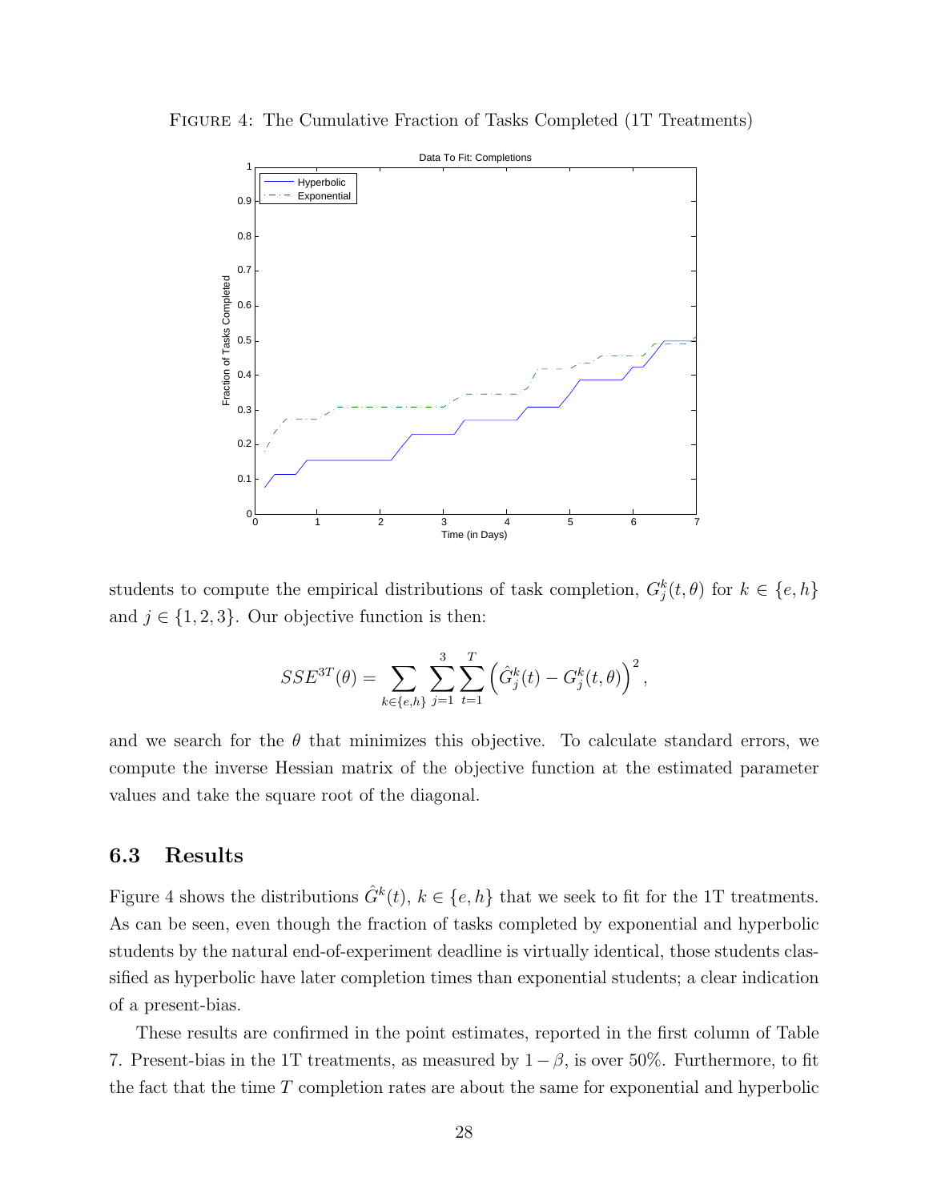FIGURE 4: The Cumulative Fraction of Tasks Completed (1T Treatments)

students to compute the empirical distributions of task completion, $G_j^k(t, \theta)$ for $k \in \{e, h\}$ and $j \in \{1, 2, 3\}$. Our objective function is then:

$$SSE^{3T}(\theta) = \sum_{k \in \{e,h\}} \sum_{j=1}^{3} \sum_{t=1}^{T} \left( \hat{G}_j^k(t) - G_j^k(t, \theta) \right)^2,$$

and we search for the $\theta$ that minimizes this objective. To calculate standard errors, we compute the inverse Hessian matrix of the objective function at the estimated parameter values and take the square root of the diagonal.

### 6.3 Results

Figure 4 shows the distributions $\hat{G}^k(t)$, $k \in \{e, h\}$ that we seek to fit for the 1T treatments. As can be seen, even though the fraction of tasks completed by exponential and hyperbolic students by the natural end-of-experiment deadline is virtually identical, those students classified as hyperbolic have later completion times than exponential students; a clear indication of a present-bias.

These results are confirmed in the point estimates, reported in the first column of Table 7. Present-bias in the 1T treatments, as measured by $1 - \beta$, is over 50%. Furthermore, to fit the fact that the time $T$ completion rates are about the same for exponential and hyperbolic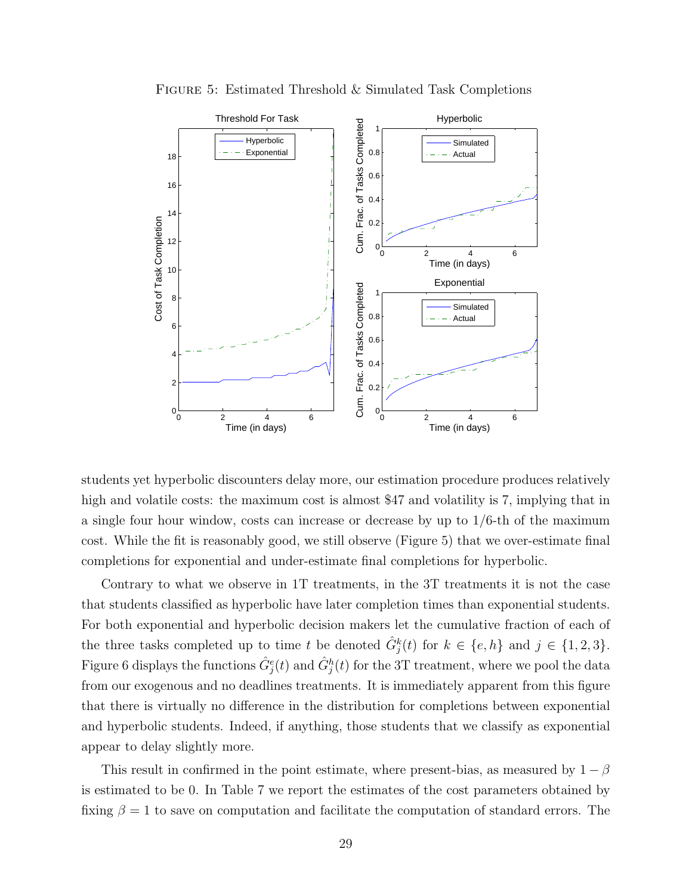FIGURE 5: Estimated Threshold & Simulated Task Completions

students yet hyperbolic discounters delay more, our estimation procedure produces relatively high and volatile costs: the maximum cost is almost $47 and volatility is 7, implying that in a single four hour window, costs can increase or decrease by up to 1/6-th of the maximum cost. While the fit is reasonably good, we still observe (Figure 5) that we over-estimate final completions for exponential and under-estimate final completions for hyperbolic.

Contrary to what we observe in 1T treatments, in the 3T treatments it is not the case that students classified as hyperbolic have later completion times than exponential students. For both exponential and hyperbolic decision makers let the cumulative fraction of each of the three tasks completed up to time $t$ be denoted $\hat{G}_j^k(t)$ for $k \in \{e, h\}$ and $j \in \{1, 2, 3\}$. Figure 6 displays the functions $\hat{G}_j^e(t)$ and $\hat{G}_j^h(t)$ for the 3T treatment, where we pool the data from our exogenous and no deadlines treatments. It is immediately apparent from this figure that there is virtually no difference in the distribution for completions between exponential and hyperbolic students. Indeed, if anything, those students that we classify as exponential appear to delay slightly more.

This result in confirmed in the point estimate, where present-bias, as measured by $1 - \beta$ is estimated to be 0. In Table 7 we report the estimates of the cost parameters obtained by fixing $\beta = 1$ to save on computation and facilitate the computation of standard errors. The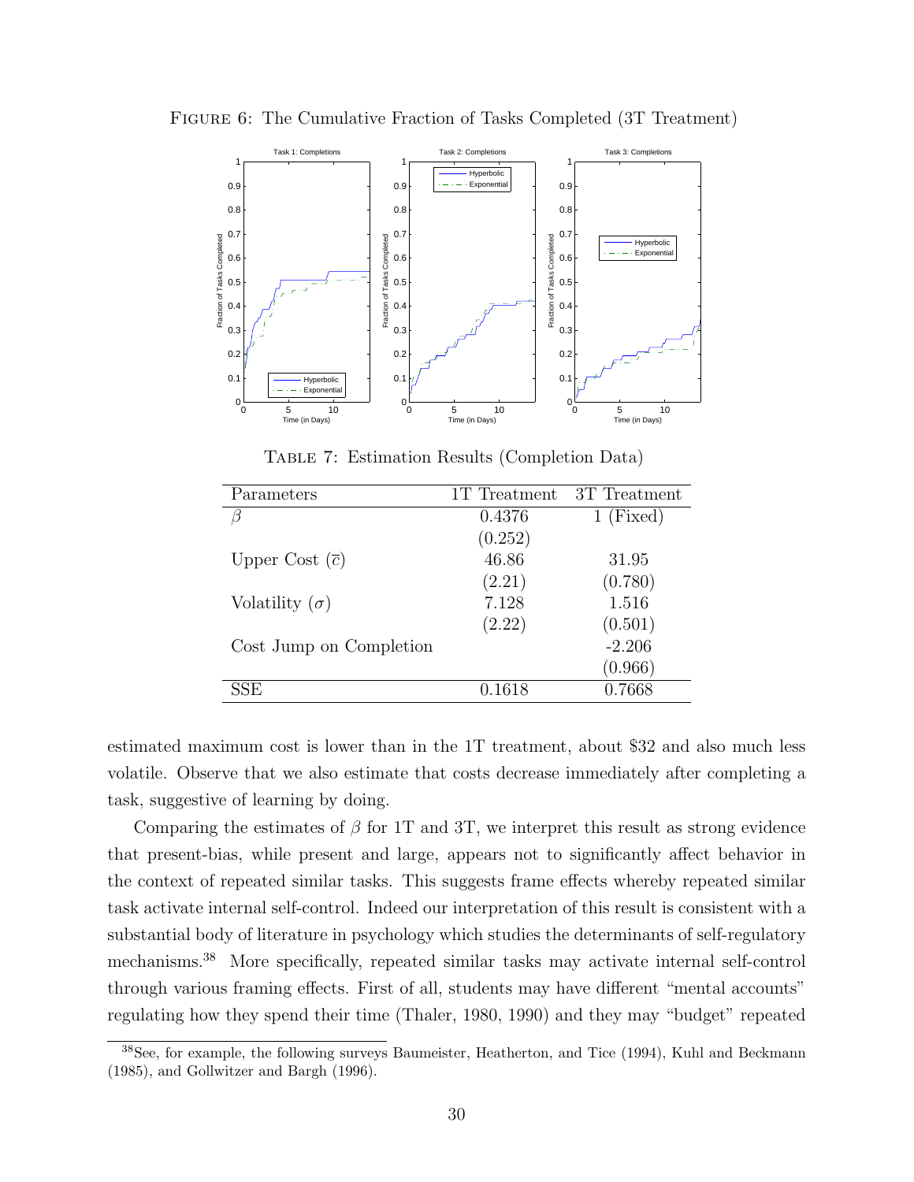Figure 6: The Cumulative Fraction of Tasks Completed (3T Treatment)

Table 7: Estimation Results (Completion Data)

| Parameters | 1T Treatment | 3T Treatment |
|---|---|---|
| $\beta$ | 0.4376 | 1 (Fixed) |
| | (0.252) | |
| Upper Cost ($\bar{c}$) | 46.86 | 31.95 |
| | (2.21) | (0.780) |
| Volatility ($\sigma$) | 7.128 | 1.516 |
| | (2.22) | (0.501) |
| Cost Jump on Completion | | -2.206 |
| | | (0.966) |
| SSE | 0.1618 | 0.7668 |

estimated maximum cost is lower than in the 1T treatment, about \$32 and also much less volatile. Observe that we also estimate that costs decrease immediately after completing a task, suggestive of learning by doing.

Comparing the estimates of $\beta$ for 1T and 3T, we interpret this result as strong evidence that present-bias, while present and large, appears not to significantly affect behavior in the context of repeated similar tasks. This suggests frame effects whereby repeated similar task activate internal self-control. Indeed our interpretation of this result is consistent with a substantial body of literature in psychology which studies the determinants of self-regulatory mechanisms.[38] More specifically, repeated similar tasks may activate internal self-control through various framing effects. First of all, students may have different "mental accounts" regulating how they spend their time (Thaler, 1980, 1990) and they may "budget" repeated

[38] See, for example, the following surveys Baumeister, Heatherton, and Tice (1994), Kuhl and Beckmann (1985), and Gollwitzer and Bargh (1996).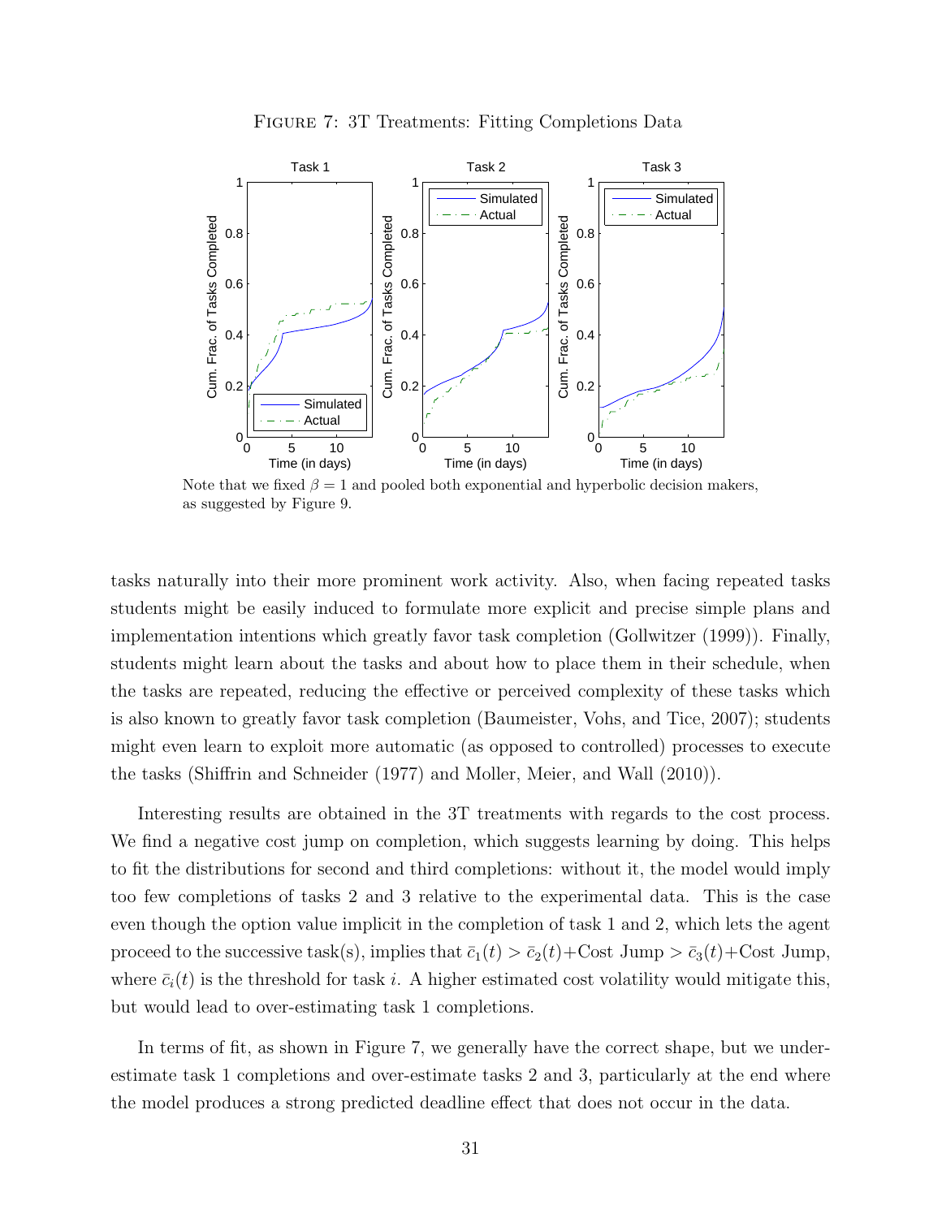FIGURE 7: 3T Treatments: Fitting Completions Data

Note that we fixed $\beta = 1$ and pooled both exponential and hyperbolic decision makers, as suggested by Figure 9.

tasks naturally into their more prominent work activity. Also, when facing repeated tasks students might be easily induced to formulate more explicit and precise simple plans and implementation intentions which greatly favor task completion (Gollwitzer (1999)). Finally, students might learn about the tasks and about how to place them in their schedule, when the tasks are repeated, reducing the effective or perceived complexity of these tasks which is also known to greatly favor task completion (Baumeister, Vohs, and Tice, 2007); students might even learn to exploit more automatic (as opposed to controlled) processes to execute the tasks (Shiffrin and Schneider (1977) and Moller, Meier, and Wall (2010)).

Interesting results are obtained in the 3T treatments with regards to the cost process. We find a negative cost jump on completion, which suggests learning by doing. This helps to fit the distributions for second and third completions: without it, the model would imply too few completions of tasks 2 and 3 relative to the experimental data. This is the case even though the option value implicit in the completion of task 1 and 2, which lets the agent proceed to the successive task(s), implies that $\bar{c}_1(t) > \bar{c}_2(t)+\text{Cost Jump} > \bar{c}_3(t)+\text{Cost Jump}$, where $\bar{c}_i(t)$ is the threshold for task $i$. A higher estimated cost volatility would mitigate this, but would lead to over-estimating task 1 completions.

In terms of fit, as shown in Figure 7, we generally have the correct shape, but we under-estimate task 1 completions and over-estimate tasks 2 and 3, particularly at the end where the model produces a strong predicted deadline effect that does not occur in the data.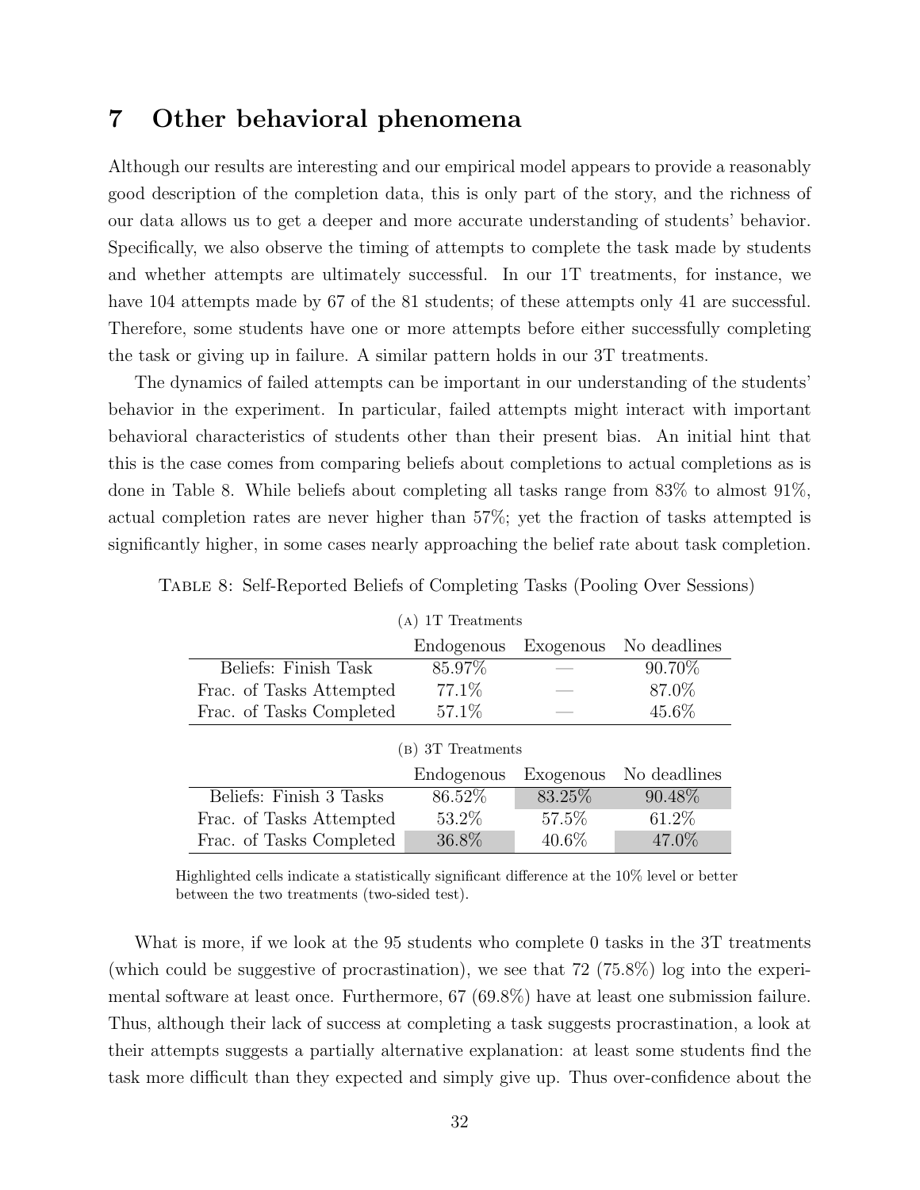# 7 Other behavioral phenomena

Although our results are interesting and our empirical model appears to provide a reasonably good description of the completion data, this is only part of the story, and the richness of our data allows us to get a deeper and more accurate understanding of students' behavior. Specifically, we also observe the timing of attempts to complete the task made by students and whether attempts are ultimately successful. In our 1T treatments, for instance, we have 104 attempts made by 67 of the 81 students; of these attempts only 41 are successful. Therefore, some students have one or more attempts before either successfully completing the task or giving up in failure. A similar pattern holds in our 3T treatments.

The dynamics of failed attempts can be important in our understanding of the students' behavior in the experiment. In particular, failed attempts might interact with important behavioral characteristics of students other than their present bias. An initial hint that this is the case comes from comparing beliefs about completions to actual completions as is done in Table 8. While beliefs about completing all tasks range from 83% to almost 91%, actual completion rates are never higher than 57%; yet the fraction of tasks attempted is significantly higher, in some cases nearly approaching the belief rate about task completion.

Table 8: Self-Reported Beliefs of Completing Tasks (Pooling Over Sessions)

(a) 1T Treatments

| | Endogenous | Exogenous | No deadlines |
|---|---|---|---|
| Beliefs: Finish Task | 85.97% | — | 90.70% |
| Frac. of Tasks Attempted | 77.1% | — | 87.0% |
| Frac. of Tasks Completed | 57.1% | — | 45.6% |

(b) 3T Treatments

| | Endogenous | Exogenous | No deadlines |
|---|---|---|---|
| Beliefs: Finish 3 Tasks | 86.52% | 83.25% | 90.48% |
| Frac. of Tasks Attempted | 53.2% | 57.5% | 61.2% |
| Frac. of Tasks Completed | 36.8% | 40.6% | 47.0% |

Highlighted cells indicate a statistically significant difference at the 10% level or better between the two treatments (two-sided test).

What is more, if we look at the 95 students who complete 0 tasks in the 3T treatments (which could be suggestive of procrastination), we see that 72 (75.8%) log into the experimental software at least once. Furthermore, 67 (69.8%) have at least one submission failure. Thus, although their lack of success at completing a task suggests procrastination, a look at their attempts suggests a partially alternative explanation: at least some students find the task more difficult than they expected and simply give up. Thus over-confidence about the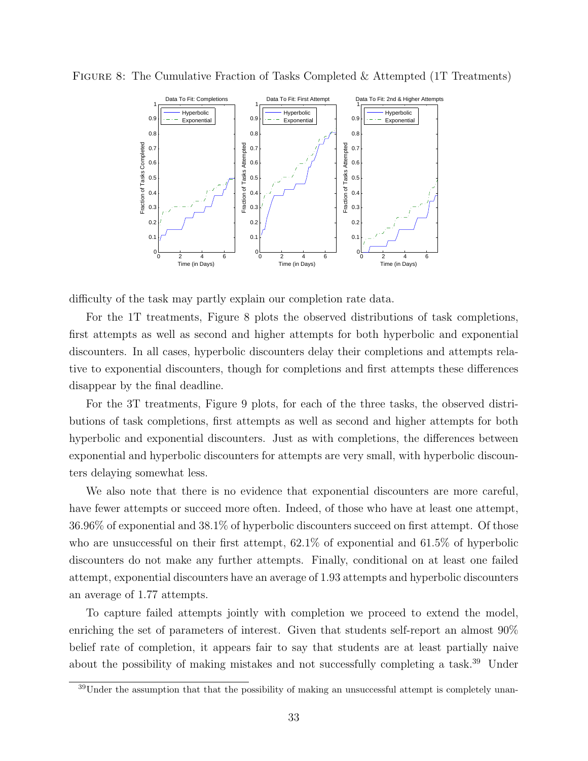FIGURE 8: The Cumulative Fraction of Tasks Completed & Attempted (1T Treatments)

difficulty of the task may partly explain our completion rate data.

For the 1T treatments, Figure 8 plots the observed distributions of task completions, first attempts as well as second and higher attempts for both hyperbolic and exponential discounters. In all cases, hyperbolic discounters delay their completions and attempts relative to exponential discounters, though for completions and first attempts these differences disappear by the final deadline.

For the 3T treatments, Figure 9 plots, for each of the three tasks, the observed distributions of task completions, first attempts as well as second and higher attempts for both hyperbolic and exponential discounters. Just as with completions, the differences between exponential and hyperbolic discounters for attempts are very small, with hyperbolic discounters delaying somewhat less.

We also note that there is no evidence that exponential discounters are more careful, have fewer attempts or succeed more often. Indeed, of those who have at least one attempt, 36.96% of exponential and 38.1% of hyperbolic discounters succeed on first attempt. Of those who are unsuccessful on their first attempt, 62.1% of exponential and 61.5% of hyperbolic discounters do not make any further attempts. Finally, conditional on at least one failed attempt, exponential discounters have an average of 1.93 attempts and hyperbolic discounters an average of 1.77 attempts.

To capture failed attempts jointly with completion we proceed to extend the model, enriching the set of parameters of interest. Given that students self-report an almost 90% belief rate of completion, it appears fair to say that students are at least partially naive about the possibility of making mistakes and not successfully completing a task.[39] Under

[39]Under the assumption that that the possibility of making an unsuccessful attempt is completely unan-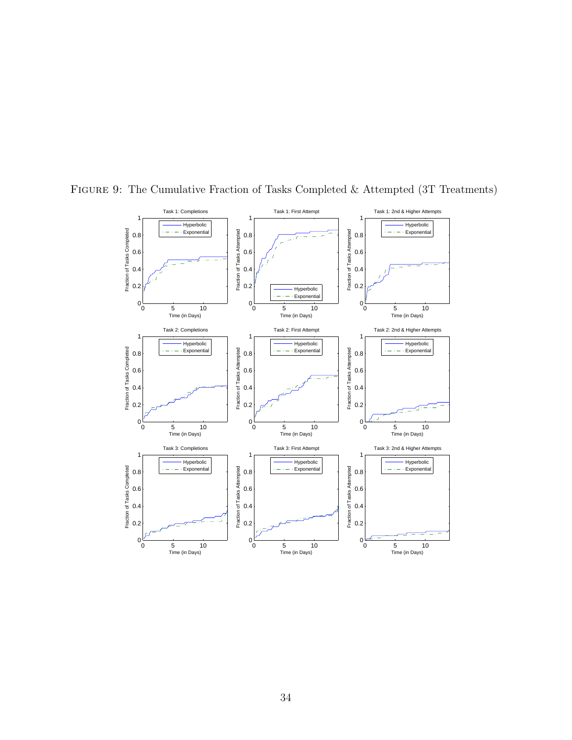Figure 9: The Cumulative Fraction of Tasks Completed & Attempted (3T Treatments)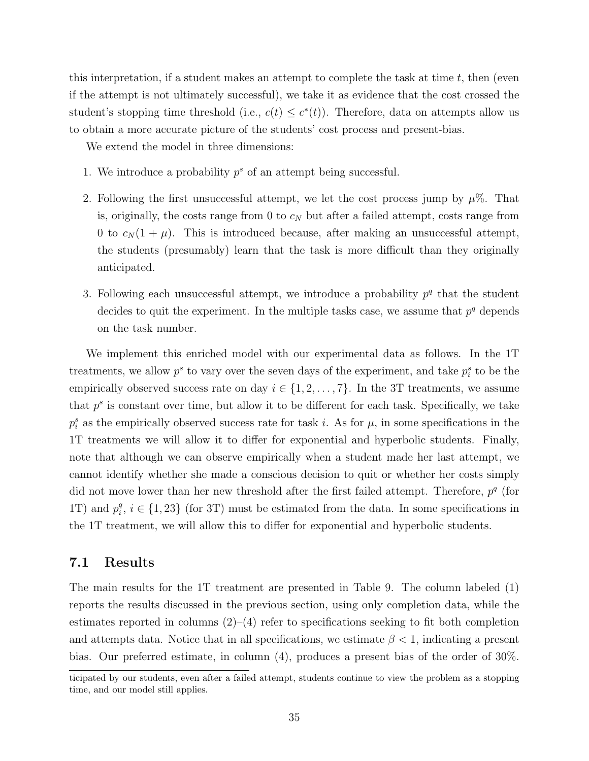this interpretation, if a student makes an attempt to complete the task at time $t$, then (even if the attempt is not ultimately successful), we take it as evidence that the cost crossed the student's stopping time threshold (i.e., $c(t) \leq c^*(t)$). Therefore, data on attempts allow us to obtain a more accurate picture of the students' cost process and present-bias.

We extend the model in three dimensions:

1. We introduce a probability $p^s$ of an attempt being successful.
2. Following the first unsuccessful attempt, we let the cost process jump by $\mu$%. That is, originally, the costs range from 0 to $c_N$ but after a failed attempt, costs range from 0 to $c_N(1 + \mu)$. This is introduced because, after making an unsuccessful attempt, the students (presumably) learn that the task is more difficult than they originally anticipated.
3. Following each unsuccessful attempt, we introduce a probability $p^q$ that the student decides to quit the experiment. In the multiple tasks case, we assume that $p^q$ depends on the task number.

We implement this enriched model with our experimental data as follows. In the 1T treatments, we allow $p^s$ to vary over the seven days of the experiment, and take $p_i^s$ to be the empirically observed success rate on day $i \in \{1, 2, \ldots, 7\}$. In the 3T treatments, we assume that $p^s$ is constant over time, but allow it to be different for each task. Specifically, we take $p_i^s$ as the empirically observed success rate for task $i$. As for $\mu$, in some specifications in the 1T treatments we will allow it to differ for exponential and hyperbolic students. Finally, note that although we can observe empirically when a student made her last attempt, we cannot identify whether she made a conscious decision to quit or whether her costs simply did not move lower than her new threshold after the first failed attempt. Therefore, $p^q$ (for 1T) and $p_i^q$, $i \in \{1, 23\}$ (for 3T) must be estimated from the data. In some specifications in the 1T treatment, we will allow this to differ for exponential and hyperbolic students.

## 7.1 Results

The main results for the 1T treatment are presented in Table 9. The column labeled (1) reports the results discussed in the previous section, using only completion data, while the estimates reported in columns (2)–(4) refer to specifications seeking to fit both completion and attempts data. Notice that in all specifications, we estimate $\beta < 1$, indicating a present bias. Our preferred estimate, in column (4), produces a present bias of the order of 30%.

ticipated by our students, even after a failed attempt, students continue to view the problem as a stopping time, and our model still applies.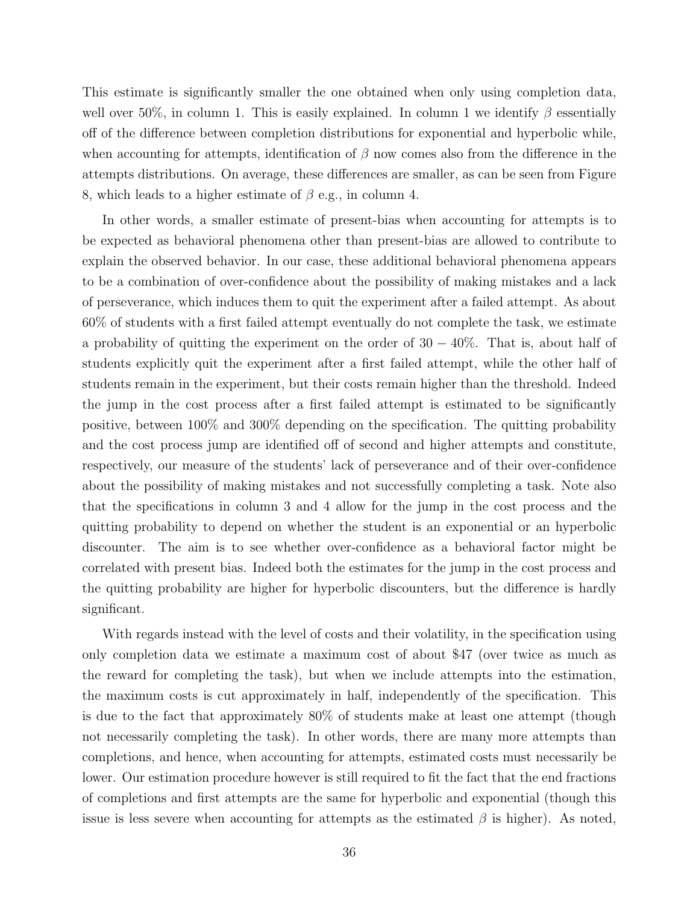This estimate is significantly smaller the one obtained when only using completion data, well over 50%, in column 1. This is easily explained. In column 1 we identify $\beta$ essentially off of the difference between completion distributions for exponential and hyperbolic while, when accounting for attempts, identification of $\beta$ now comes also from the difference in the attempts distributions. On average, these differences are smaller, as can be seen from Figure 8, which leads to a higher estimate of $\beta$ e.g., in column 4.

In other words, a smaller estimate of present-bias when accounting for attempts is to be expected as behavioral phenomena other than present-bias are allowed to contribute to explain the observed behavior. In our case, these additional behavioral phenomena appears to be a combination of over-confidence about the possibility of making mistakes and a lack of perseverance, which induces them to quit the experiment after a failed attempt. As about 60% of students with a first failed attempt eventually do not complete the task, we estimate a probability of quitting the experiment on the order of $30 - 40\%$. That is, about half of students explicitly quit the experiment after a first failed attempt, while the other half of students remain in the experiment, but their costs remain higher than the threshold. Indeed the jump in the cost process after a first failed attempt is estimated to be significantly positive, between 100% and 300% depending on the specification. The quitting probability and the cost process jump are identified off of second and higher attempts and constitute, respectively, our measure of the students' lack of perseverance and of their over-confidence about the possibility of making mistakes and not successfully completing a task. Note also that the specifications in column 3 and 4 allow for the jump in the cost process and the quitting probability to depend on whether the student is an exponential or an hyperbolic discounter. The aim is to see whether over-confidence as a behavioral factor might be correlated with present bias. Indeed both the estimates for the jump in the cost process and the quitting probability are higher for hyperbolic discounters, but the difference is hardly significant.

With regards instead with the level of costs and their volatility, in the specification using only completion data we estimate a maximum cost of about \$47 (over twice as much as the reward for completing the task), but when we include attempts into the estimation, the maximum costs is cut approximately in half, independently of the specification. This is due to the fact that approximately 80% of students make at least one attempt (though not necessarily completing the task). In other words, there are many more attempts than completions, and hence, when accounting for attempts, estimated costs must necessarily be lower. Our estimation procedure however is still required to fit the fact that the end fractions of completions and first attempts are the same for hyperbolic and exponential (though this issue is less severe when accounting for attempts as the estimated $\beta$ is higher). As noted,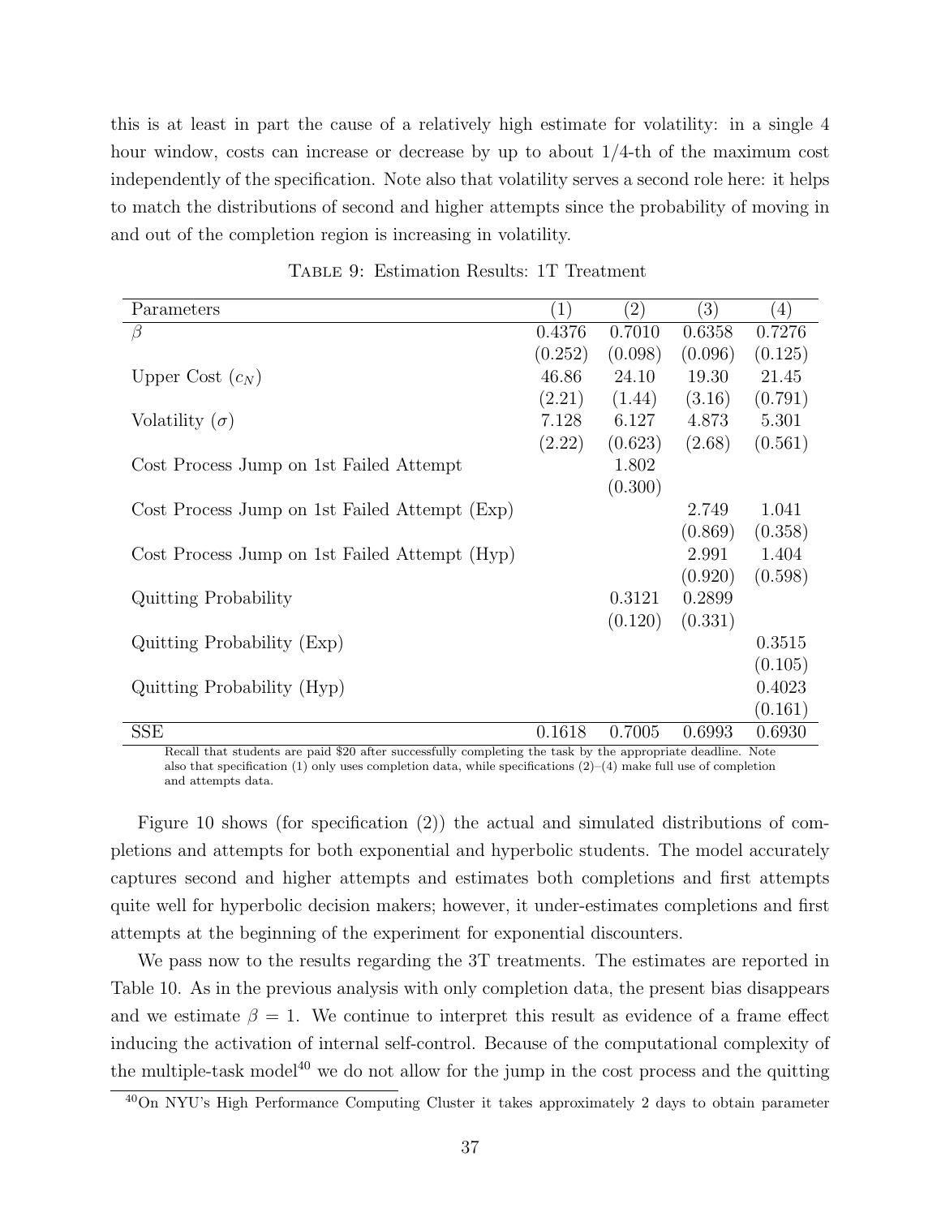this is at least in part the cause of a relatively high estimate for volatility: in a single 4 hour window, costs can increase or decrease by up to about 1/4-th of the maximum cost independently of the specification. Note also that volatility serves a second role here: it helps to match the distributions of second and higher attempts since the probability of moving in and out of the completion region is increasing in volatility.

Table 9: Estimation Results: 1T Treatment

| Parameters | (1) | (2) | (3) | (4) |
|---|---|---|---|---|
| $\beta$ | 0.4376 | 0.7010 | 0.6358 | 0.7276 |
| | (0.252) | (0.098) | (0.096) | (0.125) |
| Upper Cost ($c_N$) | 46.86 | 24.10 | 19.30 | 21.45 |
| | (2.21) | (1.44) | (3.16) | (0.791) |
| Volatility ($\sigma$) | 7.128 | 6.127 | 4.873 | 5.301 |
| | (2.22) | (0.623) | (2.68) | (0.561) |
| Cost Process Jump on 1st Failed Attempt | | 1.802 | | |
| | | (0.300) | | |
| Cost Process Jump on 1st Failed Attempt (Exp) | | | 2.749 | 1.041 |
| | | | (0.869) | (0.358) |
| Cost Process Jump on 1st Failed Attempt (Hyp) | | | 2.991 | 1.404 |
| | | | (0.920) | (0.598) |
| Quitting Probability | | 0.3121 | 0.2899 | |
| | | (0.120) | (0.331) | |
| Quitting Probability (Exp) | | | | 0.3515 |
| | | | | (0.105) |
| Quitting Probability (Hyp) | | | | 0.4023 |
| | | | | (0.161) |
| SSE | 0.1618 | 0.7005 | 0.6993 | 0.6930 |

Recall that students are paid $20 after successfully completing the task by the appropriate deadline. Note also that specification (1) only uses completion data, while specifications (2)–(4) make full use of completion and attempts data.

Figure 10 shows (for specification (2)) the actual and simulated distributions of completions and attempts for both exponential and hyperbolic students. The model accurately captures second and higher attempts and estimates both completions and first attempts quite well for hyperbolic decision makers; however, it under-estimates completions and first attempts at the beginning of the experiment for exponential discounters.

We pass now to the results regarding the 3T treatments. The estimates are reported in Table 10. As in the previous analysis with only completion data, the present bias disappears and we estimate $\beta = 1$. We continue to interpret this result as evidence of a frame effect inducing the activation of internal self-control. Because of the computational complexity of the multiple-task model[40] we do not allow for the jump in the cost process and the quitting

[40] On NYU's High Performance Computing Cluster it takes approximately 2 days to obtain parameter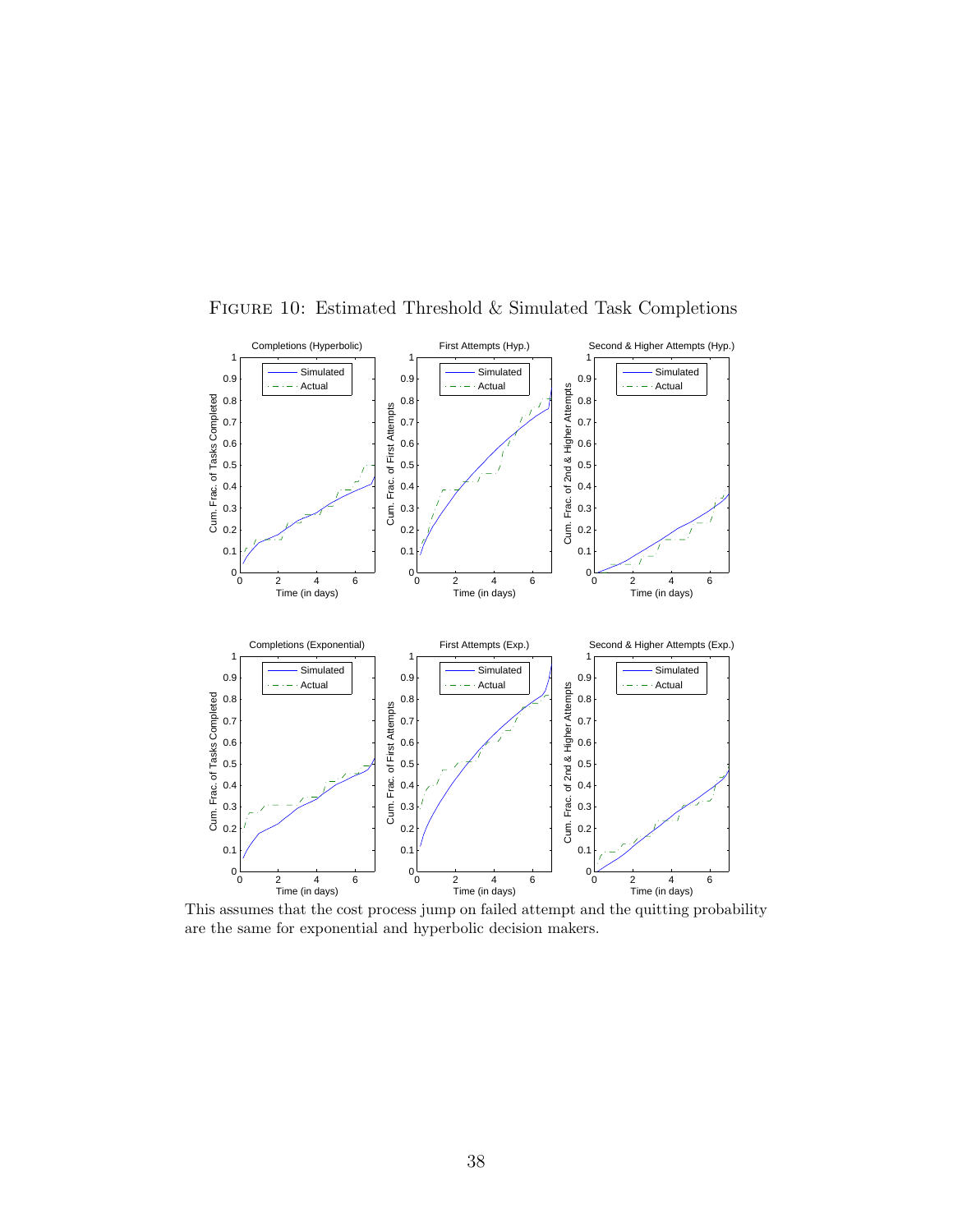FIGURE 10: Estimated Threshold & Simulated Task Completions

This assumes that the cost process jump on failed attempt and the quitting probability are the same for exponential and hyperbolic decision makers.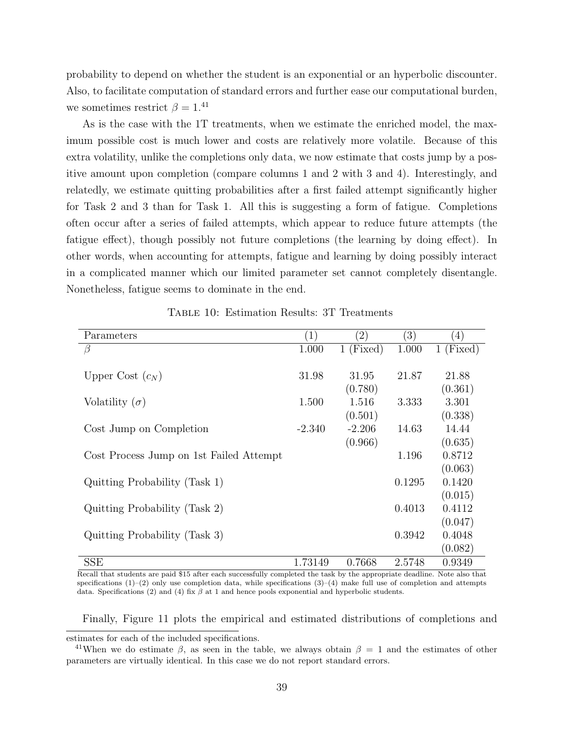probability to depend on whether the student is an exponential or an hyperbolic discounter. Also, to facilitate computation of standard errors and further ease our computational burden, we sometimes restrict $\beta = 1$.[41]

As is the case with the 1T treatments, when we estimate the enriched model, the maximum possible cost is much lower and costs are relatively more volatile. Because of this extra volatility, unlike the completions only data, we now estimate that costs jump by a positive amount upon completion (compare columns 1 and 2 with 3 and 4). Interestingly, and relatedly, we estimate quitting probabilities after a first failed attempt significantly higher for Task 2 and 3 than for Task 1. All this is suggesting a form of fatigue. Completions often occur after a series of failed attempts, which appear to reduce future attempts (the fatigue effect), though possibly not future completions (the learning by doing effect). In other words, when accounting for attempts, fatigue and learning by doing possibly interact in a complicated manner which our limited parameter set cannot completely disentangle. Nonetheless, fatigue seems to dominate in the end.

TABLE 10: Estimation Results: 3T Treatments

| Parameters | (1) | (2) | (3) | (4) |
|---|---|---|---|---|
| $\beta$ | 1.000 | 1 (Fixed) | 1.000 | 1 (Fixed) |
| Upper Cost ($c_N$) | 31.98 | 31.95 | 21.87 | 21.88 |
| | | (0.780) | | (0.361) |
| Volatility ($\sigma$) | 1.500 | 1.516 | 3.333 | 3.301 |
| | | (0.501) | | (0.338) |
| Cost Jump on Completion | -2.340 | -2.206 | 14.63 | 14.44 |
| | | (0.966) | | (0.635) |
| Cost Process Jump on 1st Failed Attempt | | | 1.196 | 0.8712 |
| | | | | (0.063) |
| Quitting Probability (Task 1) | | | 0.1295 | 0.1420 |
| | | | | (0.015) |
| Quitting Probability (Task 2) | | | 0.4013 | 0.4112 |
| | | | | (0.047) |
| Quitting Probability (Task 3) | | | 0.3942 | 0.4048 |
| | | | | (0.082) |
| SSE | 1.73149 | 0.7668 | 2.5748 | 0.9349 |

Recall that students are paid $15 after each successfully completed the task by the appropriate deadline. Note also that specifications (1)–(2) only use completion data, while specifications (3)–(4) make full use of completion and attempts data. Specifications (2) and (4) fix $\beta$ at 1 and hence pools exponential and hyperbolic students.

Finally, Figure 11 plots the empirical and estimated distributions of completions and

---

estimates for each of the included specifications.

[41] When we do estimate $\beta$, as seen in the table, we always obtain $\beta = 1$ and the estimates of other parameters are virtually identical. In this case we do not report standard errors.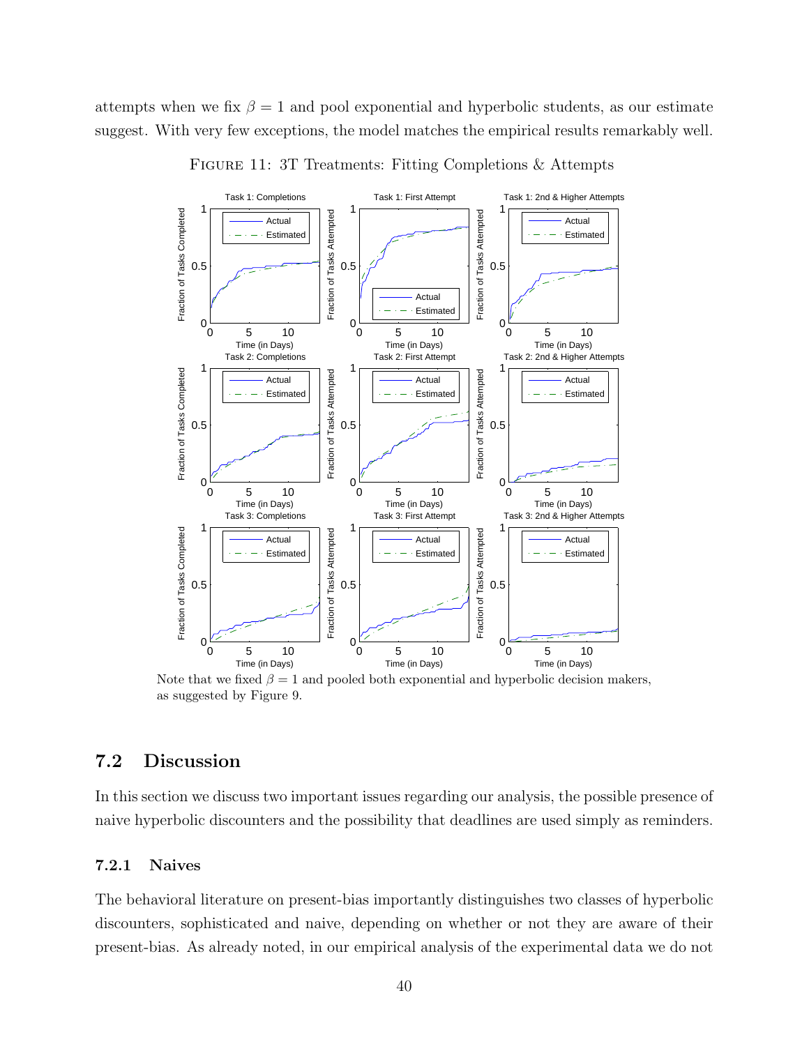attempts when we fix $\beta = 1$ and pool exponential and hyperbolic students, as our estimate suggest. With very few exceptions, the model matches the empirical results remarkably well.

FIGURE 11: 3T Treatments: Fitting Completions & Attempts

Note that we fixed $\beta = 1$ and pooled both exponential and hyperbolic decision makers, as suggested by Figure 9.

## 7.2 Discussion

In this section we discuss two important issues regarding our analysis, the possible presence of naive hyperbolic discounters and the possibility that deadlines are used simply as reminders.

### 7.2.1 Naives

The behavioral literature on present-bias importantly distinguishes two classes of hyperbolic discounters, sophisticated and naive, depending on whether or not they are aware of their present-bias. As already noted, in our empirical analysis of the experimental data we do not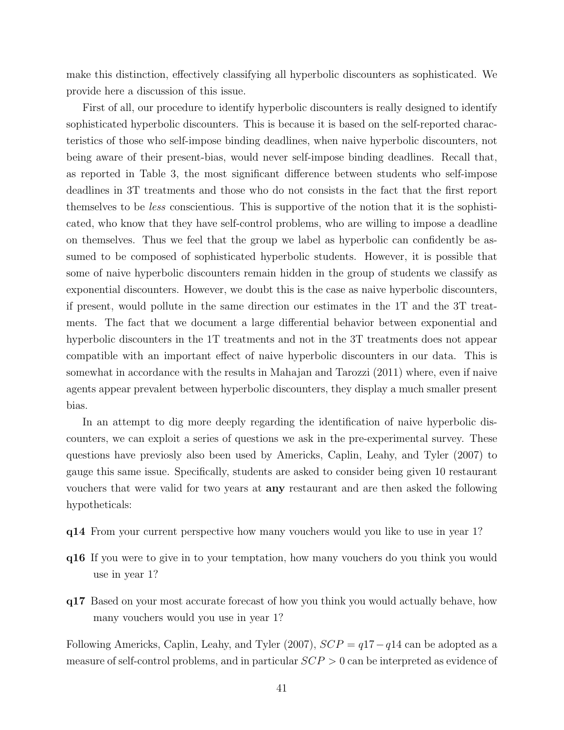make this distinction, effectively classifying all hyperbolic discounters as sophisticated. We provide here a discussion of this issue.

First of all, our procedure to identify hyperbolic discounters is really designed to identify sophisticated hyperbolic discounters. This is because it is based on the self-reported characteristics of those who self-impose binding deadlines, when naive hyperbolic discounters, not being aware of their present-bias, would never self-impose binding deadlines. Recall that, as reported in Table 3, the most significant difference between students who self-impose deadlines in 3T treatments and those who do not consists in the fact that the first report themselves to be *less* conscientious. This is supportive of the notion that it is the sophisticated, who know that they have self-control problems, who are willing to impose a deadline on themselves. Thus we feel that the group we label as hyperbolic can confidently be assumed to be composed of sophisticated hyperbolic students. However, it is possible that some of naive hyperbolic discounters remain hidden in the group of students we classify as exponential discounters. However, we doubt this is the case as naive hyperbolic discounters, if present, would pollute in the same direction our estimates in the 1T and the 3T treatments. The fact that we document a large differential behavior between exponential and hyperbolic discounters in the 1T treatments and not in the 3T treatments does not appear compatible with an important effect of naive hyperbolic discounters in our data. This is somewhat in accordance with the results in Mahajan and Tarozzi (2011) where, even if naive agents appear prevalent between hyperbolic discounters, they display a much smaller present bias.

In an attempt to dig more deeply regarding the identification of naive hyperbolic discounters, we can exploit a series of questions we ask in the pre-experimental survey. These questions have previously also been used by Americks, Caplin, Leahy, and Tyler (2007) to gauge this same issue. Specifically, students are asked to consider being given 10 restaurant vouchers that were valid for two years at **any** restaurant and are then asked the following hypotheticals:

**q14** From your current perspective how many vouchers would you like to use in year 1?

**q16** If you were to give in to your temptation, how many vouchers do you think you would use in year 1?

**q17** Based on your most accurate forecast of how you think you would actually behave, how many vouchers would you use in year 1?

Following Americks, Caplin, Leahy, and Tyler (2007), $SCP = q17 - q14$ can be adopted as a measure of self-control problems, and in particular $SCP > 0$ can be interpreted as evidence of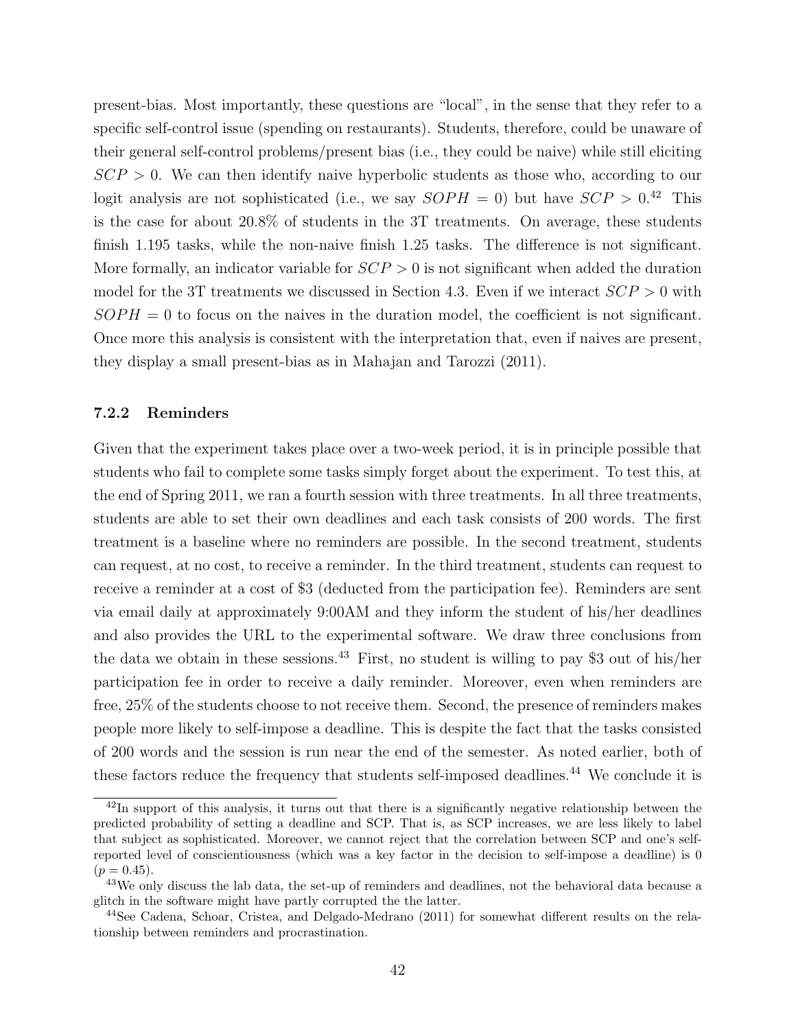present-bias. Most importantly, these questions are "local", in the sense that they refer to a specific self-control issue (spending on restaurants). Students, therefore, could be unaware of their general self-control problems/present bias (i.e., they could be naive) while still eliciting $SCP > 0$. We can then identify naive hyperbolic students as those who, according to our logit analysis are not sophisticated (i.e., we say $SOPH = 0$) but have $SCP > 0$.[42] This is the case for about 20.8% of students in the 3T treatments. On average, these students finish 1.195 tasks, while the non-naive finish 1.25 tasks. The difference is not significant. More formally, an indicator variable for $SCP > 0$ is not significant when added the duration model for the 3T treatments we discussed in Section 4.3. Even if we interact $SCP > 0$ with $SOPH = 0$ to focus on the naives in the duration model, the coefficient is not significant. Once more this analysis is consistent with the interpretation that, even if naives are present, they display a small present-bias as in Mahajan and Tarozzi (2011).

### 7.2.2 Reminders

Given that the experiment takes place over a two-week period, it is in principle possible that students who fail to complete some tasks simply forget about the experiment. To test this, at the end of Spring 2011, we ran a fourth session with three treatments. In all three treatments, students are able to set their own deadlines and each task consists of 200 words. The first treatment is a baseline where no reminders are possible. In the second treatment, students can request, at no cost, to receive a reminder. In the third treatment, students can request to receive a reminder at a cost of \$3 (deducted from the participation fee). Reminders are sent via email daily at approximately 9:00AM and they inform the student of his/her deadlines and also provides the URL to the experimental software. We draw three conclusions from the data we obtain in these sessions.[43] First, no student is willing to pay \$3 out of his/her participation fee in order to receive a daily reminder. Moreover, even when reminders are free, 25% of the students choose to not receive them. Second, the presence of reminders makes people more likely to self-impose a deadline. This is despite the fact that the tasks consisted of 200 words and the session is run near the end of the semester. As noted earlier, both of these factors reduce the frequency that students self-imposed deadlines.[44] We conclude it is

---

[42] In support of this analysis, it turns out that there is a significantly negative relationship between the predicted probability of setting a deadline and SCP. That is, as SCP increases, we are less likely to label that subject as sophisticated. Moreover, we cannot reject that the correlation between SCP and one's self-reported level of conscientiousness (which was a key factor in the decision to self-impose a deadline) is 0 ($p = 0.45$).

[43] We only discuss the lab data, the set-up of reminders and deadlines, not the behavioral data because a glitch in the software might have partly corrupted the the latter.

[44] See Cadena, Schoar, Cristea, and Delgado-Medrano (2011) for somewhat different results on the relationship between reminders and procrastination.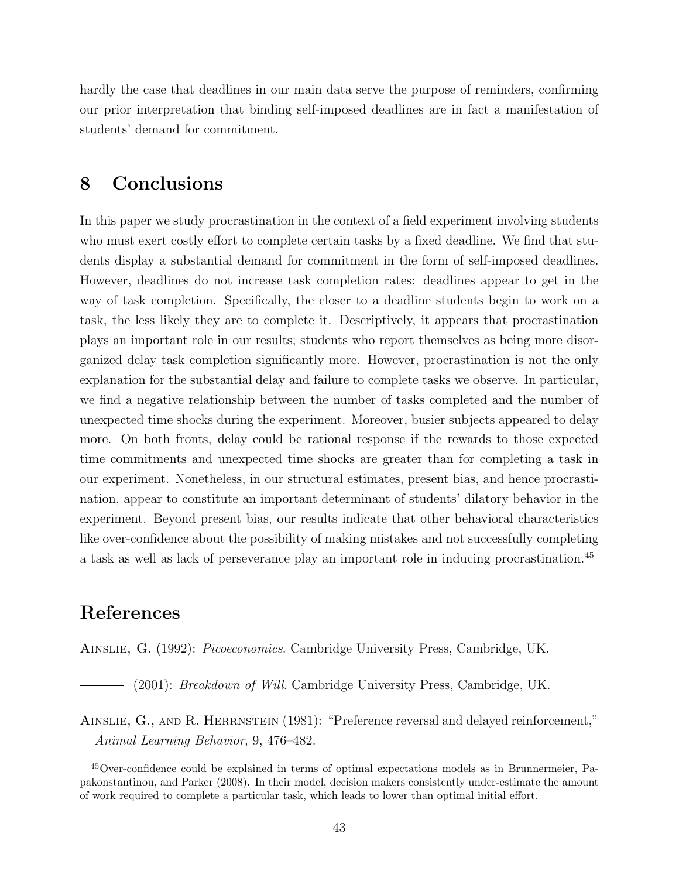hardly the case that deadlines in our main data serve the purpose of reminders, confirming our prior interpretation that binding self-imposed deadlines are in fact a manifestation of students' demand for commitment.

# 8 Conclusions

In this paper we study procrastination in the context of a field experiment involving students who must exert costly effort to complete certain tasks by a fixed deadline. We find that students display a substantial demand for commitment in the form of self-imposed deadlines. However, deadlines do not increase task completion rates: deadlines appear to get in the way of task completion. Specifically, the closer to a deadline students begin to work on a task, the less likely they are to complete it. Descriptively, it appears that procrastination plays an important role in our results; students who report themselves as being more disorganized delay task completion significantly more. However, procrastination is not the only explanation for the substantial delay and failure to complete tasks we observe. In particular, we find a negative relationship between the number of tasks completed and the number of unexpected time shocks during the experiment. Moreover, busier subjects appeared to delay more. On both fronts, delay could be rational response if the rewards to those expected time commitments and unexpected time shocks are greater than for completing a task in our experiment. Nonetheless, in our structural estimates, present bias, and hence procrastination, appear to constitute an important determinant of students' dilatory behavior in the experiment. Beyond present bias, our results indicate that other behavioral characteristics like over-confidence about the possibility of making mistakes and not successfully completing a task as well as lack of perseverance play an important role in inducing procrastination.[45]

# References

Ainslie, G. (1992): *Picoeconomics*. Cambridge University Press, Cambridge, UK.

——— (2001): *Breakdown of Will*. Cambridge University Press, Cambridge, UK.

Ainslie, G., and R. Herrnstein (1981): "Preference reversal and delayed reinforcement," *Animal Learning Behavior*, 9, 476–482.

[45] Over-confidence could be explained in terms of optimal expectations models as in Brunnermeier, Papakonstantinou, and Parker (2008). In their model, decision makers consistently under-estimate the amount of work required to complete a particular task, which leads to lower than optimal initial effort.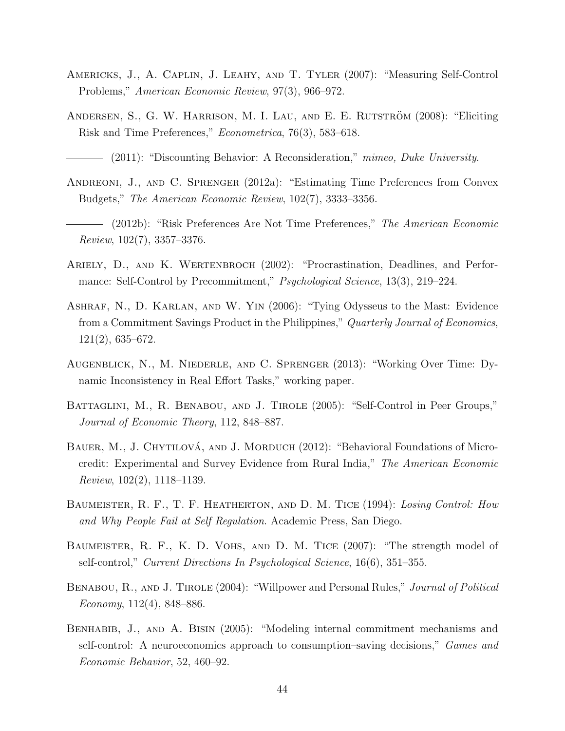Americks, J., A. Caplin, J. Leahy, and T. Tyler (2007): "Measuring Self-Control Problems," *American Economic Review*, 97(3), 966–972.

Andersen, S., G. W. Harrison, M. I. Lau, and E. E. Rutström (2008): "Eliciting Risk and Time Preferences," *Econometrica*, 76(3), 583–618.

——— (2011): "Discounting Behavior: A Reconsideration," *mimeo, Duke University*.

Andreoni, J., and C. Sprenger (2012a): "Estimating Time Preferences from Convex Budgets," *The American Economic Review*, 102(7), 3333–3356.

——— (2012b): "Risk Preferences Are Not Time Preferences," *The American Economic Review*, 102(7), 3357–3376.

Ariely, D., and K. Wertenbroch (2002): "Procrastination, Deadlines, and Performance: Self-Control by Precommitment," *Psychological Science*, 13(3), 219–224.

Ashraf, N., D. Karlan, and W. Yin (2006): "Tying Odysseus to the Mast: Evidence from a Commitment Savings Product in the Philippines," *Quarterly Journal of Economics*, 121(2), 635–672.

Augenblick, N., M. Niederle, and C. Sprenger (2013): "Working Over Time: Dynamic Inconsistency in Real Effort Tasks," working paper.

Battaglini, M., R. Benabou, and J. Tirole (2005): "Self-Control in Peer Groups," *Journal of Economic Theory*, 112, 848–887.

Bauer, M., J. Chytilová, and J. Morduch (2012): "Behavioral Foundations of Microcredit: Experimental and Survey Evidence from Rural India," *The American Economic Review*, 102(2), 1118–1139.

Baumeister, R. F., T. F. Heatherton, and D. M. Tice (1994): *Losing Control: How and Why People Fail at Self Regulation*. Academic Press, San Diego.

Baumeister, R. F., K. D. Vohs, and D. M. Tice (2007): "The strength model of self-control," *Current Directions In Psychological Science*, 16(6), 351–355.

Benabou, R., and J. Tirole (2004): "Willpower and Personal Rules," *Journal of Political Economy*, 112(4), 848–886.

Benhabib, J., and A. Bisin (2005): "Modeling internal commitment mechanisms and self-control: A neuroeconomics approach to consumption–saving decisions," *Games and Economic Behavior*, 52, 460–92.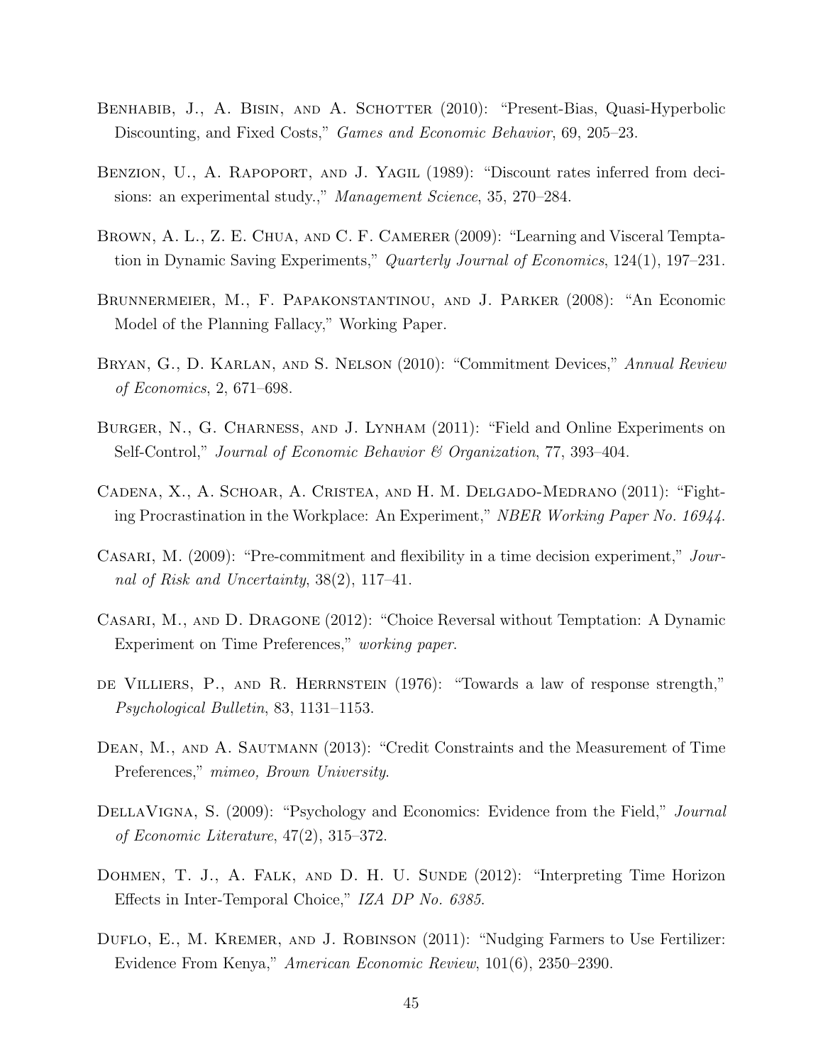Benhabib, J., A. Bisin, and A. Schotter (2010): "Present-Bias, Quasi-Hyperbolic Discounting, and Fixed Costs," *Games and Economic Behavior*, 69, 205–23.

Benzion, U., A. Rapoport, and J. Yagil (1989): "Discount rates inferred from decisions: an experimental study.," *Management Science*, 35, 270–284.

Brown, A. L., Z. E. Chua, and C. F. Camerer (2009): "Learning and Visceral Temptation in Dynamic Saving Experiments," *Quarterly Journal of Economics*, 124(1), 197–231.

Brunnermeier, M., F. Papakonstantinou, and J. Parker (2008): "An Economic Model of the Planning Fallacy," Working Paper.

Bryan, G., D. Karlan, and S. Nelson (2010): "Commitment Devices," *Annual Review of Economics*, 2, 671–698.

Burger, N., G. Charness, and J. Lynham (2011): "Field and Online Experiments on Self-Control," *Journal of Economic Behavior & Organization*, 77, 393–404.

Cadena, X., A. Schoar, A. Cristea, and H. M. Delgado-Medrano (2011): "Fighting Procrastination in the Workplace: An Experiment," *NBER Working Paper No. 16944*.

Casari, M. (2009): "Pre-commitment and flexibility in a time decision experiment," *Journal of Risk and Uncertainty*, 38(2), 117–41.

Casari, M., and D. Dragone (2012): "Choice Reversal without Temptation: A Dynamic Experiment on Time Preferences," *working paper*.

de Villiers, P., and R. Herrnstein (1976): "Towards a law of response strength," *Psychological Bulletin*, 83, 1131–1153.

Dean, M., and A. Sautmann (2013): "Credit Constraints and the Measurement of Time Preferences," *mimeo, Brown University*.

DellaVigna, S. (2009): "Psychology and Economics: Evidence from the Field," *Journal of Economic Literature*, 47(2), 315–372.

Dohmen, T. J., A. Falk, and D. H. U. Sunde (2012): "Interpreting Time Horizon Effects in Inter-Temporal Choice," *IZA DP No. 6385*.

Duflo, E., M. Kremer, and J. Robinson (2011): "Nudging Farmers to Use Fertilizer: Evidence From Kenya," *American Economic Review*, 101(6), 2350–2390.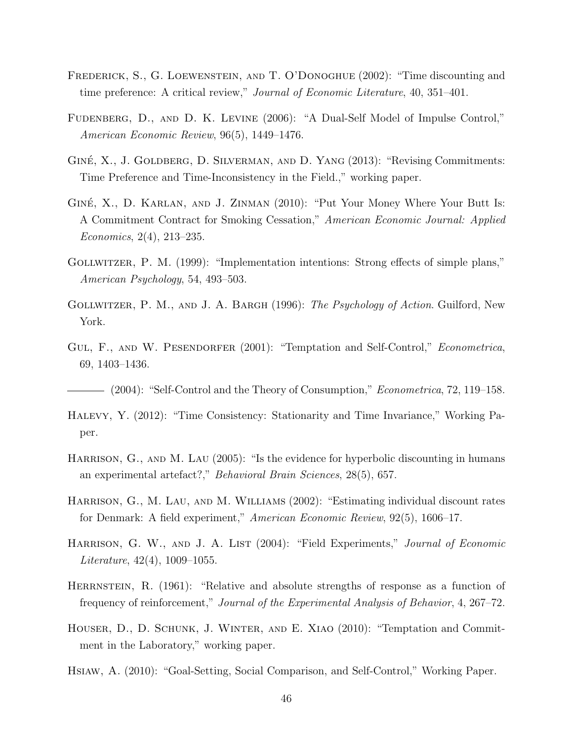Frederick, S., G. Loewenstein, and T. O'Donoghue (2002): "Time discounting and time preference: A critical review," *Journal of Economic Literature*, 40, 351–401.

Fudenberg, D., and D. K. Levine (2006): "A Dual-Self Model of Impulse Control," *American Economic Review*, 96(5), 1449–1476.

Giné, X., J. Goldberg, D. Silverman, and D. Yang (2013): "Revising Commitments: Time Preference and Time-Inconsistency in the Field.," working paper.

Giné, X., D. Karlan, and J. Zinman (2010): "Put Your Money Where Your Butt Is: A Commitment Contract for Smoking Cessation," *American Economic Journal: Applied Economics*, 2(4), 213–235.

Gollwitzer, P. M. (1999): "Implementation intentions: Strong effects of simple plans," *American Psychology*, 54, 493–503.

Gollwitzer, P. M., and J. A. Bargh (1996): *The Psychology of Action*. Guilford, New York.

Gul, F., and W. Pesendorfer (2001): "Temptation and Self-Control," *Econometrica*, 69, 1403–1436.

——— (2004): "Self-Control and the Theory of Consumption," *Econometrica*, 72, 119–158.

Halevy, Y. (2012): "Time Consistency: Stationarity and Time Invariance," Working Paper.

Harrison, G., and M. Lau (2005): "Is the evidence for hyperbolic discounting in humans an experimental artefact?," *Behavioral Brain Sciences*, 28(5), 657.

Harrison, G., M. Lau, and M. Williams (2002): "Estimating individual discount rates for Denmark: A field experiment," *American Economic Review*, 92(5), 1606–17.

Harrison, G. W., and J. A. List (2004): "Field Experiments," *Journal of Economic Literature*, 42(4), 1009–1055.

Herrnstein, R. (1961): "Relative and absolute strengths of response as a function of frequency of reinforcement," *Journal of the Experimental Analysis of Behavior*, 4, 267–72.

Houser, D., D. Schunk, J. Winter, and E. Xiao (2010): "Temptation and Commitment in the Laboratory," working paper.

Hsiaw, A. (2010): "Goal-Setting, Social Comparison, and Self-Control," Working Paper.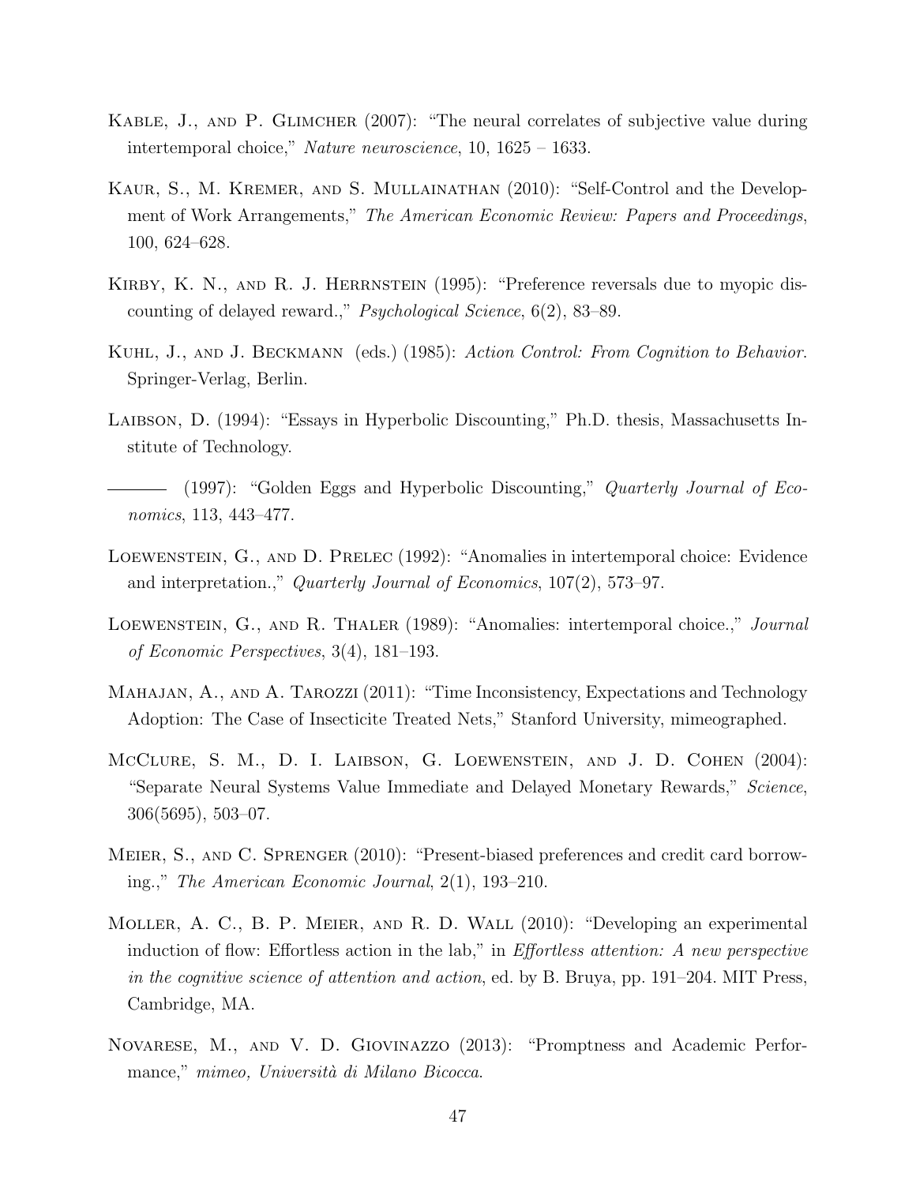Kable, J., and P. Glimcher (2007): "The neural correlates of subjective value during intertemporal choice," *Nature neuroscience*, 10, 1625 – 1633.

Kaur, S., M. Kremer, and S. Mullainathan (2010): "Self-Control and the Development of Work Arrangements," *The American Economic Review: Papers and Proceedings*, 100, 624–628.

Kirby, K. N., and R. J. Herrnstein (1995): "Preference reversals due to myopic discounting of delayed reward.," *Psychological Science*, 6(2), 83–89.

Kuhl, J., and J. Beckmann (eds.) (1985): *Action Control: From Cognition to Behavior*. Springer-Verlag, Berlin.

Laibson, D. (1994): "Essays in Hyperbolic Discounting," Ph.D. thesis, Massachusetts Institute of Technology.

——— (1997): "Golden Eggs and Hyperbolic Discounting," *Quarterly Journal of Economics*, 113, 443–477.

Loewenstein, G., and D. Prelec (1992): "Anomalies in intertemporal choice: Evidence and interpretation.," *Quarterly Journal of Economics*, 107(2), 573–97.

Loewenstein, G., and R. Thaler (1989): "Anomalies: intertemporal choice.," *Journal of Economic Perspectives*, 3(4), 181–193.

Mahajan, A., and A. Tarozzi (2011): "Time Inconsistency, Expectations and Technology Adoption: The Case of Insecticite Treated Nets," Stanford University, mimeographed.

McClure, S. M., D. I. Laibson, G. Loewenstein, and J. D. Cohen (2004): "Separate Neural Systems Value Immediate and Delayed Monetary Rewards," *Science*, 306(5695), 503–07.

Meier, S., and C. Sprenger (2010): "Present-biased preferences and credit card borrowing.," *The American Economic Journal*, 2(1), 193–210.

Moller, A. C., B. P. Meier, and R. D. Wall (2010): "Developing an experimental induction of flow: Effortless action in the lab," in *Effortless attention: A new perspective in the cognitive science of attention and action*, ed. by B. Bruya, pp. 191–204. MIT Press, Cambridge, MA.

Novarese, M., and V. D. Giovinazzo (2013): "Promptness and Academic Performance," *mimeo, Università di Milano Bicocca*.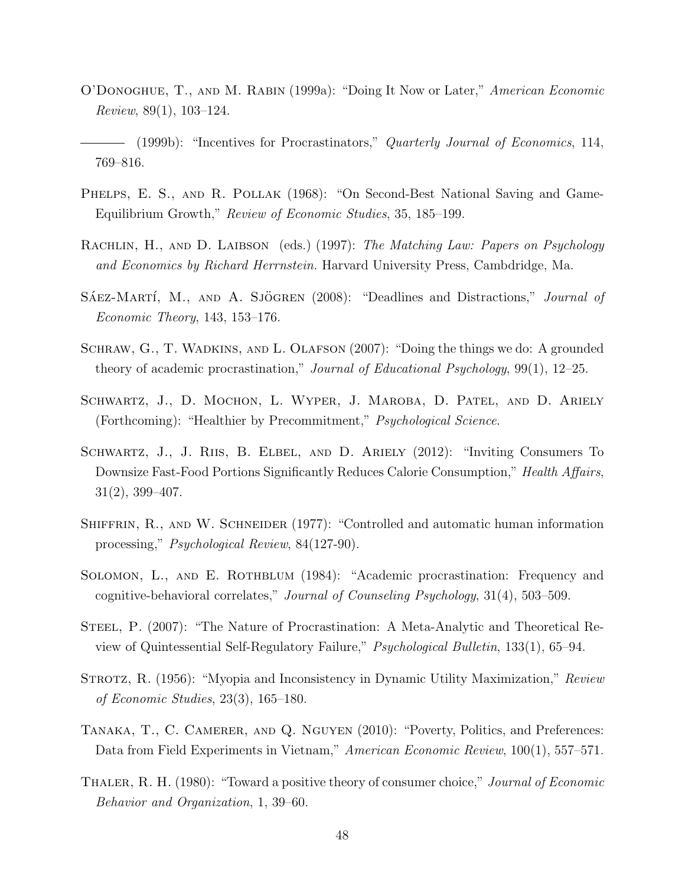O'Donoghue, T., and M. Rabin (1999a): "Doing It Now or Later," *American Economic Review*, 89(1), 103–124.

——— (1999b): "Incentives for Procrastinators," *Quarterly Journal of Economics*, 114, 769–816.

Phelps, E. S., and R. Pollak (1968): "On Second-Best National Saving and Game-Equilibrium Growth," *Review of Economic Studies*, 35, 185–199.

Rachlin, H., and D. Laibson (eds.) (1997): *The Matching Law: Papers on Psychology and Economics by Richard Herrnstein.* Harvard University Press, Cambdridge, Ma.

Sáez-Martí, M., and A. Sjögren (2008): "Deadlines and Distractions," *Journal of Economic Theory*, 143, 153–176.

Schraw, G., T. Wadkins, and L. Olafson (2007): "Doing the things we do: A grounded theory of academic procrastination," *Journal of Educational Psychology*, 99(1), 12–25.

Schwartz, J., D. Mochon, L. Wyper, J. Maroba, D. Patel, and D. Ariely (Forthcoming): "Healthier by Precommitment," *Psychological Science*.

Schwartz, J., J. Riis, B. Elbel, and D. Ariely (2012): "Inviting Consumers To Downsize Fast-Food Portions Significantly Reduces Calorie Consumption," *Health Affairs*, 31(2), 399–407.

Shiffrin, R., and W. Schneider (1977): "Controlled and automatic human information processing," *Psychological Review*, 84(127-90).

Solomon, L., and E. Rothblum (1984): "Academic procrastination: Frequency and cognitive-behavioral correlates," *Journal of Counseling Psychology*, 31(4), 503–509.

Steel, P. (2007): "The Nature of Procrastination: A Meta-Analytic and Theoretical Review of Quintessential Self-Regulatory Failure," *Psychological Bulletin*, 133(1), 65–94.

Strotz, R. (1956): "Myopia and Inconsistency in Dynamic Utility Maximization," *Review of Economic Studies*, 23(3), 165–180.

Tanaka, T., C. Camerer, and Q. Nguyen (2010): "Poverty, Politics, and Preferences: Data from Field Experiments in Vietnam," *American Economic Review*, 100(1), 557–571.

Thaler, R. H. (1980): "Toward a positive theory of consumer choice," *Journal of Economic Behavior and Organization*, 1, 39–60.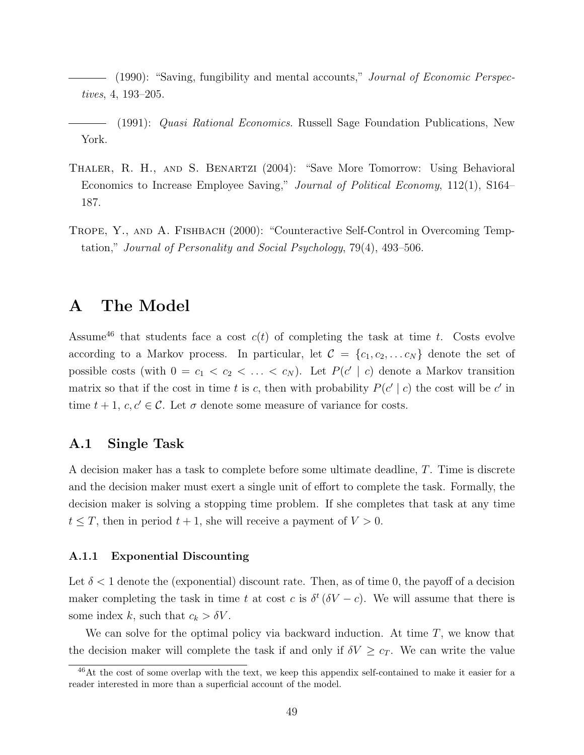——— (1990): "Saving, fungibility and mental accounts," *Journal of Economic Perspectives*, 4, 193–205.

——— (1991): *Quasi Rational Economics*. Russell Sage Foundation Publications, New York.

Thaler, R. H., and S. Benartzi (2004): "Save More Tomorrow: Using Behavioral Economics to Increase Employee Saving," *Journal of Political Economy*, 112(1), S164–187.

Trope, Y., and A. Fishbach (2000): "Counteractive Self-Control in Overcoming Temptation," *Journal of Personality and Social Psychology*, 79(4), 493–506.

# A The Model

Assume[46] that students face a cost $c(t)$ of completing the task at time $t$. Costs evolve according to a Markov process. In particular, let $\mathcal{C} = \{c_1, c_2, \ldots c_N\}$ denote the set of possible costs (with $0 = c_1 < c_2 < \ldots < c_N$). Let $P(c' \mid c)$ denote a Markov transition matrix so that if the cost in time $t$ is $c$, then with probability $P(c' \mid c)$ the cost will be $c'$ in time $t+1$, $c, c' \in \mathcal{C}$. Let $\sigma$ denote some measure of variance for costs.

## A.1 Single Task

A decision maker has a task to complete before some ultimate deadline, $T$. Time is discrete and the decision maker must exert a single unit of effort to complete the task. Formally, the decision maker is solving a stopping time problem. If she completes that task at any time $t \leq T$, then in period $t+1$, she will receive a payment of $V > 0$.

### A.1.1 Exponential Discounting

Let $\delta < 1$ denote the (exponential) discount rate. Then, as of time 0, the payoff of a decision maker completing the task in time $t$ at cost $c$ is $\delta^t (\delta V - c)$. We will assume that there is some index $k$, such that $c_k > \delta V$.

We can solve for the optimal policy via backward induction. At time $T$, we know that the decision maker will complete the task if and only if $\delta V \geq c_T$. We can write the value

[46] At the cost of some overlap with the text, we keep this appendix self-contained to make it easier for a reader interested in more than a superficial account of the model.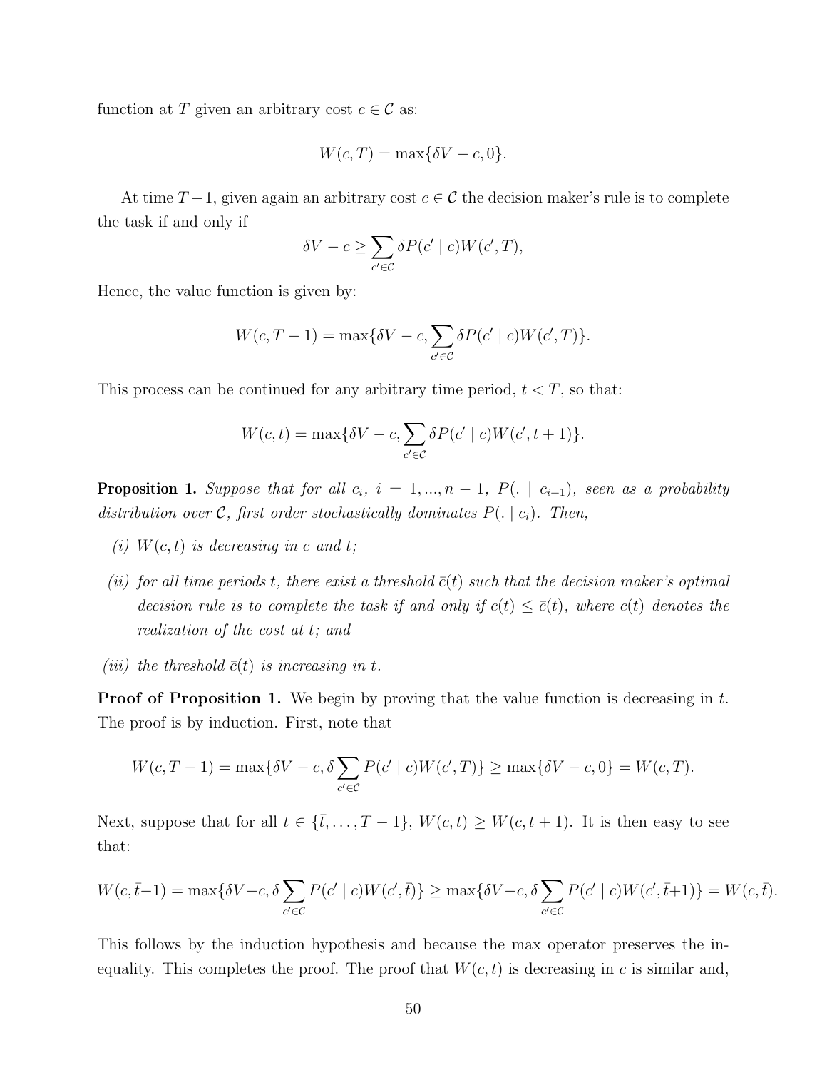function at $T$ given an arbitrary cost $c \in \mathcal{C}$ as:

$$W(c,T) = \max\{\delta V - c, 0\}.$$

At time $T-1$, given again an arbitrary cost $c \in \mathcal{C}$ the decision maker's rule is to complete the task if and only if

$$\delta V - c \geq \sum_{c' \in \mathcal{C}} \delta P(c' \mid c) W(c', T),$$

Hence, the value function is given by:

$$W(c, T-1) = \max\{\delta V - c, \sum_{c' \in \mathcal{C}} \delta P(c' \mid c) W(c', T)\}.$$

This process can be continued for any arbitrary time period, $t < T$, so that:

$$W(c, t) = \max\{\delta V - c, \sum_{c' \in \mathcal{C}} \delta P(c' \mid c) W(c', t+1)\}.$$

**Proposition 1.** *Suppose that for all $c_i$, $i = 1, ..., n-1$, $P(. \mid c_{i+1})$, seen as a probability distribution over $\mathcal{C}$, first order stochastically dominates $P(. \mid c_i)$. Then,*

*(i) $W(c,t)$ is decreasing in $c$ and $t$;*

*(ii) for all time periods $t$, there exist a threshold $\bar{c}(t)$ such that the decision maker's optimal decision rule is to complete the task if and only if $c(t) \leq \bar{c}(t)$, where $c(t)$ denotes the realization of the cost at $t$; and*

*(iii) the threshold $\bar{c}(t)$ is increasing in $t$.*

**Proof of Proposition 1.** We begin by proving that the value function is decreasing in $t$. The proof is by induction. First, note that

$$W(c, T-1) = \max\{\delta V - c, \delta \sum_{c' \in \mathcal{C}} P(c' \mid c) W(c', T)\} \geq \max\{\delta V - c, 0\} = W(c, T).$$

Next, suppose that for all $t \in \{\bar{t}, \dots, T-1\}$, $W(c,t) \geq W(c, t+1)$. It is then easy to see that:

$$W(c, \bar{t}-1) = \max\{\delta V - c, \delta \sum_{c' \in \mathcal{C}} P(c' \mid c) W(c', \bar{t})\} \geq \max\{\delta V - c, \delta \sum_{c' \in \mathcal{C}} P(c' \mid c) W(c', \bar{t}+1)\} = W(c, \bar{t}).$$

This follows by the induction hypothesis and because the max operator preserves the inequality. This completes the proof. The proof that $W(c,t)$ is decreasing in $c$ is similar and,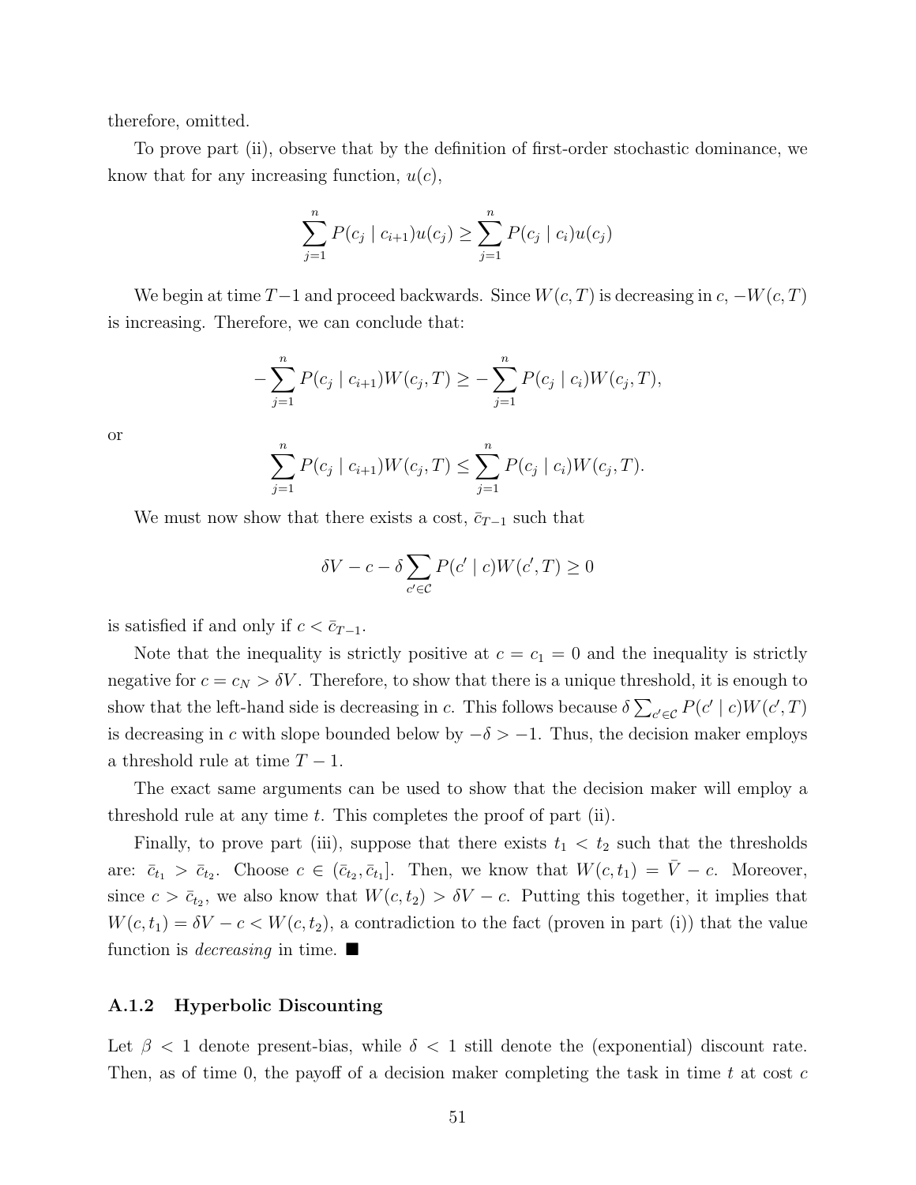therefore, omitted.

To prove part (ii), observe that by the definition of first-order stochastic dominance, we know that for any increasing function, $u(c)$,

$$\sum_{j=1}^{n} P(c_j \mid c_{i+1}) u(c_j) \geq \sum_{j=1}^{n} P(c_j \mid c_i) u(c_j)$$

We begin at time $T-1$ and proceed backwards. Since $W(c, T)$ is decreasing in $c$, $-W(c, T)$ is increasing. Therefore, we can conclude that:

$$-\sum_{j=1}^{n} P(c_j \mid c_{i+1}) W(c_j, T) \geq -\sum_{j=1}^{n} P(c_j \mid c_i) W(c_j, T),$$

or

$$\sum_{j=1}^{n} P(c_j \mid c_{i+1}) W(c_j, T) \leq \sum_{j=1}^{n} P(c_j \mid c_i) W(c_j, T).$$

We must now show that there exists a cost, $\bar{c}_{T-1}$ such that

$$\delta V - c - \delta \sum_{c' \in \mathcal{C}} P(c' \mid c) W(c', T) \geq 0$$

is satisfied if and only if $c < \bar{c}_{T-1}$.

Note that the inequality is strictly positive at $c = c_1 = 0$ and the inequality is strictly negative for $c = c_N > \delta V$. Therefore, to show that there is a unique threshold, it is enough to show that the left-hand side is decreasing in $c$. This follows because $\delta \sum_{c' \in \mathcal{C}} P(c' \mid c) W(c', T)$ is decreasing in $c$ with slope bounded below by $-\delta > -1$. Thus, the decision maker employs a threshold rule at time $T-1$.

The exact same arguments can be used to show that the decision maker will employ a threshold rule at any time $t$. This completes the proof of part (ii).

Finally, to prove part (iii), suppose that there exists $t_1 < t_2$ such that the thresholds are: $\bar{c}_{t_1} > \bar{c}_{t_2}$. Choose $c \in (\bar{c}_{t_2}, \bar{c}_{t_1}]$. Then, we know that $W(c, t_1) = \bar{V} - c$. Moreover, since $c > \bar{c}_{t_2}$, we also know that $W(c, t_2) > \delta V - c$. Putting this together, it implies that $W(c, t_1) = \delta V - c < W(c, t_2)$, a contradiction to the fact (proven in part (i)) that the value function is *decreasing* in time. ■

### A.1.2 Hyperbolic Discounting

Let $\beta < 1$ denote present-bias, while $\delta < 1$ still denote the (exponential) discount rate. Then, as of time 0, the payoff of a decision maker completing the task in time $t$ at cost $c$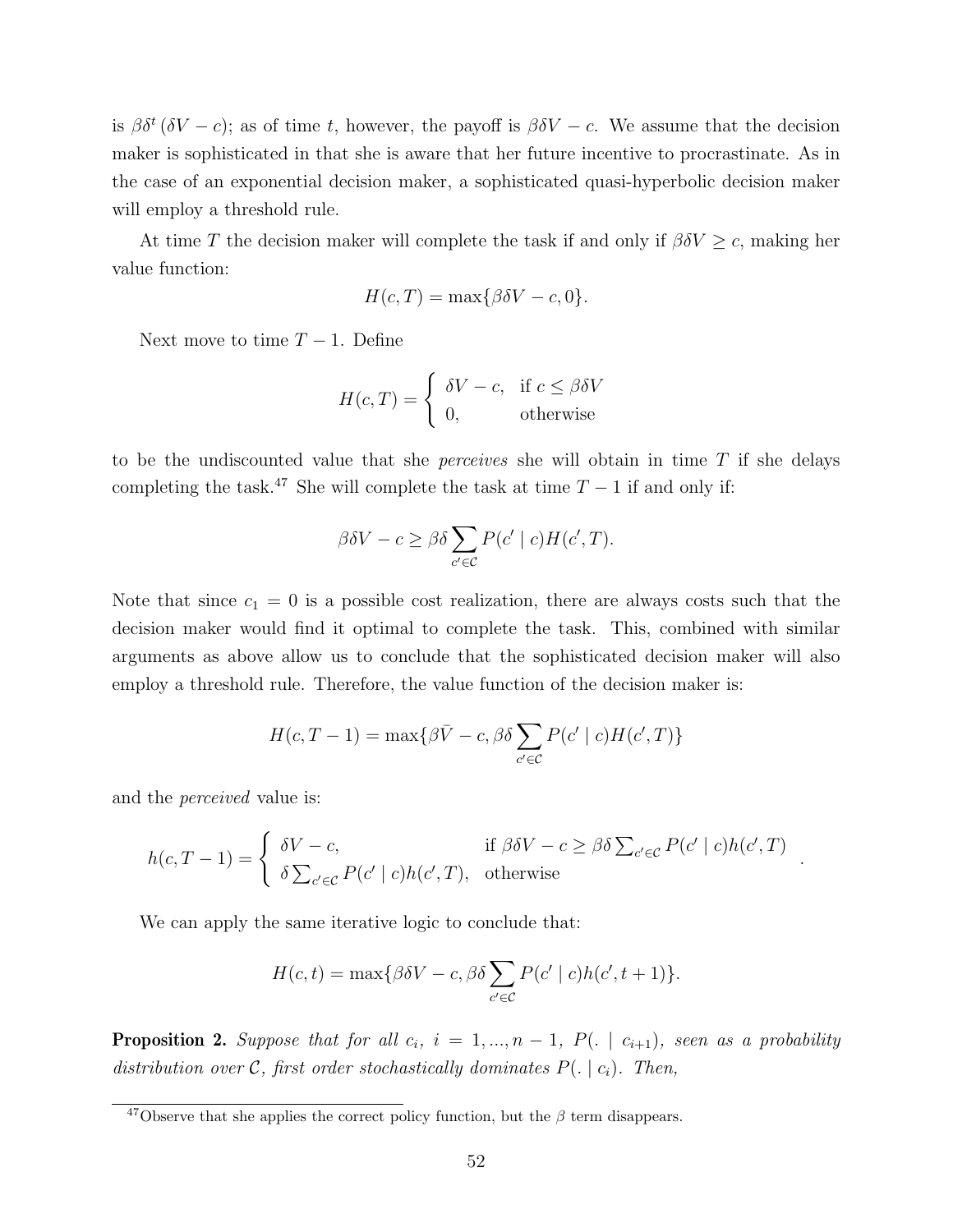is $\beta\delta^t(\delta V - c)$; as of time $t$, however, the payoff is $\beta\delta V - c$. We assume that the decision maker is sophisticated in that she is aware that her future incentive to procrastinate. As in the case of an exponential decision maker, a sophisticated quasi-hyperbolic decision maker will employ a threshold rule.

At time $T$ the decision maker will complete the task if and only if $\beta\delta V \geq c$, making her value function:

$$H(c,T) = \max\{\beta\delta V - c, 0\}.$$

Next move to time $T-1$. Define

$$H(c,T) = \begin{cases} \delta V - c, & \text{if } c \leq \beta\delta V \\ 0, & \text{otherwise} \end{cases}$$

to be the undiscounted value that she *perceives* she will obtain in time $T$ if she delays completing the task.[47] She will complete the task at time $T-1$ if and only if:

$$\beta\delta V - c \geq \beta\delta \sum_{c' \in \mathcal{C}} P(c' \mid c) H(c',T).$$

Note that since $c_1 = 0$ is a possible cost realization, there are always costs such that the decision maker would find it optimal to complete the task. This, combined with similar arguments as above allow us to conclude that the sophisticated decision maker will also employ a threshold rule. Therefore, the value function of the decision maker is:

$$H(c,T-1) = \max\{\beta\bar{V} - c, \beta\delta \sum_{c' \in \mathcal{C}} P(c' \mid c) H(c',T)\}$$

and the *perceived* value is:

$$h(c,T-1) = \begin{cases} \delta V - c, & \text{if } \beta\delta V - c \geq \beta\delta \sum_{c' \in \mathcal{C}} P(c' \mid c) h(c',T) \\ \delta \sum_{c' \in \mathcal{C}} P(c' \mid c) h(c',T), & \text{otherwise} \end{cases}.$$

We can apply the same iterative logic to conclude that:

$$H(c,t) = \max\{\beta\delta V - c, \beta\delta \sum_{c' \in \mathcal{C}} P(c' \mid c) h(c',t+1)\}.$$

**Proposition 2.** *Suppose that for all $c_i$, $i = 1, ..., n-1$, $P(. \mid c_{i+1})$, seen as a probability distribution over $\mathcal{C}$, first order stochastically dominates $P(. \mid c_i)$. Then,*

[47] Observe that she applies the correct policy function, but the $\beta$ term disappears.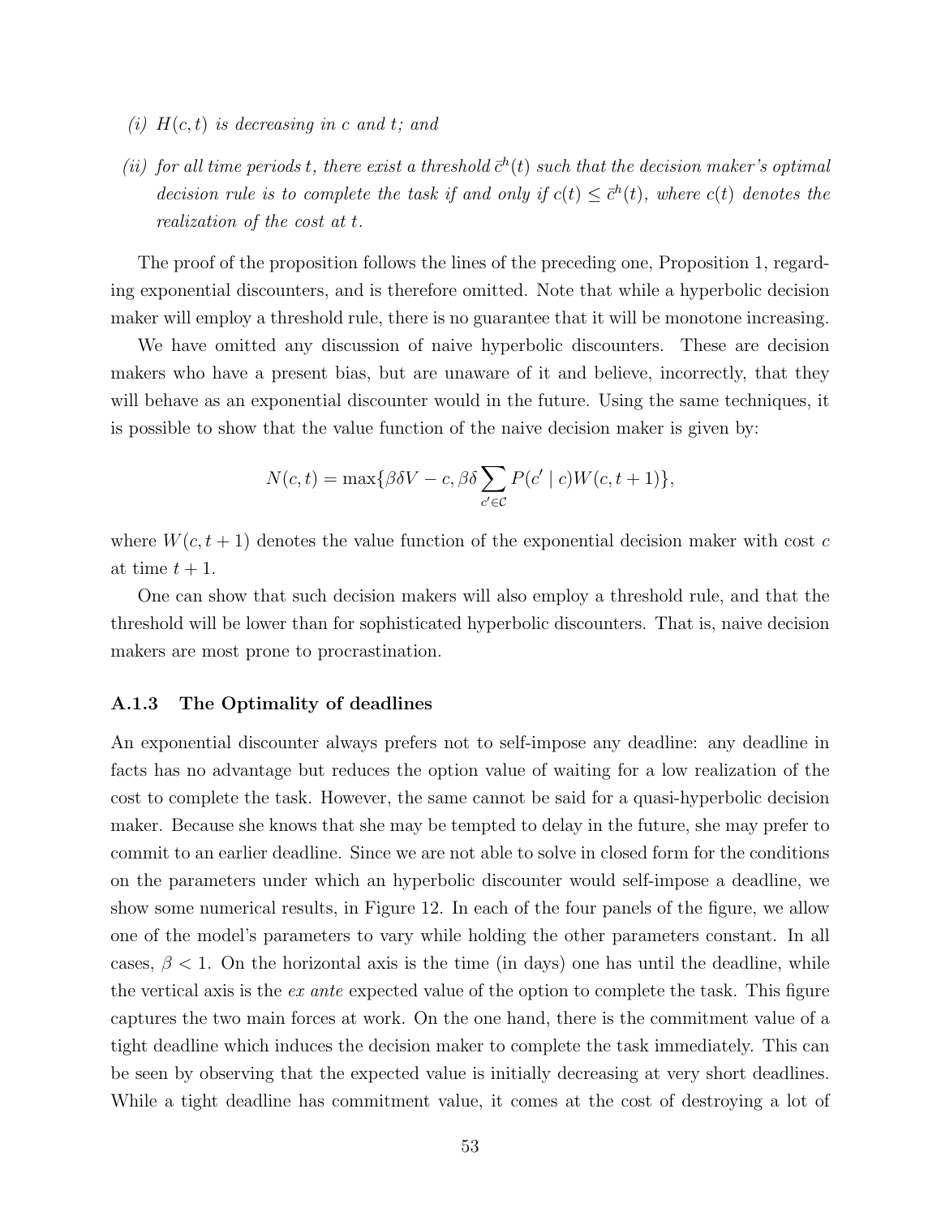*(i) $H(c,t)$ is decreasing in $c$ and $t$; and*

*(ii) for all time periods $t$, there exist a threshold $\bar{c}^h(t)$ such that the decision maker's optimal decision rule is to complete the task if and only if $c(t) \leq \bar{c}^h(t)$, where $c(t)$ denotes the realization of the cost at $t$.*

The proof of the proposition follows the lines of the preceding one, Proposition 1, regarding exponential discounters, and is therefore omitted. Note that while a hyperbolic decision maker will employ a threshold rule, there is no guarantee that it will be monotone increasing.

We have omitted any discussion of naive hyperbolic discounters. These are decision makers who have a present bias, but are unaware of it and believe, incorrectly, that they will behave as an exponential discounter would in the future. Using the same techniques, it is possible to show that the value function of the naive decision maker is given by:

$$N(c,t) = \max\{\beta\delta V - c, \beta\delta \sum_{c' \in \mathcal{C}} P(c' \mid c) W(c, t+1)\},$$

where $W(c, t+1)$ denotes the value function of the exponential decision maker with cost $c$ at time $t+1$.

One can show that such decision makers will also employ a threshold rule, and that the threshold will be lower than for sophisticated hyperbolic discounters. That is, naive decision makers are most prone to procrastination.

### A.1.3 The Optimality of deadlines

An exponential discounter always prefers not to self-impose any deadline: any deadline in facts has no advantage but reduces the option value of waiting for a low realization of the cost to complete the task. However, the same cannot be said for a quasi-hyperbolic decision maker. Because she knows that she may be tempted to delay in the future, she may prefer to commit to an earlier deadline. Since we are not able to solve in closed form for the conditions on the parameters under which an hyperbolic discounter would self-impose a deadline, we show some numerical results, in Figure 12. In each of the four panels of the figure, we allow one of the model's parameters to vary while holding the other parameters constant. In all cases, $\beta < 1$. On the horizontal axis is the time (in days) one has until the deadline, while the vertical axis is the *ex ante* expected value of the option to complete the task. This figure captures the two main forces at work. On the one hand, there is the commitment value of a tight deadline which induces the decision maker to complete the task immediately. This can be seen by observing that the expected value is initially decreasing at very short deadlines. While a tight deadline has commitment value, it comes at the cost of destroying a lot of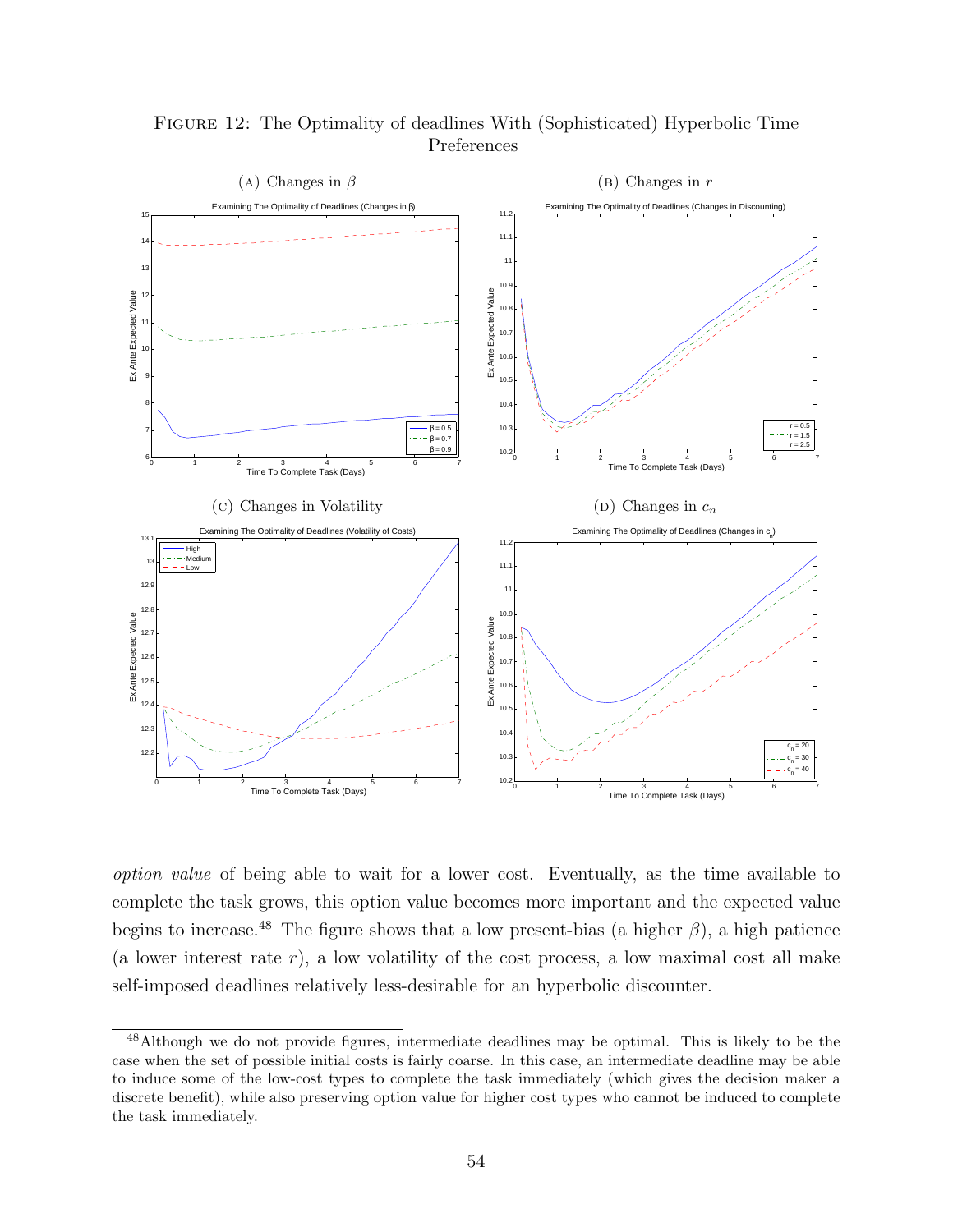FIGURE 12: The Optimality of deadlines With (Sophisticated) Hyperbolic Time Preferences

(A) Changes in $\beta$

(B) Changes in $r$

(C) Changes in Volatility

(D) Changes in $c_n$

*option value* of being able to wait for a lower cost. Eventually, as the time available to complete the task grows, this option value becomes more important and the expected value begins to increase.[48] The figure shows that a low present-bias (a higher $\beta$), a high patience (a lower interest rate $r$), a low volatility of the cost process, a low maximal cost all make self-imposed deadlines relatively less-desirable for an hyperbolic discounter.

---

[48] Although we do not provide figures, intermediate deadlines may be optimal. This is likely to be the case when the set of possible initial costs is fairly coarse. In this case, an intermediate deadline may be able to induce some of the low-cost types to complete the task immediately (which gives the decision maker a discrete benefit), while also preserving option value for higher cost types who cannot be induced to complete the task immediately.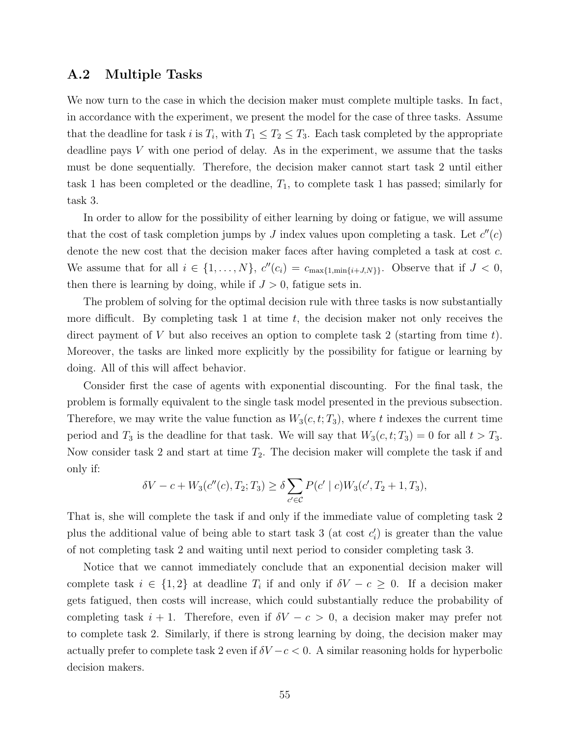### A.2 Multiple Tasks

We now turn to the case in which the decision maker must complete multiple tasks. In fact, in accordance with the experiment, we present the model for the case of three tasks. Assume that the deadline for task $i$ is $T_i$, with $T_1 \leq T_2 \leq T_3$. Each task completed by the appropriate deadline pays $V$ with one period of delay. As in the experiment, we assume that the tasks must be done sequentially. Therefore, the decision maker cannot start task 2 until either task 1 has been completed or the deadline, $T_1$, to complete task 1 has passed; similarly for task 3.

In order to allow for the possibility of either learning by doing or fatigue, we will assume that the cost of task completion jumps by $J$ index values upon completing a task. Let $c''(c)$ denote the new cost that the decision maker faces after having completed a task at cost $c$. We assume that for all $i \in \{1, \ldots, N\}$, $c''(c_i) = c_{\max\{1, \min\{i+J, N\}\}}$. Observe that if $J < 0$, then there is learning by doing, while if $J > 0$, fatigue sets in.

The problem of solving for the optimal decision rule with three tasks is now substantially more difficult. By completing task 1 at time $t$, the decision maker not only receives the direct payment of $V$ but also receives an option to complete task 2 (starting from time $t$). Moreover, the tasks are linked more explicitly by the possibility for fatigue or learning by doing. All of this will affect behavior.

Consider first the case of agents with exponential discounting. For the final task, the problem is formally equivalent to the single task model presented in the previous subsection. Therefore, we may write the value function as $W_3(c, t; T_3)$, where $t$ indexes the current time period and $T_3$ is the deadline for that task. We will say that $W_3(c, t; T_3) = 0$ for all $t > T_3$. Now consider task 2 and start at time $T_2$. The decision maker will complete the task if and only if:

$$\delta V - c + W_3(c''(c), T_2; T_3) \geq \delta \sum_{c' \in \mathcal{C}} P(c' \mid c) W_3(c', T_2 + 1, T_3),$$

That is, she will complete the task if and only if the immediate value of completing task 2 plus the additional value of being able to start task 3 (at cost $c_i'$) is greater than the value of not completing task 2 and waiting until next period to consider completing task 3.

Notice that we cannot immediately conclude that an exponential decision maker will complete task $i \in \{1, 2\}$ at deadline $T_i$ if and only if $\delta V - c \geq 0$. If a decision maker gets fatigued, then costs will increase, which could substantially reduce the probability of completing task $i + 1$. Therefore, even if $\delta V - c > 0$, a decision maker may prefer not to complete task 2. Similarly, if there is strong learning by doing, the decision maker may actually prefer to complete task 2 even if $\delta V - c < 0$. A similar reasoning holds for hyperbolic decision makers.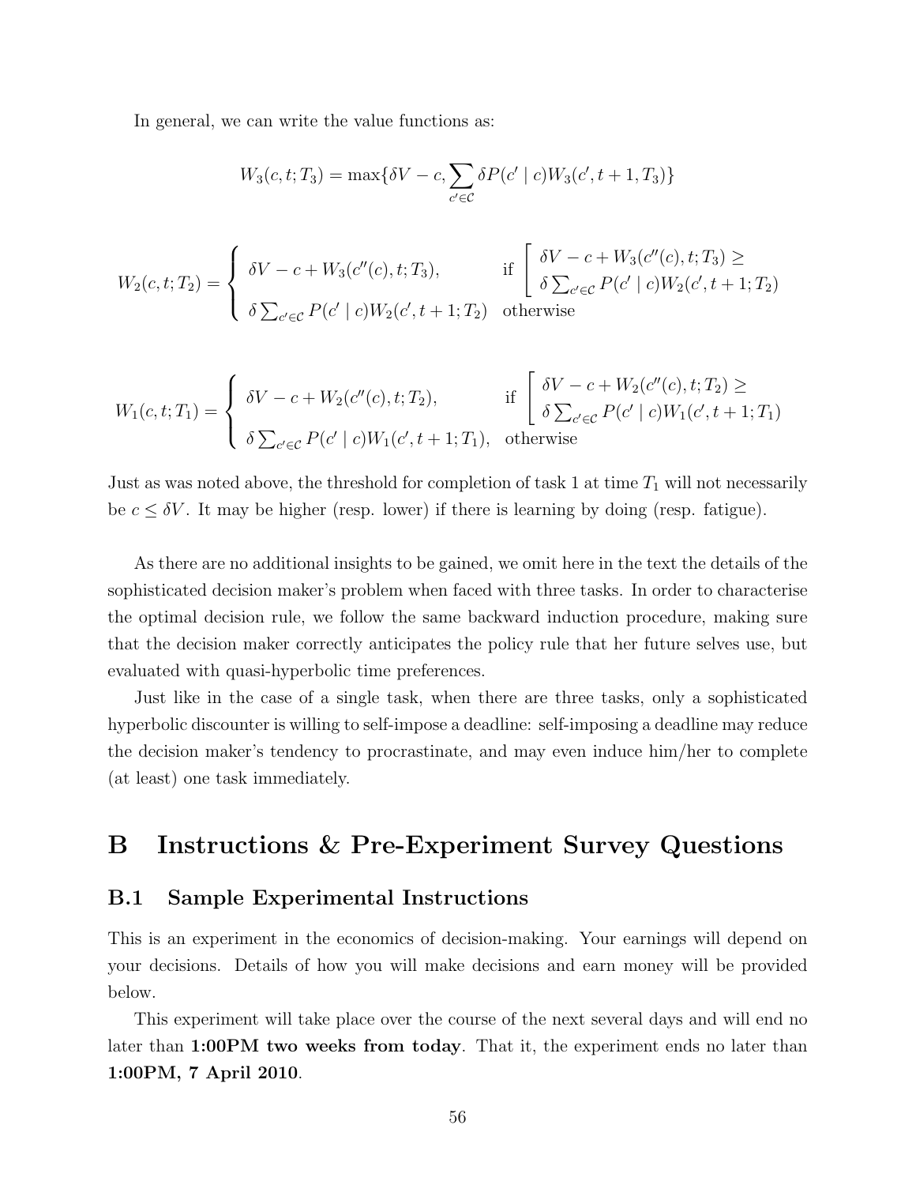In general, we can write the value functions as:

$$W_3(c, t; T_3) = \max\{\delta V - c, \sum_{c' \in \mathcal{C}} \delta P(c' \mid c) W_3(c', t+1, T_3)\}$$

$$W_2(c, t; T_2) = \begin{cases} \delta V - c + W_3(c''(c), t; T_3), & \text{if } \left[ \begin{array}{l} \delta V - c + W_3(c''(c), t; T_3) \geq \\ \delta \sum_{c' \in \mathcal{C}} P(c' \mid c) W_2(c', t+1; T_2) \end{array} \right. \\ \delta \sum_{c' \in \mathcal{C}} P(c' \mid c) W_2(c', t+1; T_2) & \text{otherwise} \end{cases}$$

$$W_1(c, t; T_1) = \begin{cases} \delta V - c + W_2(c''(c), t; T_2), & \text{if } \left[ \begin{array}{l} \delta V - c + W_2(c''(c), t; T_2) \geq \\ \delta \sum_{c' \in \mathcal{C}} P(c' \mid c) W_1(c', t+1; T_1) \end{array} \right. \\ \delta \sum_{c' \in \mathcal{C}} P(c' \mid c) W_1(c', t+1; T_1), & \text{otherwise} \end{cases}$$

Just as was noted above, the threshold for completion of task 1 at time $T_1$ will not necessarily be $c \leq \delta V$. It may be higher (resp. lower) if there is learning by doing (resp. fatigue).

As there are no additional insights to be gained, we omit here in the text the details of the sophisticated decision maker's problem when faced with three tasks. In order to characterise the optimal decision rule, we follow the same backward induction procedure, making sure that the decision maker correctly anticipates the policy rule that her future selves use, but evaluated with quasi-hyperbolic time preferences.

Just like in the case of a single task, when there are three tasks, only a sophisticated hyperbolic discounter is willing to self-impose a deadline: self-imposing a deadline may reduce the decision maker's tendency to procrastinate, and may even induce him/her to complete (at least) one task immediately.

# B Instructions & Pre-Experiment Survey Questions

## B.1 Sample Experimental Instructions

This is an experiment in the economics of decision-making. Your earnings will depend on your decisions. Details of how you will make decisions and earn money will be provided below.

This experiment will take place over the course of the next several days and will end no later than **1:00PM two weeks from today**. That it, the experiment ends no later than **1:00PM, 7 April 2010**.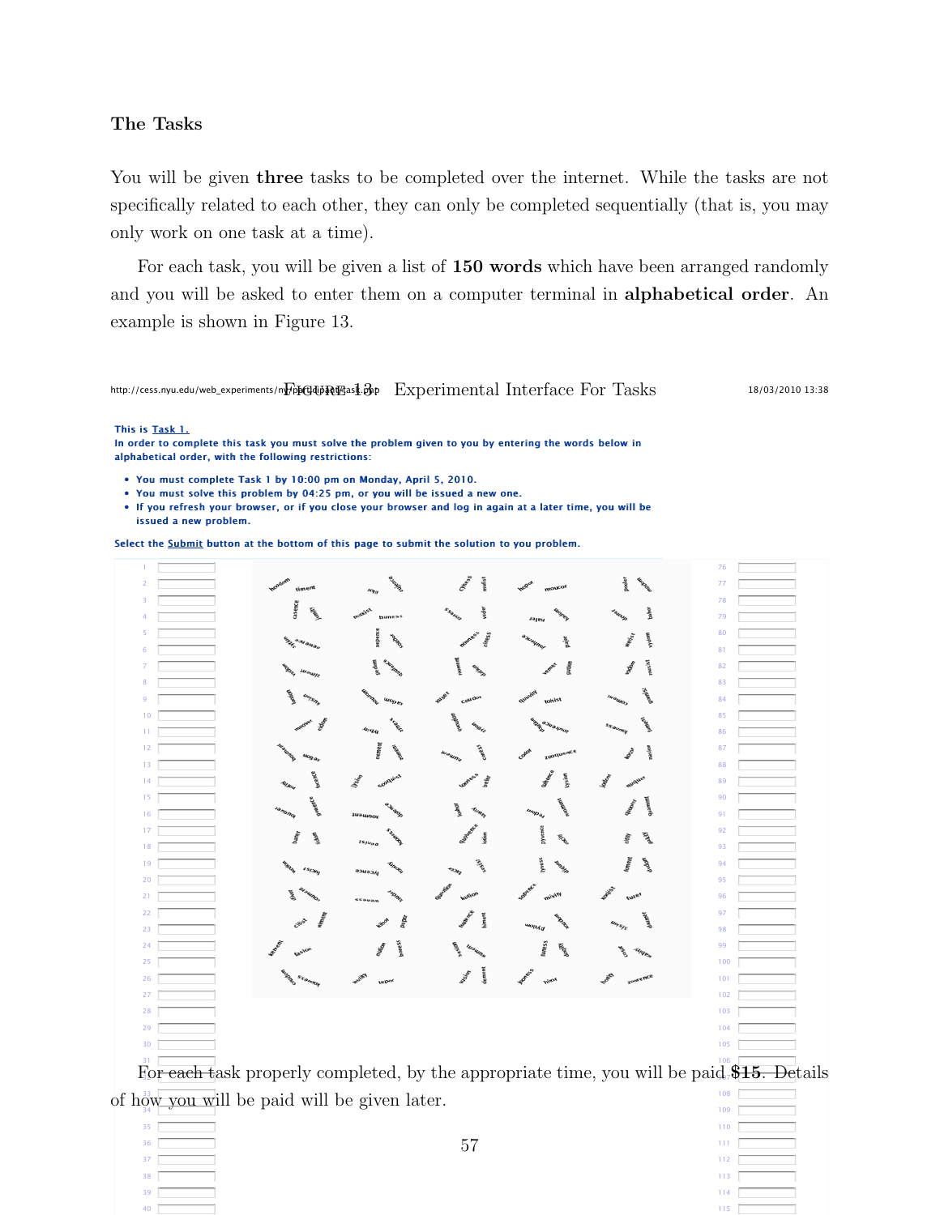**The Tasks**

You will be given **three** tasks to be completed over the internet. While the tasks are not specifically related to each other, they can only be completed sequentially (that is, you may only work on one task at a time).

For each task, you will be given a list of **150 words** which have been arranged randomly and you will be asked to enter them on a computer terminal in **alphabetical order**. An example is shown in Figure 13.

Figure 13: Experimental Interface For Tasks

For each task properly completed, by the appropriate time, you will be paid **$15**. Details of how you will be paid will be given later.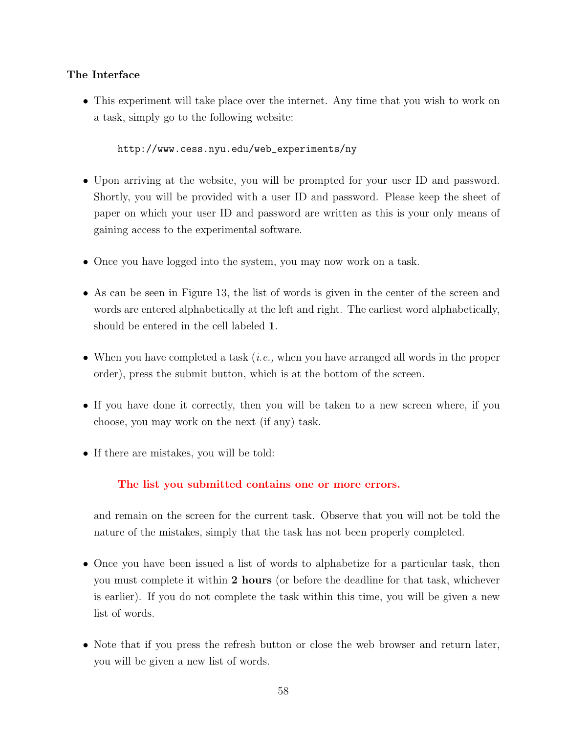**The Interface**

- This experiment will take place over the internet. Any time that you wish to work on a task, simply go to the following website:

  `http://www.cess.nyu.edu/web_experiments/ny`

- Upon arriving at the website, you will be prompted for your user ID and password. Shortly, you will be provided with a user ID and password. Please keep the sheet of paper on which your user ID and password are written as this is your only means of gaining access to the experimental software.

- Once you have logged into the system, you may now work on a task.

- As can be seen in Figure 13, the list of words is given in the center of the screen and words are entered alphabetically at the left and right. The earliest word alphabetically, should be entered in the cell labeled **1**.

- When you have completed a task (*i.e.,* when you have arranged all words in the proper order), press the submit button, which is at the bottom of the screen.

- If you have done it correctly, then you will be taken to a new screen where, if you choose, you may work on the next (if any) task.

- If there are mistakes, you will be told:

  **The list you submitted contains one or more errors.**

  and remain on the screen for the current task. Observe that you will not be told the nature of the mistakes, simply that the task has not been properly completed.

- Once you have been issued a list of words to alphabetize for a particular task, then you must complete it within **2 hours** (or before the deadline for that task, whichever is earlier). If you do not complete the task within this time, you will be given a new list of words.

- Note that if you press the refresh button or close the web browser and return later, you will be given a new list of words.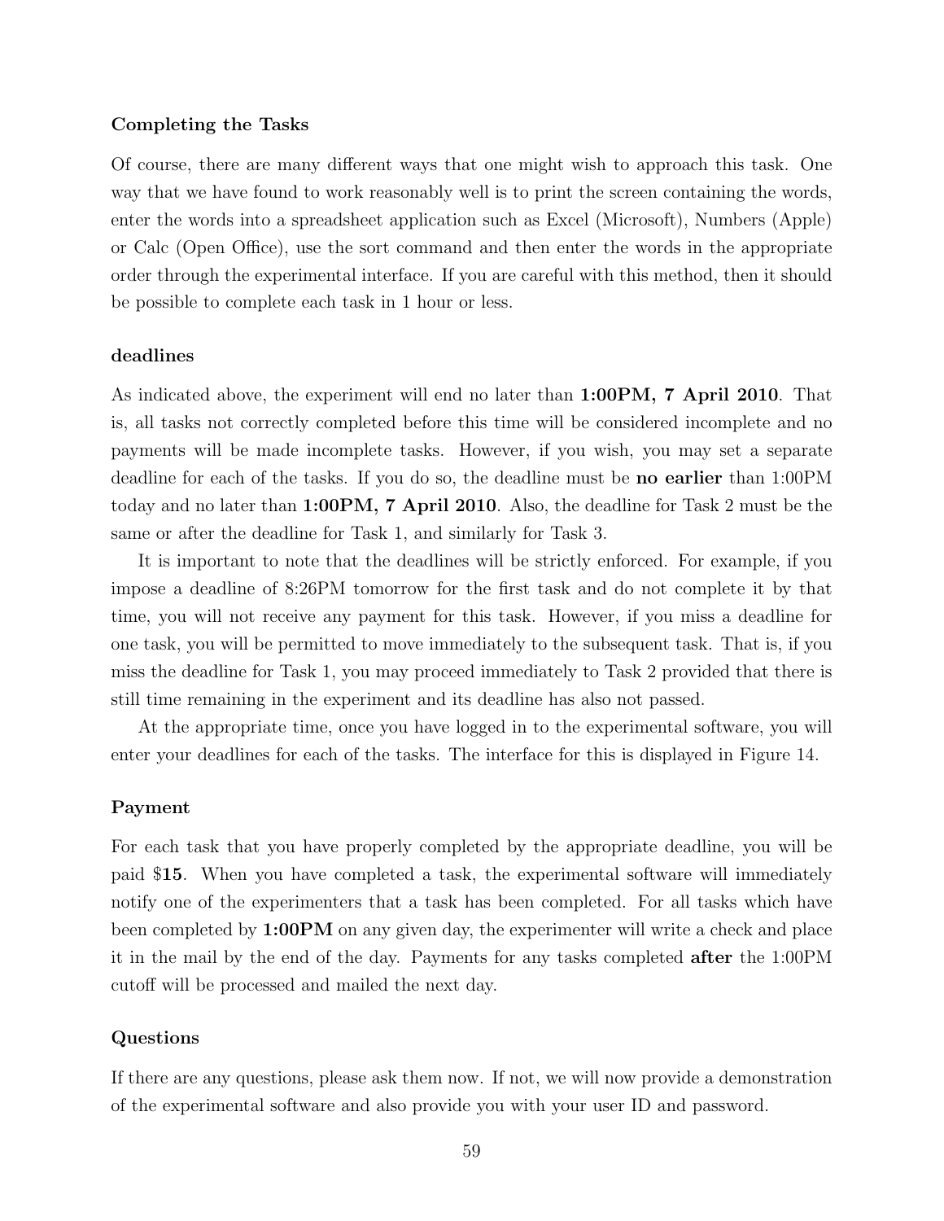**Completing the Tasks**

Of course, there are many different ways that one might wish to approach this task. One way that we have found to work reasonably well is to print the screen containing the words, enter the words into a spreadsheet application such as Excel (Microsoft), Numbers (Apple) or Calc (Open Office), use the sort command and then enter the words in the appropriate order through the experimental interface. If you are careful with this method, then it should be possible to complete each task in 1 hour or less.

**deadlines**

As indicated above, the experiment will end no later than **1:00PM, 7 April 2010**. That is, all tasks not correctly completed before this time will be considered incomplete and no payments will be made incomplete tasks. However, if you wish, you may set a separate deadline for each of the tasks. If you do so, the deadline must be **no earlier** than 1:00PM today and no later than **1:00PM, 7 April 2010**. Also, the deadline for Task 2 must be the same or after the deadline for Task 1, and similarly for Task 3.

It is important to note that the deadlines will be strictly enforced. For example, if you impose a deadline of 8:26PM tomorrow for the first task and do not complete it by that time, you will not receive any payment for this task. However, if you miss a deadline for one task, you will be permitted to move immediately to the subsequent task. That is, if you miss the deadline for Task 1, you may proceed immediately to Task 2 provided that there is still time remaining in the experiment and its deadline has also not passed.

At the appropriate time, once you have logged in to the experimental software, you will enter your deadlines for each of the tasks. The interface for this is displayed in Figure 14.

**Payment**

For each task that you have properly completed by the appropriate deadline, you will be paid $**15**. When you have completed a task, the experimental software will immediately notify one of the experimenters that a task has been completed. For all tasks which have been completed by **1:00PM** on any given day, the experimenter will write a check and place it in the mail by the end of the day. Payments for any tasks completed **after** the 1:00PM cutoff will be processed and mailed the next day.

**Questions**

If there are any questions, please ask them now. If not, we will now provide a demonstration of the experimental software and also provide you with your user ID and password.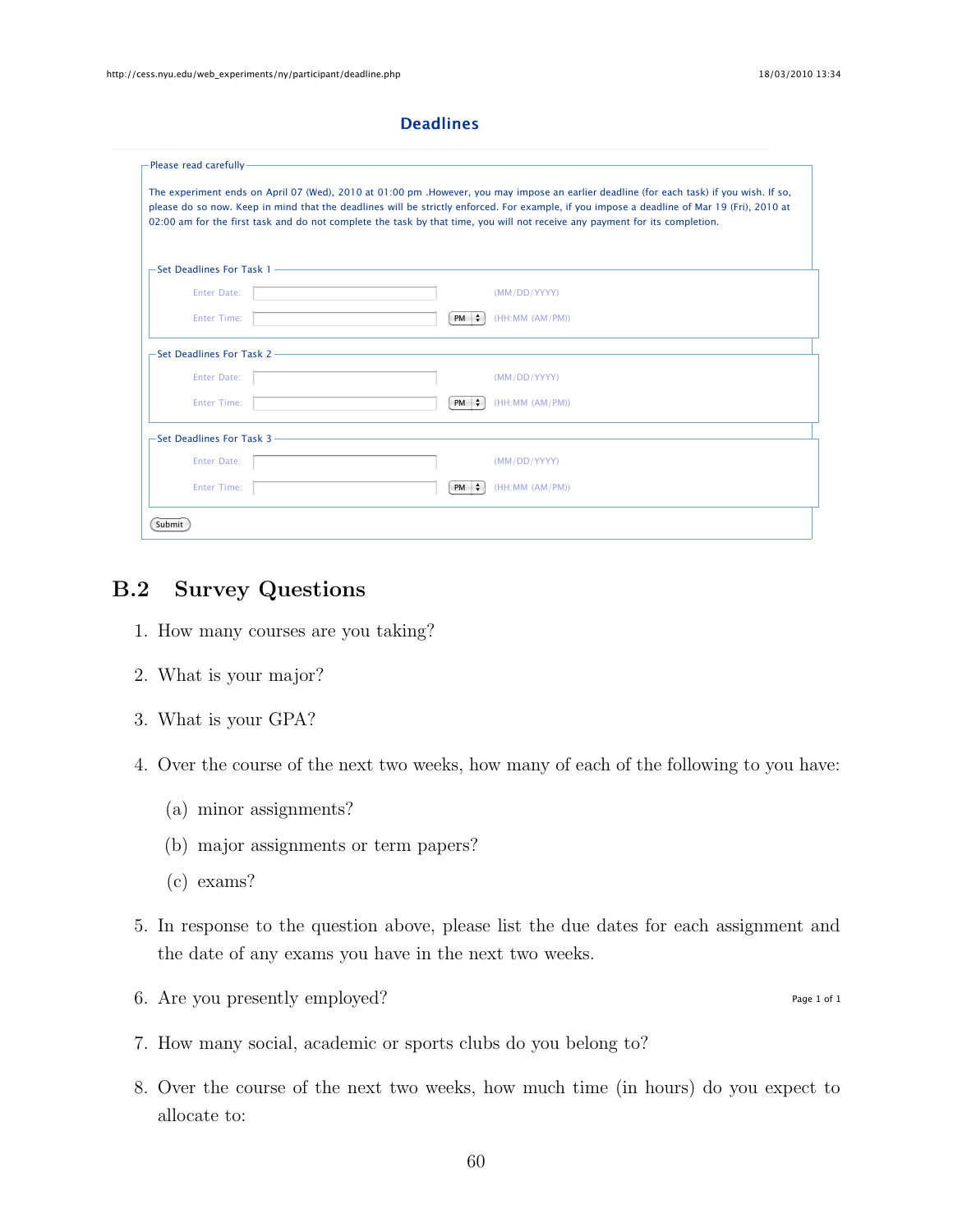## Deadlines

**Please read carefully**

The experiment ends on April 07 (Wed), 2010 at 01:00 pm .However, you may impose an earlier deadline (for each task) if you wish. If so, please do so now. Keep in mind that the deadlines will be strictly enforced. For example, if you impose a deadline of Mar 19 (Fri), 2010 at 02:00 am for the first task and do not complete the task by that time, you will not receive any payment for its completion.

**Set Deadlines For Task 1**

Enter Date: (MM/DD/YYYY)

Enter Time: PM (HH:MM (AM/PM))

**Set Deadlines For Task 2**

Enter Date: (MM/DD/YYYY)

Enter Time: PM (HH:MM (AM/PM))

**Set Deadlines For Task 3**

Enter Date: (MM/DD/YYYY)

Enter Time: PM (HH:MM (AM/PM))

Submit

## B.2 Survey Questions

1. How many courses are you taking?
2. What is your major?
3. What is your GPA?
4. Over the course of the next two weeks, how many of each of the following to you have:
   (a) minor assignments?
   (b) major assignments or term papers?
   (c) exams?
5. In response to the question above, please list the due dates for each assignment and the date of any exams you have in the next two weeks.
6. Are you presently employed?
7. How many social, academic or sports clubs do you belong to?
8. Over the course of the next two weeks, how much time (in hours) do you expect to allocate to: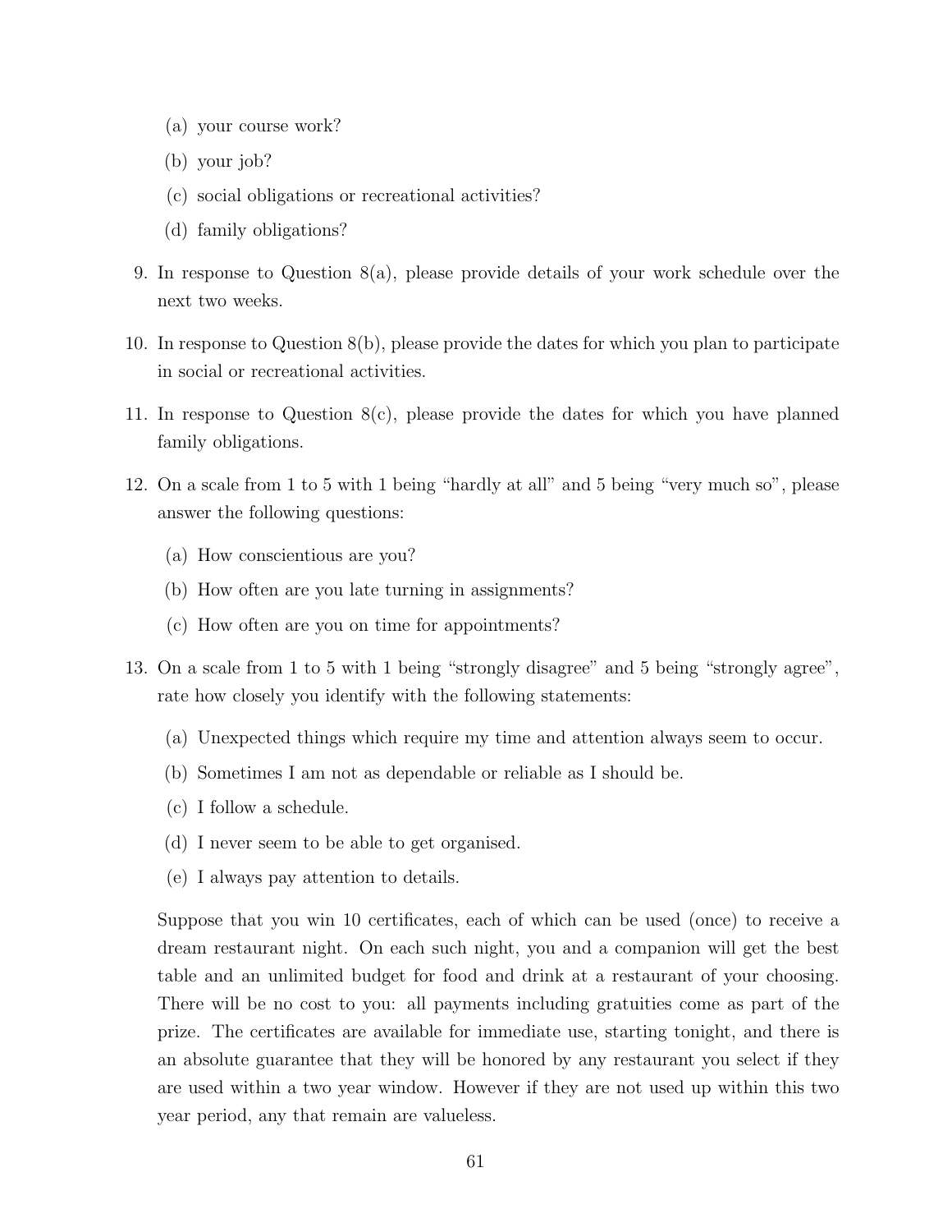(a) your course work?

   (b) your job?

   (c) social obligations or recreational activities?

   (d) family obligations?

9. In response to Question 8(a), please provide details of your work schedule over the next two weeks.

10. In response to Question 8(b), please provide the dates for which you plan to participate in social or recreational activities.

11. In response to Question 8(c), please provide the dates for which you have planned family obligations.

12. On a scale from 1 to 5 with 1 being "hardly at all" and 5 being "very much so", please answer the following questions:

    (a) How conscientious are you?

    (b) How often are you late turning in assignments?

    (c) How often are you on time for appointments?

13. On a scale from 1 to 5 with 1 being "strongly disagree" and 5 being "strongly agree", rate how closely you identify with the following statements:

    (a) Unexpected things which require my time and attention always seem to occur.

    (b) Sometimes I am not as dependable or reliable as I should be.

    (c) I follow a schedule.

    (d) I never seem to be able to get organised.

    (e) I always pay attention to details.

    Suppose that you win 10 certificates, each of which can be used (once) to receive a dream restaurant night. On each such night, you and a companion will get the best table and an unlimited budget for food and drink at a restaurant of your choosing. There will be no cost to you: all payments including gratuities come as part of the prize. The certificates are available for immediate use, starting tonight, and there is an absolute guarantee that they will be honored by any restaurant you select if they are used within a two year window. However if they are not used up within this two year period, any that remain are valueless.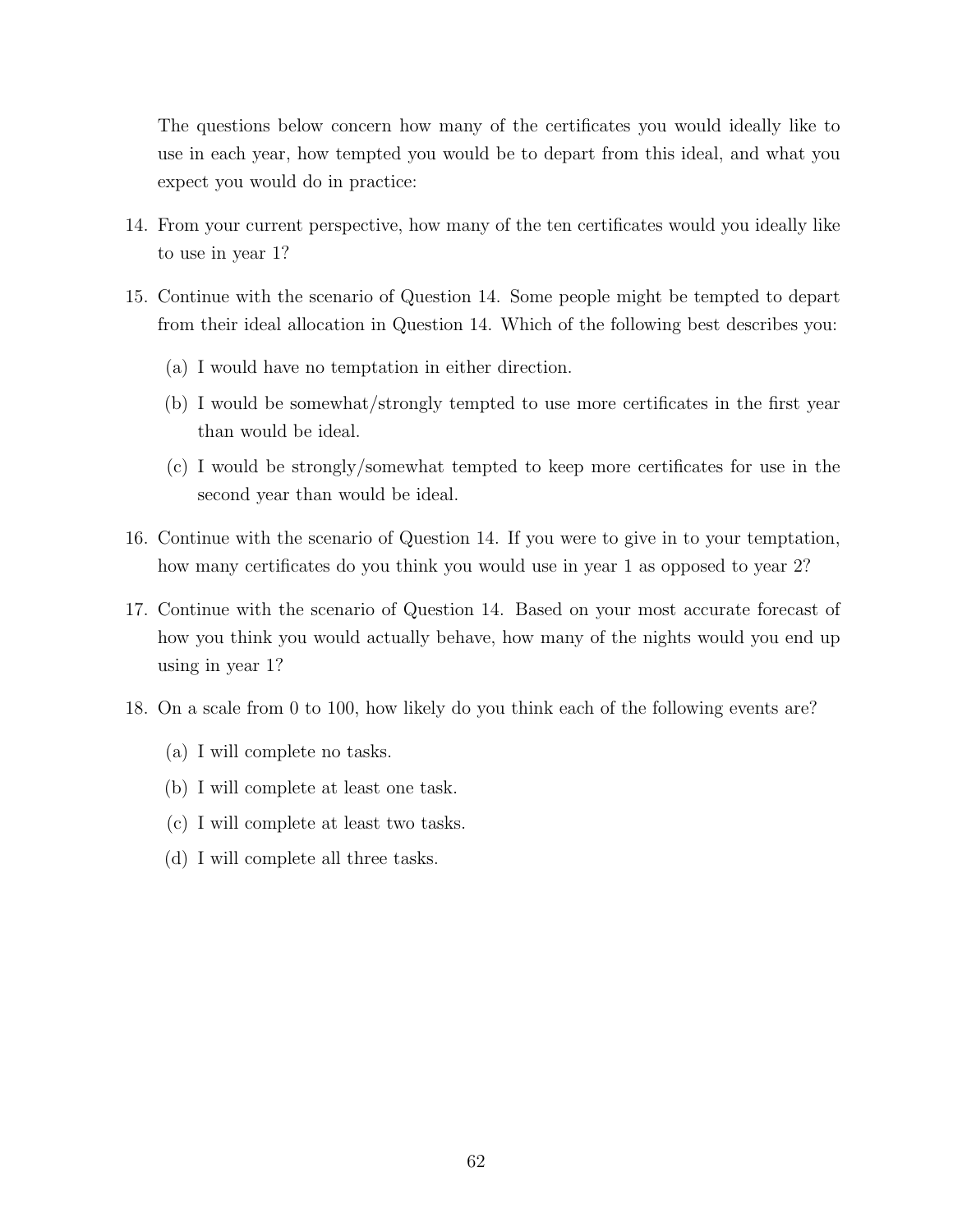The questions below concern how many of the certificates you would ideally like to use in each year, how tempted you would be to depart from this ideal, and what you expect you would do in practice:

14. From your current perspective, how many of the ten certificates would you ideally like to use in year 1?

15. Continue with the scenario of Question 14. Some people might be tempted to depart from their ideal allocation in Question 14. Which of the following best describes you:

    (a) I would have no temptation in either direction.

    (b) I would be somewhat/strongly tempted to use more certificates in the first year than would be ideal.

    (c) I would be strongly/somewhat tempted to keep more certificates for use in the second year than would be ideal.

16. Continue with the scenario of Question 14. If you were to give in to your temptation, how many certificates do you think you would use in year 1 as opposed to year 2?

17. Continue with the scenario of Question 14. Based on your most accurate forecast of how you think you would actually behave, how many of the nights would you end up using in year 1?

18. On a scale from 0 to 100, how likely do you think each of the following events are?

    (a) I will complete no tasks.

    (b) I will complete at least one task.

    (c) I will complete at least two tasks.

    (d) I will complete all three tasks.